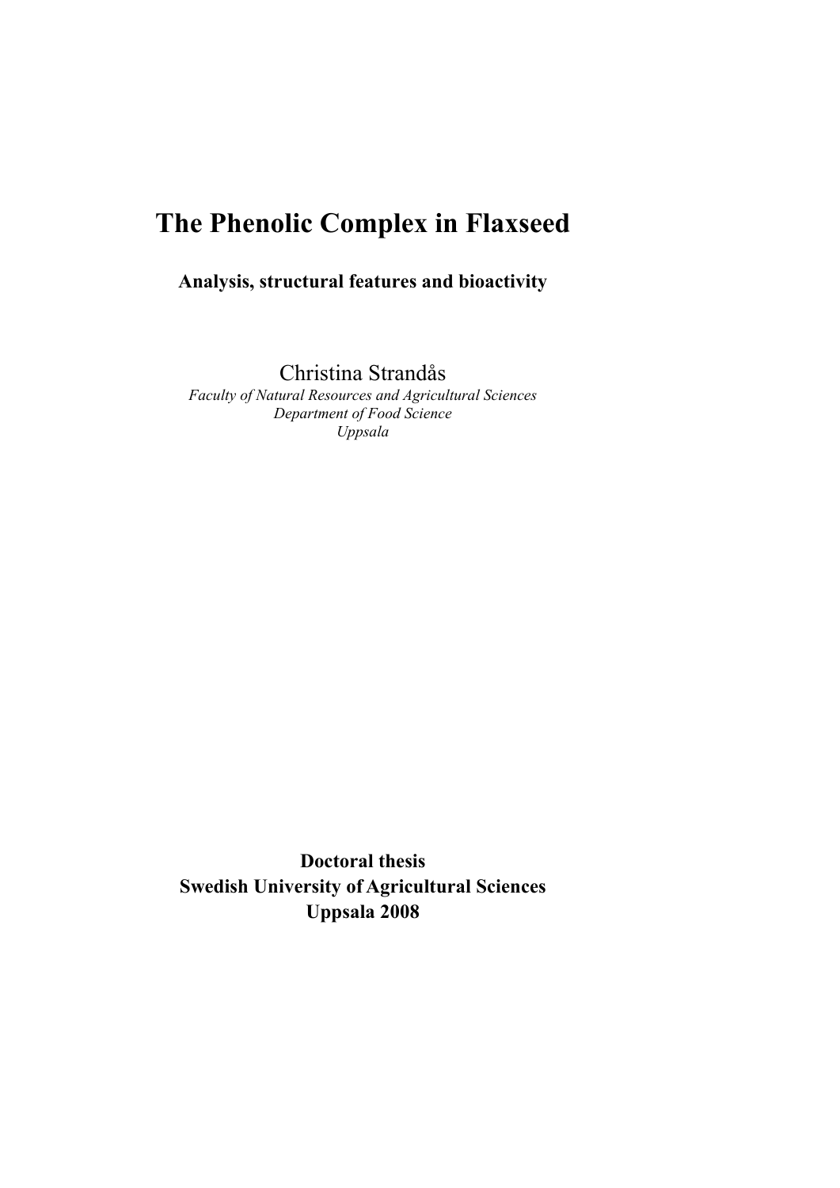# The Phenolic Complex in Flaxseed

**Analysis, structural features and bioactivity**

Christina Strandås

*Faculty of Natural Resources and Agricultural Sciences*
*Department of Food Science*
*Uppsala*

**Doctoral thesis**
**Swedish University of Agricultural Sciences**
**Uppsala 2008**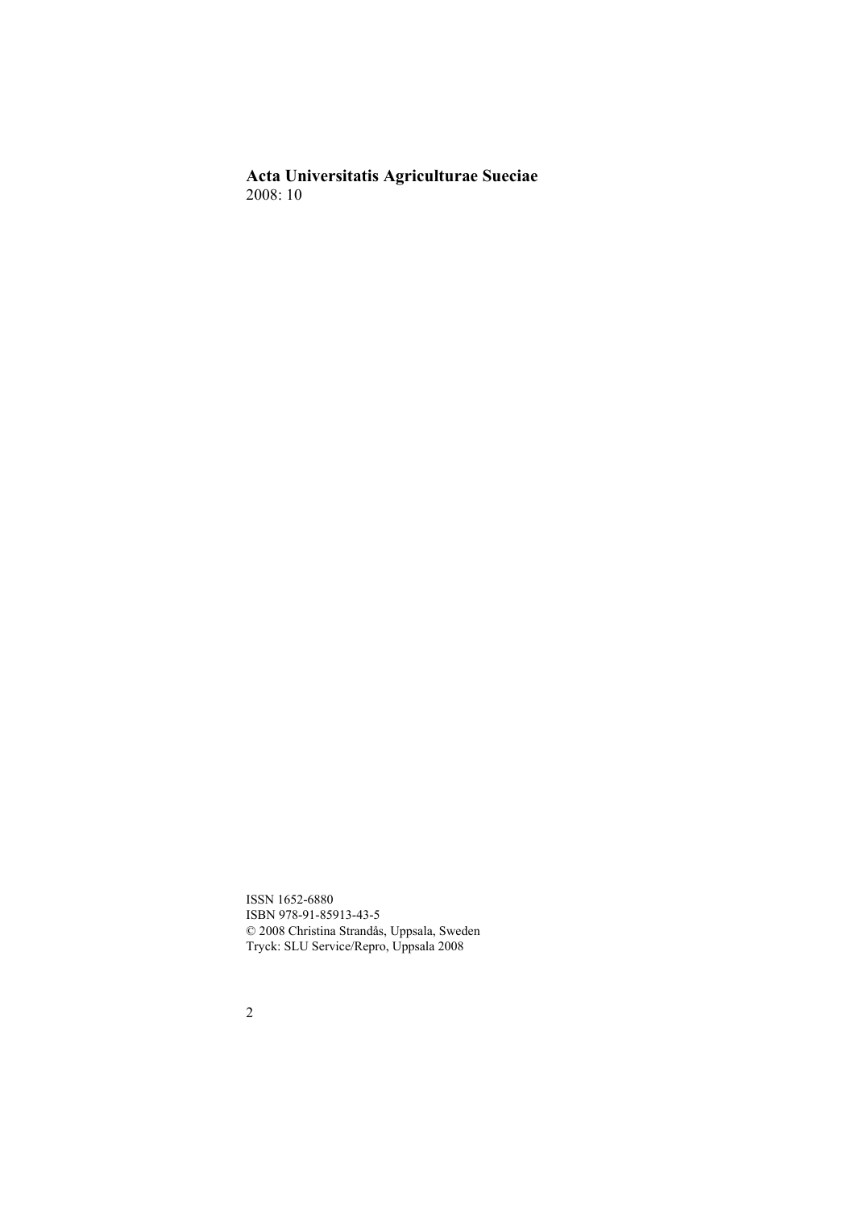**Acta Universitatis Agriculturae Sueciae**
2008: 10

ISSN 1652-6880
ISBN 978-91-85913-43-5
© 2008 Christina Strandås, Uppsala, Sweden
Tryck: SLU Service/Repro, Uppsala 2008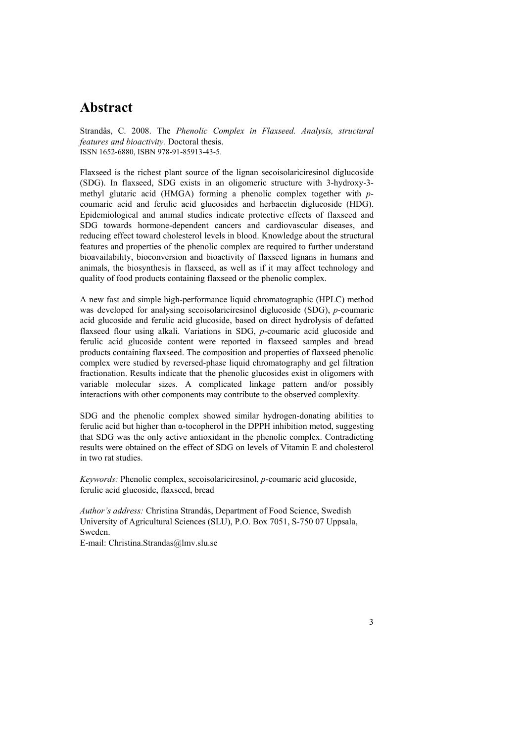# Abstract

Strandås, C. 2008. The *Phenolic Complex in Flaxseed. Analysis, structural features and bioactivity.* Doctoral thesis.
ISSN 1652-6880, ISBN 978-91-85913-43-5.

Flaxseed is the richest plant source of the lignan secoisolariciresinol diglucoside (SDG). In flaxseed, SDG exists in an oligomeric structure with 3-hydroxy-3-methyl glutaric acid (HMGA) forming a phenolic complex together with *p*-coumaric acid and ferulic acid glucosides and herbacetin diglucoside (HDG). Epidemiological and animal studies indicate protective effects of flaxseed and SDG towards hormone-dependent cancers and cardiovascular diseases, and reducing effect toward cholesterol levels in blood. Knowledge about the structural features and properties of the phenolic complex are required to further understand bioavailability, bioconversion and bioactivity of flaxseed lignans in humans and animals, the biosynthesis in flaxseed, as well as if it may affect technology and quality of food products containing flaxseed or the phenolic complex.

A new fast and simple high-performance liquid chromatographic (HPLC) method was developed for analysing secoisolariciresinol diglucoside (SDG), *p*-coumaric acid glucoside and ferulic acid glucoside, based on direct hydrolysis of defatted flaxseed flour using alkali. Variations in SDG, *p*-coumaric acid glucoside and ferulic acid glucoside content were reported in flaxseed samples and bread products containing flaxseed. The composition and properties of flaxseed phenolic complex were studied by reversed-phase liquid chromatography and gel filtration fractionation. Results indicate that the phenolic glucosides exist in oligomers with variable molecular sizes. A complicated linkage pattern and/or possibly interactions with other components may contribute to the observed complexity.

SDG and the phenolic complex showed similar hydrogen-donating abilities to ferulic acid but higher than α-tocopherol in the DPPH inhibition metod, suggesting that SDG was the only active antioxidant in the phenolic complex. Contradicting results were obtained on the effect of SDG on levels of Vitamin E and cholesterol in two rat studies.

*Keywords:* Phenolic complex, secoisolariciresinol, *p*-coumaric acid glucoside, ferulic acid glucoside, flaxseed, bread

*Author's address:* Christina Strandås, Department of Food Science, Swedish University of Agricultural Sciences (SLU), P.O. Box 7051, S-750 07 Uppsala, Sweden.
E-mail: Christina.Strandas@lmv.slu.se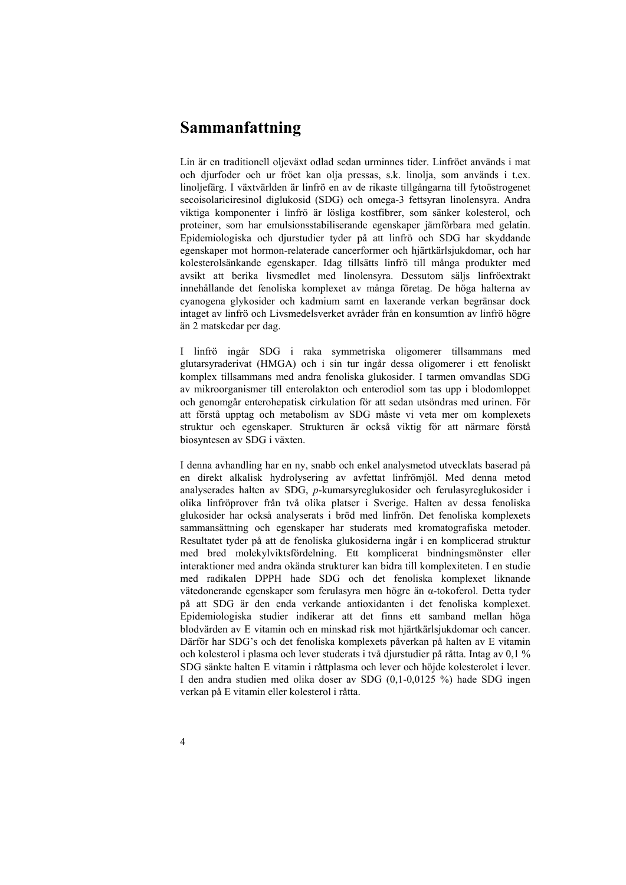# Sammanfattning

Lin är en traditionell oljeväxt odlad sedan urminnes tider. Linfröet används i mat och djurfoder och ur fröet kan olja pressas, s.k. linolja, som används i t.ex. linoljefärg. I växtvärlden är linfrö en av de rikaste tillgångarna till fytoöstrogenet secoisolariciresinol diglukosid (SDG) och omega-3 fettsyran linolensyra. Andra viktiga komponenter i linfrö är lösliga kostfibrer, som sänker kolesterol, och proteiner, som har emulsionsstabiliserande egenskaper jämförbara med gelatin. Epidemiologiska och djurstudier tyder på att linfrö och SDG har skyddande egenskaper mot hormon-relaterade cancerformer och hjärtkärlsjukdomar, och har kolesterolsänkande egenskaper. Idag tillsätts linfrö till många produkter med avsikt att berika livsmedlet med linolensyra. Dessutom säljs linfröextrakt innehållande det fenoliska komplexet av många företag. De höga halterna av cyanogena glykosider och kadmium samt en laxerande verkan begränsar dock intaget av linfrö och Livsmedelsverket avråder från en konsumtion av linfrö högre än 2 matskedar per dag.

I linfrö ingår SDG i raka symmetriska oligomerer tillsammans med glutarsyraderivat (HMGA) och i sin tur ingår dessa oligomerer i ett fenoliskt komplex tillsammans med andra fenoliska glukosider. I tarmen omvandlas SDG av mikroorganismer till enterolakton och enterodiol som tas upp i blodomloppet och genomgår enterohepatisk cirkulation för att sedan utsöndras med urinen. För att förstå upptag och metabolism av SDG måste vi veta mer om komplexets struktur och egenskaper. Strukturen är också viktig för att närmare förstå biosyntesen av SDG i växten.

I denna avhandling har en ny, snabb och enkel analysmetod utvecklats baserad på en direkt alkalisk hydrolysering av avfettat linfrömjöl. Med denna metod analyserades halten av SDG, *p*-kumarsyreglukosider och ferulasyreglukosider i olika linfröprover från två olika platser i Sverige. Halten av dessa fenoliska glukosider har också analyserats i bröd med linfrön. Det fenoliska komplexets sammansättning och egenskaper har studerats med kromatografiska metoder. Resultatet tyder på att de fenoliska glukosiderna ingår i en komplicerad struktur med bred molekylviktsfördelning. Ett komplicerat bindningsmönster eller interaktioner med andra okända strukturer kan bidra till komplexiteten. I en studie med radikalen DPPH hade SDG och det fenoliska komplexet liknande vätedonerande egenskaper som ferulasyra men högre än α-tokoferol. Detta tyder på att SDG är den enda verkande antioxidanten i det fenoliska komplexet. Epidemiologiska studier indikerar att det finns ett samband mellan höga blodvärden av E vitamin och en minskad risk mot hjärtkärlsjukdomar och cancer. Därför har SDG's och det fenoliska komplexets påverkan på halten av E vitamin och kolesterol i plasma och lever studerats i två djurstudier på råtta. Intag av 0,1 % SDG sänkte halten E vitamin i råttplasma och lever och höjde kolesterolet i lever. I den andra studien med olika doser av SDG (0,1-0,0125 %) hade SDG ingen verkan på E vitamin eller kolesterol i råtta.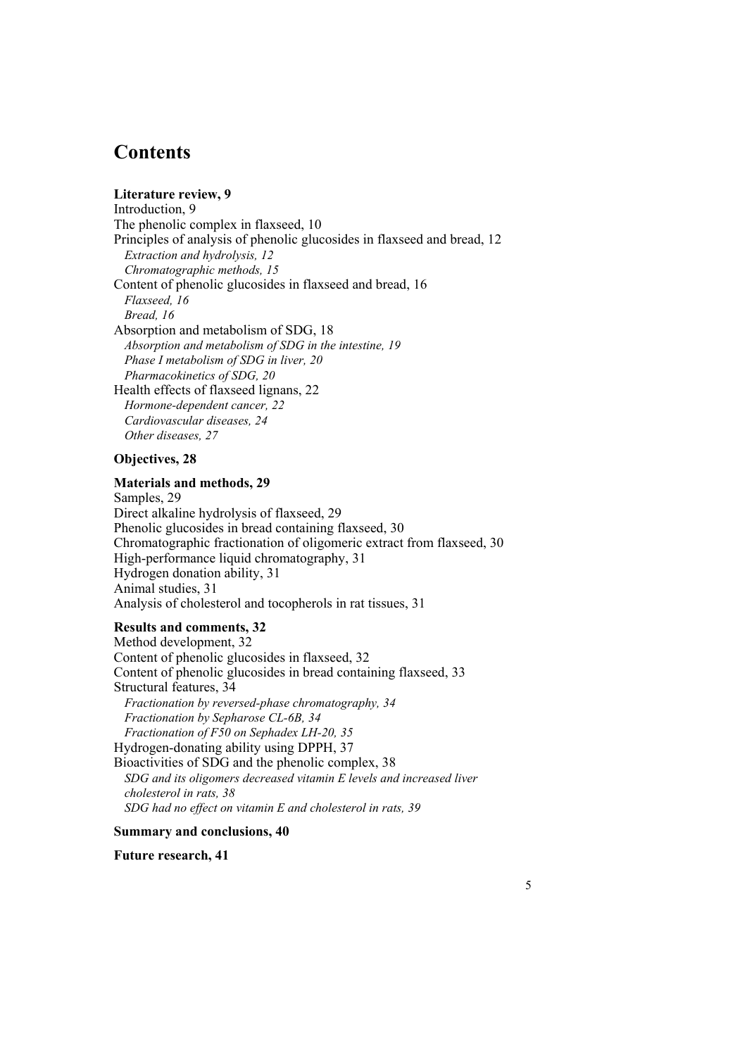# Contents

**Literature review, 9**

Introduction, 9

The phenolic complex in flaxseed, 10

Principles of analysis of phenolic glucosides in flaxseed and bread, 12

*Extraction and hydrolysis, 12*

*Chromatographic methods, 15*

Content of phenolic glucosides in flaxseed and bread, 16

*Flaxseed, 16*

*Bread, 16*

Absorption and metabolism of SDG, 18

*Absorption and metabolism of SDG in the intestine, 19*

*Phase I metabolism of SDG in liver, 20*

*Pharmacokinetics of SDG, 20*

Health effects of flaxseed lignans, 22

*Hormone-dependent cancer, 22*

*Cardiovascular diseases, 24*

*Other diseases, 27*

**Objectives, 28**

**Materials and methods, 29**

Samples, 29

Direct alkaline hydrolysis of flaxseed, 29

Phenolic glucosides in bread containing flaxseed, 30

Chromatographic fractionation of oligomeric extract from flaxseed, 30

High-performance liquid chromatography, 31

Hydrogen donation ability, 31

Animal studies, 31

Analysis of cholesterol and tocopherols in rat tissues, 31

**Results and comments, 32**

Method development, 32

Content of phenolic glucosides in flaxseed, 32

Content of phenolic glucosides in bread containing flaxseed, 33

Structural features, 34

*Fractionation by reversed-phase chromatography, 34*

*Fractionation by Sepharose CL-6B, 34*

*Fractionation of F50 on Sephadex LH-20, 35*

Hydrogen-donating ability using DPPH, 37

Bioactivities of SDG and the phenolic complex, 38

*SDG and its oligomers decreased vitamin E levels and increased liver cholesterol in rats, 38*

*SDG had no effect on vitamin E and cholesterol in rats, 39*

**Summary and conclusions, 40**

**Future research, 41**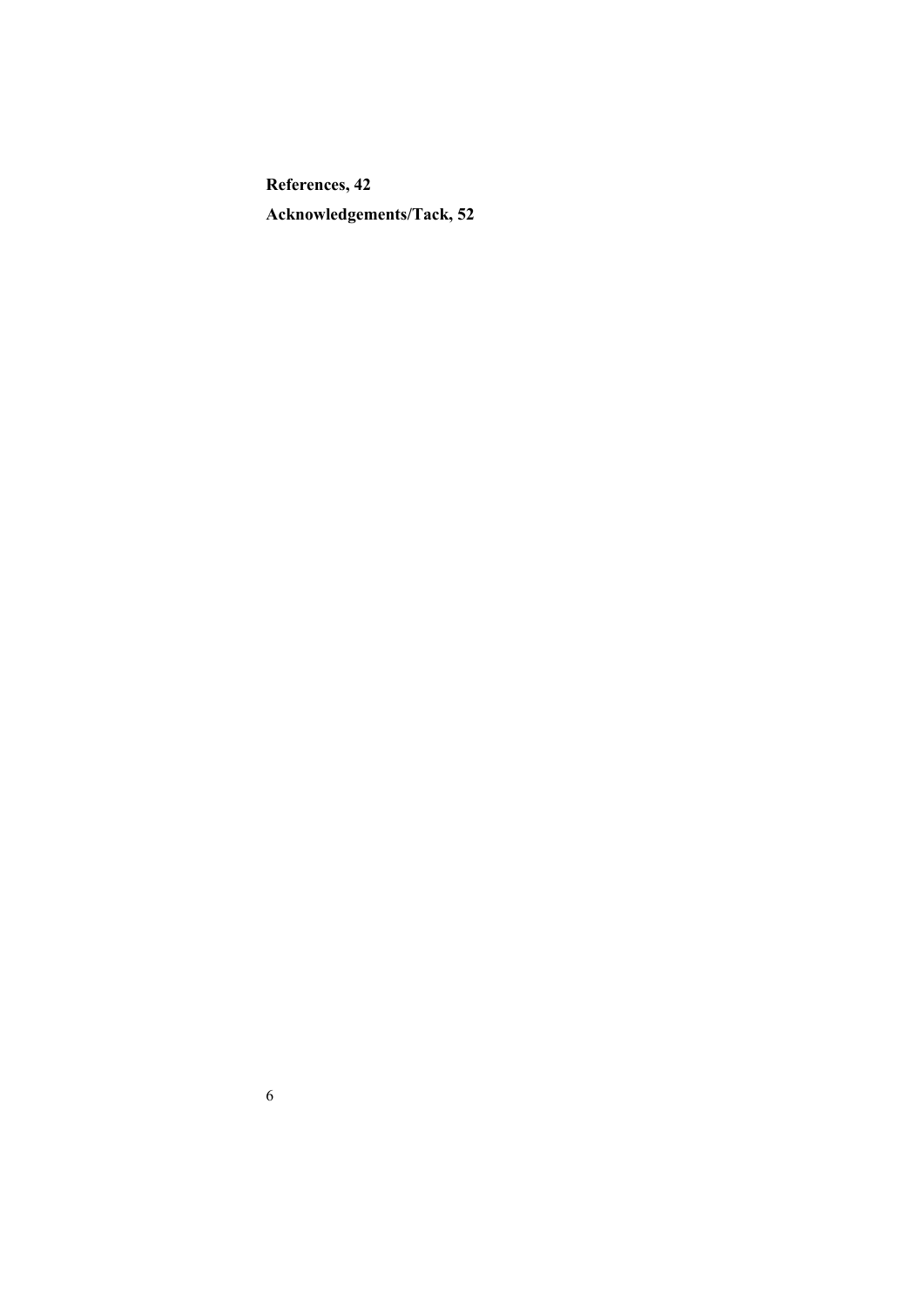**References, 42**

**Acknowledgements/Tack, 52**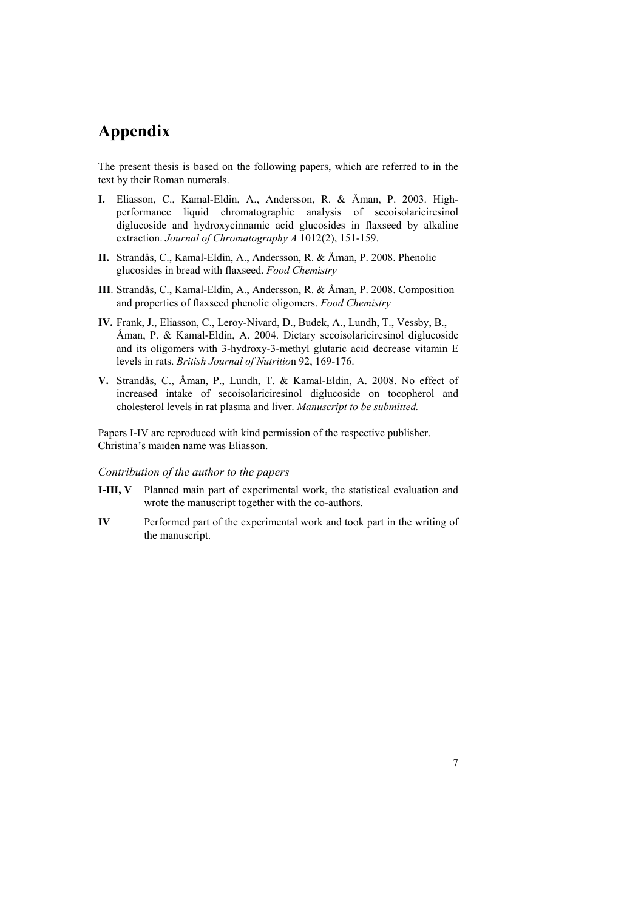# Appendix

The present thesis is based on the following papers, which are referred to in the text by their Roman numerals.

**I.** Eliasson, C., Kamal-Eldin, A., Andersson, R. & Åman, P. 2003. High-performance liquid chromatographic analysis of secoisolariciresinol diglucoside and hydroxycinnamic acid glucosides in flaxseed by alkaline extraction. *Journal of Chromatography A* 1012(2), 151-159.

**II.** Strandås, C., Kamal-Eldin, A., Andersson, R. & Åman, P. 2008. Phenolic glucosides in bread with flaxseed. *Food Chemistry*

**III**. Strandås, C., Kamal-Eldin, A., Andersson, R. & Åman, P. 2008. Composition and properties of flaxseed phenolic oligomers. *Food Chemistry*

**IV.** Frank, J., Eliasson, C., Leroy-Nivard, D., Budek, A., Lundh, T., Vessby, B., Åman, P. & Kamal-Eldin, A. 2004. Dietary secoisolariciresinol diglucoside and its oligomers with 3-hydroxy-3-methyl glutaric acid decrease vitamin E levels in rats. *British Journal of Nutritio*n 92, 169-176.

**V.** Strandås, C., Åman, P., Lundh, T. & Kamal-Eldin, A. 2008. No effect of increased intake of secoisolariciresinol diglucoside on tocopherol and cholesterol levels in rat plasma and liver. *Manuscript to be submitted.*

Papers I-IV are reproduced with kind permission of the respective publisher. Christina's maiden name was Eliasson.

### *Contribution of the author to the papers*

**I-III, V** Planned main part of experimental work, the statistical evaluation and wrote the manuscript together with the co-authors.

**IV** Performed part of the experimental work and took part in the writing of the manuscript.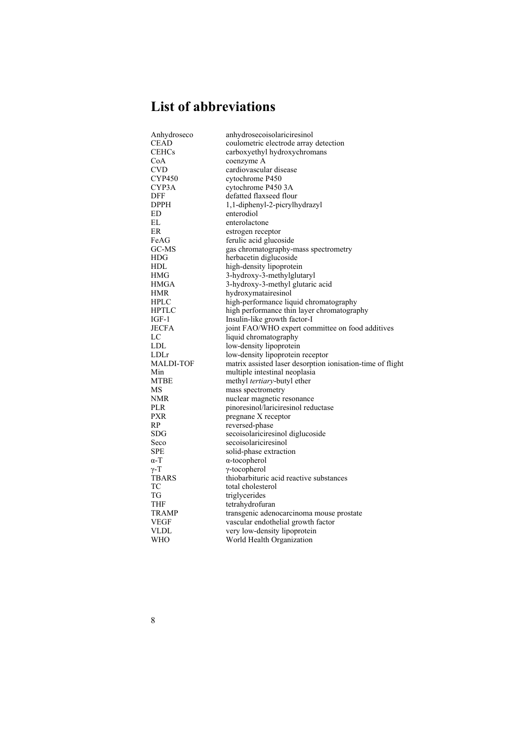# List of abbreviations

| | |
|---|---|
| Anhydroseco | anhydrosecoisolariciresinol |
| CEAD | coulometric electrode array detection |
| CEHCs | carboxyethyl hydroxychromans |
| CoA | coenzyme A |
| CVD | cardiovascular disease |
| CYP450 | cytochrome P450 |
| CYP3A | cytochrome P450 3A |
| DFF | defatted flaxseed flour |
| DPPH | 1,1-diphenyl-2-picrylhydrazyl |
| ED | enterodiol |
| EL | enterolactone |
| ER | estrogen receptor |
| FeAG | ferulic acid glucoside |
| GC-MS | gas chromatography-mass spectrometry |
| HDG | herbacetin diglucoside |
| HDL | high-density lipoprotein |
| HMG | 3-hydroxy-3-methylglutaryl |
| HMGA | 3-hydroxy-3-methyl glutaric acid |
| HMR | hydroxymatairesinol |
| HPLC | high-performance liquid chromatography |
| HPTLC | high performance thin layer chromatography |
| IGF-1 | Insulin-like growth factor-I |
| JECFA | joint FAO/WHO expert committee on food additives |
| LC | liquid chromatography |
| LDL | low-density lipoprotein |
| LDLr | low-density lipoprotein receptor |
| MALDI-TOF | matrix assisted laser desorption ionisation-time of flight |
| Min | multiple intestinal neoplasia |
| MTBE | methyl *tertiary*-butyl ether |
| MS | mass spectrometry |
| NMR | nuclear magnetic resonance |
| PLR | pinoresinol/lariciresinol reductase |
| PXR | pregnane X receptor |
| RP | reversed-phase |
| SDG | secoisolariciresinol diglucoside |
| Seco | secoisolariciresinol |
| SPE | solid-phase extraction |
| α-T | α-tocopherol |
| γ-T | γ-tocopherol |
| TBARS | thiobarbituric acid reactive substances |
| TC | total cholesterol |
| TG | triglycerides |
| THF | tetrahydrofuran |
| TRAMP | transgenic adenocarcinoma mouse prostate |
| VEGF | vascular endothelial growth factor |
| VLDL | very low-density lipoprotein |
| WHO | World Health Organization |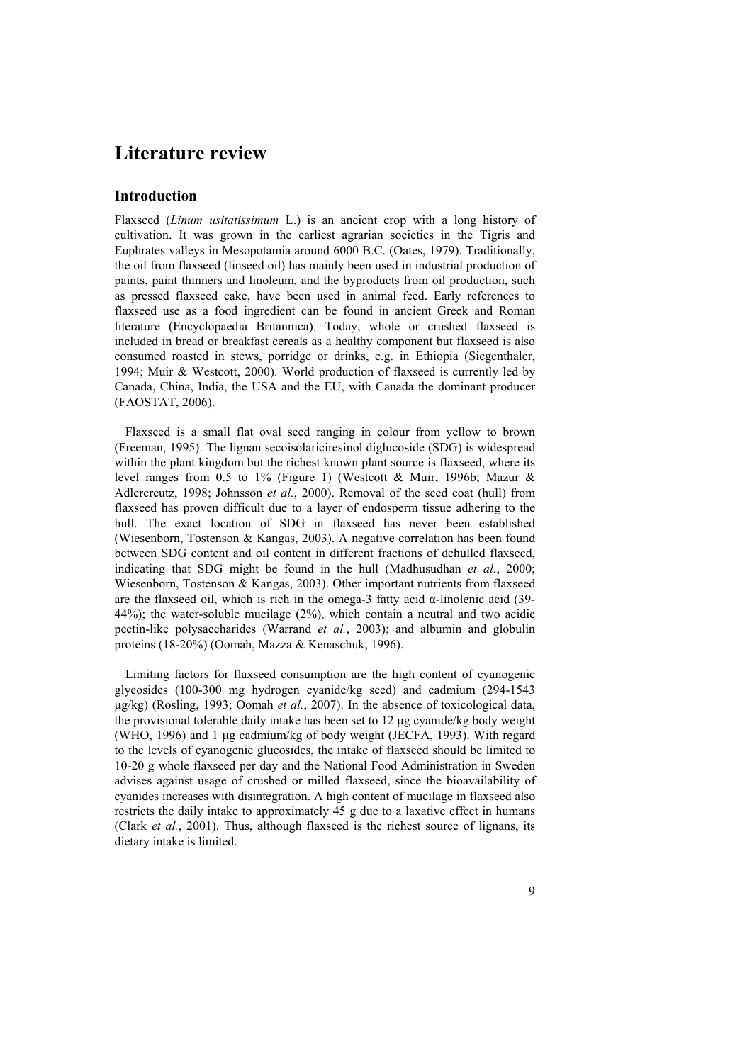# Literature review

## Introduction

Flaxseed (*Linum usitatissimum* L.) is an ancient crop with a long history of cultivation. It was grown in the earliest agrarian societies in the Tigris and Euphrates valleys in Mesopotamia around 6000 B.C. (Oates, 1979). Traditionally, the oil from flaxseed (linseed oil) has mainly been used in industrial production of paints, paint thinners and linoleum, and the byproducts from oil production, such as pressed flaxseed cake, have been used in animal feed. Early references to flaxseed use as a food ingredient can be found in ancient Greek and Roman literature (Encyclopaedia Britannica). Today, whole or crushed flaxseed is included in bread or breakfast cereals as a healthy component but flaxseed is also consumed roasted in stews, porridge or drinks, e.g. in Ethiopia (Siegenthaler, 1994; Muir & Westcott, 2000). World production of flaxseed is currently led by Canada, China, India, the USA and the EU, with Canada the dominant producer (FAOSTAT, 2006).

Flaxseed is a small flat oval seed ranging in colour from yellow to brown (Freeman, 1995). The lignan secoisolariciresinol diglucoside (SDG) is widespread within the plant kingdom but the richest known plant source is flaxseed, where its level ranges from 0.5 to 1% (Figure 1) (Westcott & Muir, 1996b; Mazur & Adlercreutz, 1998; Johnsson *et al.*, 2000). Removal of the seed coat (hull) from flaxseed has proven difficult due to a layer of endosperm tissue adhering to the hull. The exact location of SDG in flaxseed has never been established (Wiesenborn, Tostenson & Kangas, 2003). A negative correlation has been found between SDG content and oil content in different fractions of dehulled flaxseed, indicating that SDG might be found in the hull (Madhusudhan *et al.*, 2000; Wiesenborn, Tostenson & Kangas, 2003). Other important nutrients from flaxseed are the flaxseed oil, which is rich in the omega-3 fatty acid α-linolenic acid (39-44%); the water-soluble mucilage (2%), which contain a neutral and two acidic pectin-like polysaccharides (Warrand *et al.*, 2003); and albumin and globulin proteins (18-20%) (Oomah, Mazza & Kenaschuk, 1996).

Limiting factors for flaxseed consumption are the high content of cyanogenic glycosides (100-300 mg hydrogen cyanide/kg seed) and cadmium (294-1543 μg/kg) (Rosling, 1993; Oomah *et al.*, 2007). In the absence of toxicological data, the provisional tolerable daily intake has been set to 12 μg cyanide/kg body weight (WHO, 1996) and 1 μg cadmium/kg of body weight (JECFA, 1993). With regard to the levels of cyanogenic glucosides, the intake of flaxseed should be limited to 10-20 g whole flaxseed per day and the National Food Administration in Sweden advises against usage of crushed or milled flaxseed, since the bioavailability of cyanides increases with disintegration. A high content of mucilage in flaxseed also restricts the daily intake to approximately 45 g due to a laxative effect in humans (Clark *et al.*, 2001). Thus, although flaxseed is the richest source of lignans, its dietary intake is limited.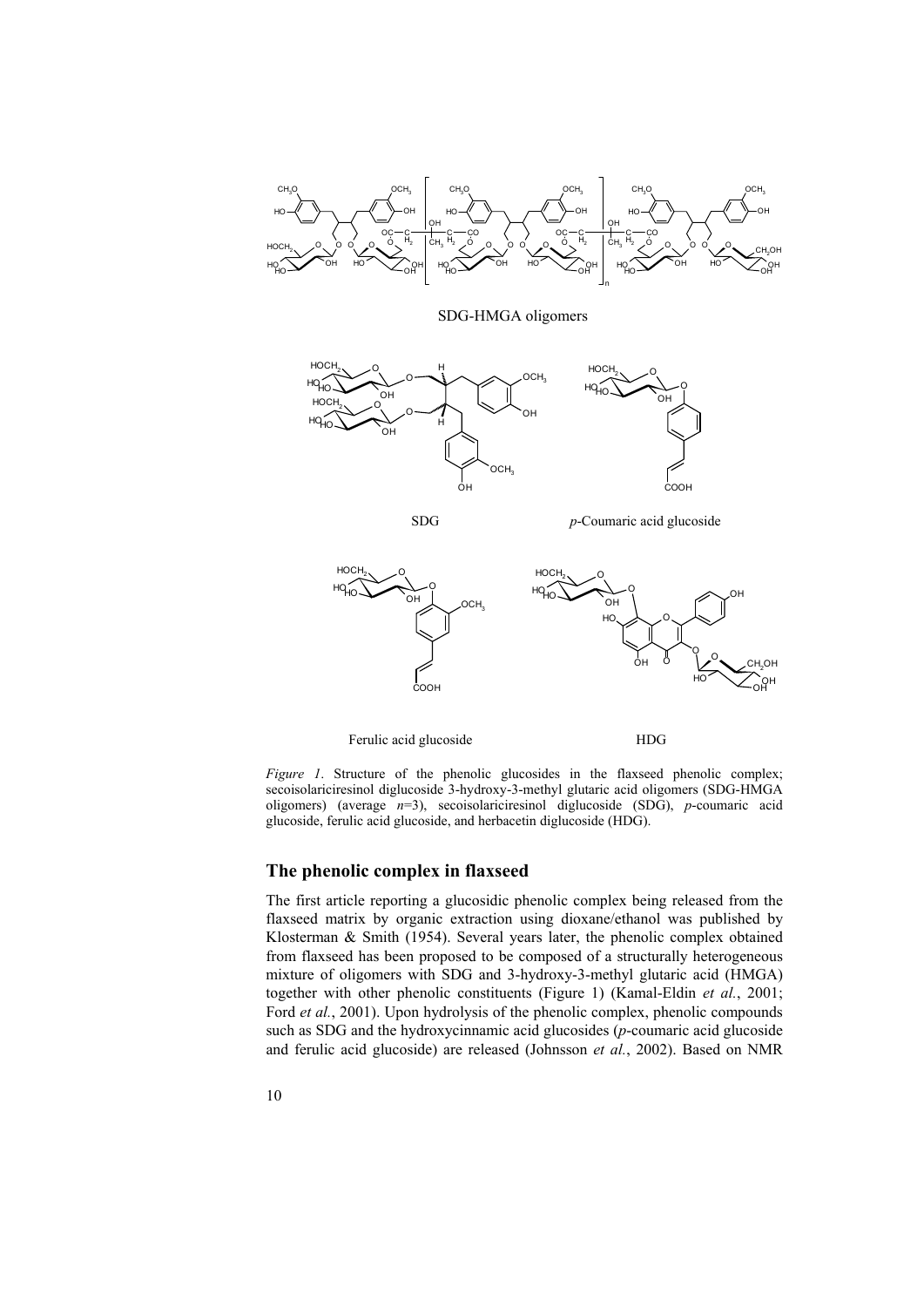SDG-HMGA oligomers

SDG

*p*-Coumaric acid glucoside

Ferulic acid glucoside

HDG

*Figure 1*. Structure of the phenolic glucosides in the flaxseed phenolic complex; secoisolariciresinol diglucoside 3-hydroxy-3-methyl glutaric acid oligomers (SDG-HMGA oligomers) (average *n*=3), secoisolariciresinol diglucoside (SDG), *p*-coumaric acid glucoside, ferulic acid glucoside, and herbacetin diglucoside (HDG).

## The phenolic complex in flaxseed

The first article reporting a glucosidic phenolic complex being released from the flaxseed matrix by organic extraction using dioxane/ethanol was published by Klosterman & Smith (1954). Several years later, the phenolic complex obtained from flaxseed has been proposed to be composed of a structurally heterogeneous mixture of oligomers with SDG and 3-hydroxy-3-methyl glutaric acid (HMGA) together with other phenolic constituents (Figure 1) (Kamal-Eldin *et al.*, 2001; Ford *et al.*, 2001). Upon hydrolysis of the phenolic complex, phenolic compounds such as SDG and the hydroxycinnamic acid glucosides (*p*-coumaric acid glucoside and ferulic acid glucoside) are released (Johnsson *et al.*, 2002). Based on NMR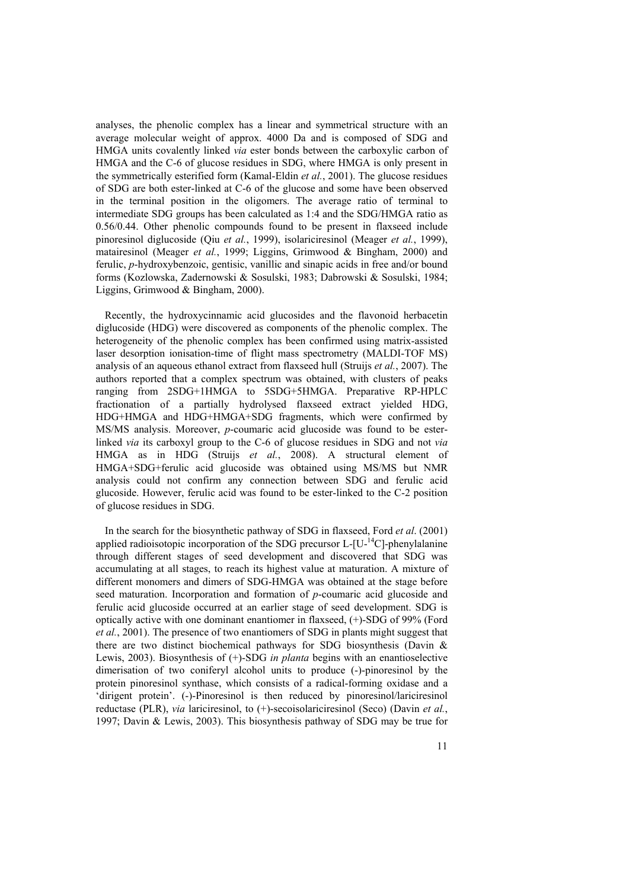analyses, the phenolic complex has a linear and symmetrical structure with an average molecular weight of approx. 4000 Da and is composed of SDG and HMGA units covalently linked *via* ester bonds between the carboxylic carbon of HMGA and the C-6 of glucose residues in SDG, where HMGA is only present in the symmetrically esterified form (Kamal-Eldin *et al.*, 2001). The glucose residues of SDG are both ester-linked at C-6 of the glucose and some have been observed in the terminal position in the oligomers. The average ratio of terminal to intermediate SDG groups has been calculated as 1:4 and the SDG/HMGA ratio as 0.56/0.44. Other phenolic compounds found to be present in flaxseed include pinoresinol diglucoside (Qiu *et al.*, 1999), isolariciresinol (Meager *et al.*, 1999), matairesinol (Meager *et al.*, 1999; Liggins, Grimwood & Bingham, 2000) and ferulic, *p*-hydroxybenzoic, gentisic, vanillic and sinapic acids in free and/or bound forms (Kozlowska, Zadernowski & Sosulski, 1983; Dabrowski & Sosulski, 1984; Liggins, Grimwood & Bingham, 2000).

Recently, the hydroxycinnamic acid glucosides and the flavonoid herbacetin diglucoside (HDG) were discovered as components of the phenolic complex. The heterogeneity of the phenolic complex has been confirmed using matrix-assisted laser desorption ionisation-time of flight mass spectrometry (MALDI-TOF MS) analysis of an aqueous ethanol extract from flaxseed hull (Struijs *et al.*, 2007). The authors reported that a complex spectrum was obtained, with clusters of peaks ranging from 2SDG+1HMGA to 5SDG+5HMGA. Preparative RP-HPLC fractionation of a partially hydrolysed flaxseed extract yielded HDG, HDG+HMGA and HDG+HMGA+SDG fragments, which were confirmed by MS/MS analysis. Moreover, *p*-coumaric acid glucoside was found to be ester-linked *via* its carboxyl group to the C-6 of glucose residues in SDG and not *via* HMGA as in HDG (Struijs *et al.*, 2008). A structural element of HMGA+SDG+ferulic acid glucoside was obtained using MS/MS but NMR analysis could not confirm any connection between SDG and ferulic acid glucoside. However, ferulic acid was found to be ester-linked to the C-2 position of glucose residues in SDG.

In the search for the biosynthetic pathway of SDG in flaxseed, Ford *et al*. (2001) applied radioisotopic incorporation of the SDG precursor L-[U-$^{14}$C]-phenylalanine through different stages of seed development and discovered that SDG was accumulating at all stages, to reach its highest value at maturation. A mixture of different monomers and dimers of SDG-HMGA was obtained at the stage before seed maturation. Incorporation and formation of *p*-coumaric acid glucoside and ferulic acid glucoside occurred at an earlier stage of seed development. SDG is optically active with one dominant enantiomer in flaxseed, (+)-SDG of 99% (Ford *et al.*, 2001). The presence of two enantiomers of SDG in plants might suggest that there are two distinct biochemical pathways for SDG biosynthesis (Davin & Lewis, 2003). Biosynthesis of (+)-SDG *in planta* begins with an enantioselective dimerisation of two coniferyl alcohol units to produce (-)-pinoresinol by the protein pinoresinol synthase, which consists of a radical-forming oxidase and a 'dirigent protein'. (-)-Pinoresinol is then reduced by pinoresinol/lariciresinol reductase (PLR), *via* lariciresinol, to (+)-secoisolariciresinol (Seco) (Davin *et al.*, 1997; Davin & Lewis, 2003). This biosynthesis pathway of SDG may be true for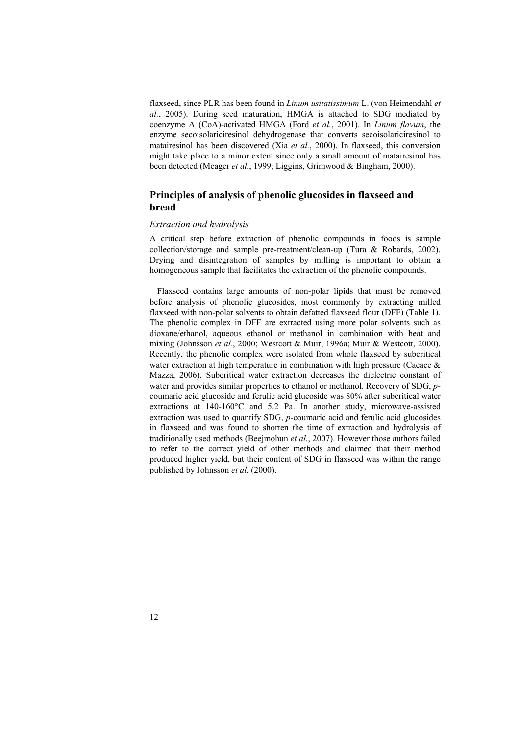flaxseed, since PLR has been found in *Linum usitatissimum* L. (von Heimendahl *et al.*, 2005). During seed maturation, HMGA is attached to SDG mediated by coenzyme A (CoA)-activated HMGA (Ford *et al.*, 2001). In *Linum flavum*, the enzyme secoisolariciresinol dehydrogenase that converts secoisolariciresinol to matairesinol has been discovered (Xia *et al.*, 2000). In flaxseed, this conversion might take place to a minor extent since only a small amount of matairesinol has been detected (Meager *et al.*, 1999; Liggins, Grimwood & Bingham, 2000).

## Principles of analysis of phenolic glucosides in flaxseed and bread

### *Extraction and hydrolysis*

A critical step before extraction of phenolic compounds in foods is sample collection/storage and sample pre-treatment/clean-up (Tura & Robards, 2002). Drying and disintegration of samples by milling is important to obtain a homogeneous sample that facilitates the extraction of the phenolic compounds.

Flaxseed contains large amounts of non-polar lipids that must be removed before analysis of phenolic glucosides, most commonly by extracting milled flaxseed with non-polar solvents to obtain defatted flaxseed flour (DFF) (Table 1). The phenolic complex in DFF are extracted using more polar solvents such as dioxane/ethanol, aqueous ethanol or methanol in combination with heat and mixing (Johnsson *et al.*, 2000; Westcott & Muir, 1996a; Muir & Westcott, 2000). Recently, the phenolic complex were isolated from whole flaxseed by subcritical water extraction at high temperature in combination with high pressure (Cacace & Mazza, 2006). Subcritical water extraction decreases the dielectric constant of water and provides similar properties to ethanol or methanol. Recovery of SDG, *p*-coumaric acid glucoside and ferulic acid glucoside was 80% after subcritical water extractions at 140-160°C and 5.2 Pa. In another study, microwave-assisted extraction was used to quantify SDG, *p*-coumaric acid and ferulic acid glucosides in flaxseed and was found to shorten the time of extraction and hydrolysis of traditionally used methods (Beejmohun *et al.*, 2007). However those authors failed to refer to the correct yield of other methods and claimed that their method produced higher yield, but their content of SDG in flaxseed was within the range published by Johnsson *et al.* (2000).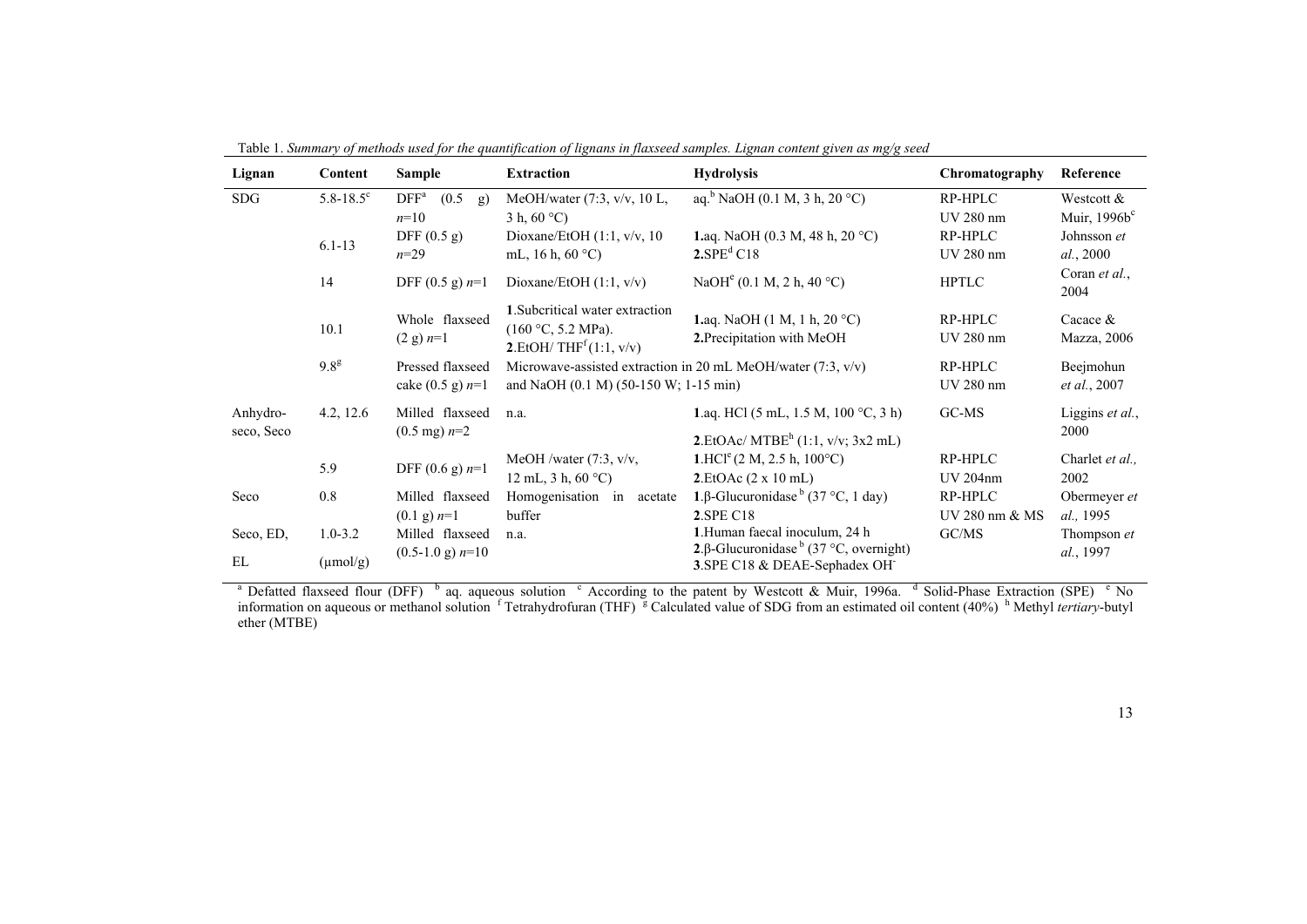Table 1. *Summary of methods used for the quantification of lignans in flaxseed samples. Lignan content given as mg/g seed*

| Lignan | Content | Sample | Extraction | Hydrolysis | Chromatography | Reference |
|---|---|---|---|---|---|---|
| SDG | 5.8-18.5[c] | DFF[a] (0.5 g) *n*=10 | MeOH/water (7:3, v/v, 10 L, 3 h, 60 °C) | aq.[b] NaOH (0.1 M, 3 h, 20 °C) | RP-HPLC UV 280 nm | Westcott & Muir, 1996b[c] |
| | 6.1-13 | DFF (0.5 g) *n*=29 | Dioxane/EtOH (1:1, v/v, 10 mL, 16 h, 60 °C) | **1.**aq. NaOH (0.3 M, 48 h, 20 °C) **2.**SPE[d] C18 | RP-HPLC UV 280 nm | Johnsson *et al.*, 2000 |
| | 14 | DFF (0.5 g) *n*=1 | Dioxane/EtOH (1:1, v/v) | NaOH[e] (0.1 M, 2 h, 40 °C) | HPTLC | Coran *et al.*, 2004 |
| | 10.1 | Whole flaxseed (2 g) *n*=1 | **1**.Subcritical water extraction (160 °C, 5.2 MPa). **2**.EtOH/ THF[f] (1:1, v/v) | **1.**aq. NaOH (1 M, 1 h, 20 °C) **2.**Precipitation with MeOH | RP-HPLC UV 280 nm | Cacace & Mazza, 2006 |
| | 9.8[g] | Pressed flaxseed cake (0.5 g) *n*=1 | Microwave-assisted extraction in 20 mL MeOH/water (7:3, v/v) and NaOH (0.1 M) (50-150 W; 1-15 min) | | RP-HPLC UV 280 nm | Beejmohun *et al.*, 2007 |
| Anhydro-seco, Seco | 4.2, 12.6 | Milled flaxseed (0.5 mg) *n*=2 | n.a. | **1**.aq. HCl (5 mL, 1.5 M, 100 °C, 3 h) **2**.EtOAc/ MTBE[h] (1:1, v/v; 3x2 mL) | GC-MS | Liggins *et al.*, 2000 |
| | 5.9 | DFF (0.6 g) *n*=1 | MeOH /water (7:3, v/v, 12 mL, 3 h, 60 °C) | **1**.HCl[e] (2 M, 2.5 h, 100°C) **2**.EtOAc (2 x 10 mL) | RP-HPLC UV 204nm | Charlet *et al.*, 2002 |
| Seco | 0.8 | Milled flaxseed (0.1 g) *n*=1 | Homogenisation in acetate buffer | **1**.β-Glucuronidase[b] (37 °C, 1 day) **2**.SPE C18 | RP-HPLC UV 280 nm & MS | Obermeyer *et al.*, 1995 |
| Seco, ED, EL | 1.0-3.2 (μmol/g) | Milled flaxseed (0.5-1.0 g) *n*=10 | n.a. | **1**.Human faecal inoculum, 24 h **2**.β-Glucuronidase[b] (37 °C, overnight) **3**.SPE C18 & DEAE-Sephadex $OH^-$ | GC/MS | Thompson *et al.*, 1997 |

[a] Defatted flaxseed flour (DFF) [b] aq. aqueous solution [c] According to the patent by Westcott & Muir, 1996a. [d] Solid-Phase Extraction (SPE) [e] No information on aqueous or methanol solution [f] Tetrahydrofuran (THF) [g] Calculated value of SDG from an estimated oil content (40%) [h] Methyl *tertiary*-butyl ether (MTBE)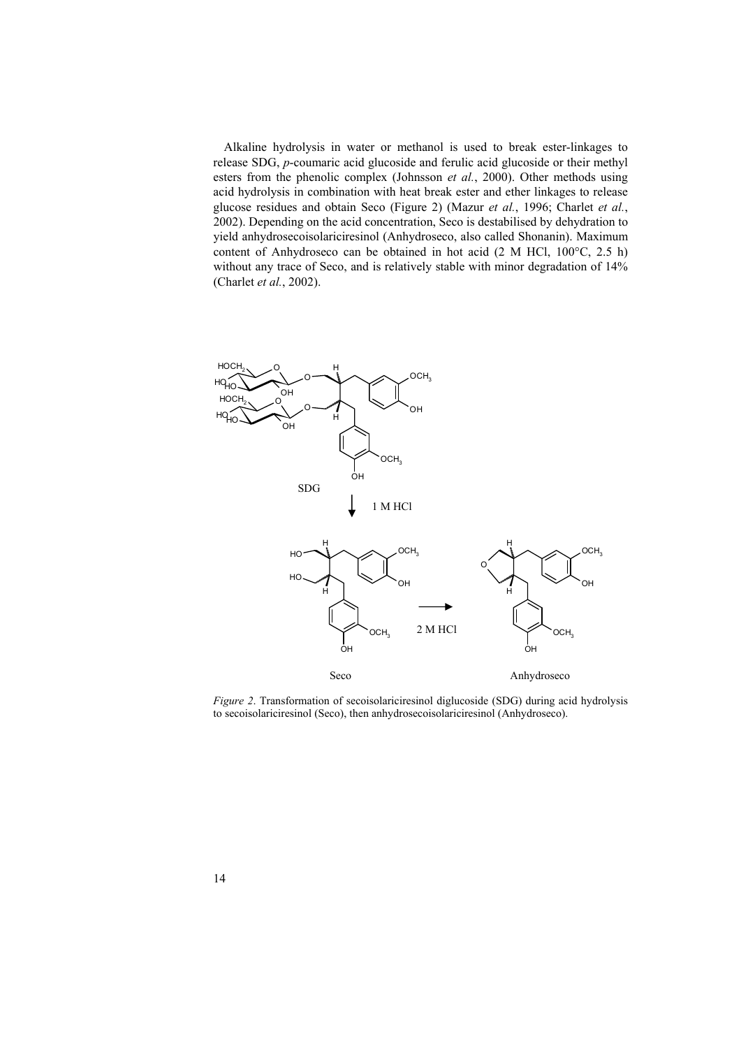Alkaline hydrolysis in water or methanol is used to break ester-linkages to release SDG, *p*-coumaric acid glucoside and ferulic acid glucoside or their methyl esters from the phenolic complex (Johnsson *et al.*, 2000). Other methods using acid hydrolysis in combination with heat break ester and ether linkages to release glucose residues and obtain Seco (Figure 2) (Mazur *et al.*, 1996; Charlet *et al.*, 2002). Depending on the acid concentration, Seco is destabilised by dehydration to yield anhydrosecoisolariciresinol (Anhydroseco, also called Shonanin). Maximum content of Anhydroseco can be obtained in hot acid (2 M HCl, 100°C, 2.5 h) without any trace of Seco, and is relatively stable with minor degradation of 14% (Charlet *et al.*, 2002).

SDG

1 M HCl

2 M HCl

Seco

Anhydroseco

*Figure 2.* Transformation of secoisolariciresinol diglucoside (SDG) during acid hydrolysis to secoisolariciresinol (Seco), then anhydrosecoisolariciresinol (Anhydroseco).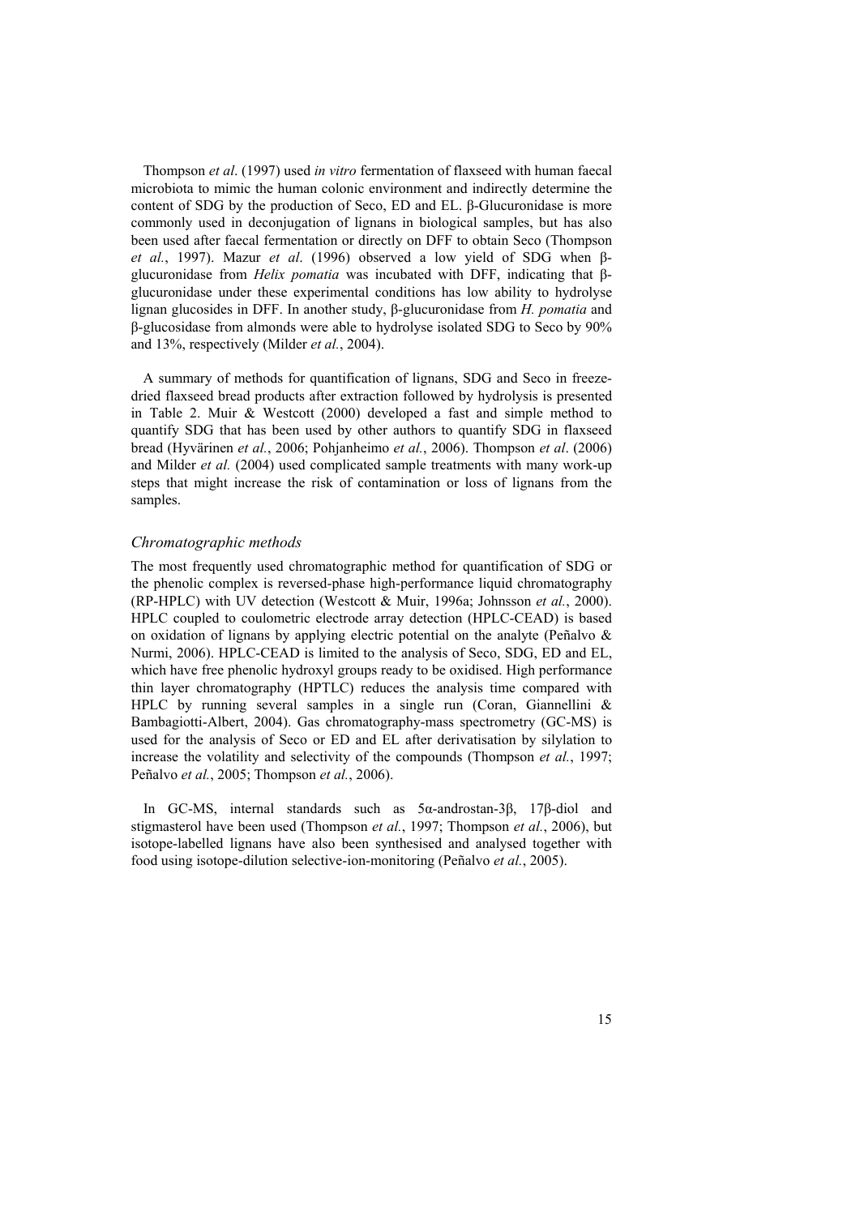Thompson *et al*. (1997) used *in vitro* fermentation of flaxseed with human faecal microbiota to mimic the human colonic environment and indirectly determine the content of SDG by the production of Seco, ED and EL. β-Glucuronidase is more commonly used in deconjugation of lignans in biological samples, but has also been used after faecal fermentation or directly on DFF to obtain Seco (Thompson *et al.*, 1997). Mazur *et al*. (1996) observed a low yield of SDG when β-glucuronidase from *Helix pomatia* was incubated with DFF, indicating that β-glucuronidase under these experimental conditions has low ability to hydrolyse lignan glucosides in DFF. In another study, β-glucuronidase from *H. pomatia* and β-glucosidase from almonds were able to hydrolyse isolated SDG to Seco by 90% and 13%, respectively (Milder *et al.*, 2004).

A summary of methods for quantification of lignans, SDG and Seco in freeze-dried flaxseed bread products after extraction followed by hydrolysis is presented in Table 2. Muir & Westcott (2000) developed a fast and simple method to quantify SDG that has been used by other authors to quantify SDG in flaxseed bread (Hyvärinen *et al.*, 2006; Pohjanheimo *et al.*, 2006). Thompson *et al*. (2006) and Milder *et al.* (2004) used complicated sample treatments with many work-up steps that might increase the risk of contamination or loss of lignans from the samples.

### *Chromatographic methods*

The most frequently used chromatographic method for quantification of SDG or the phenolic complex is reversed-phase high-performance liquid chromatography (RP-HPLC) with UV detection (Westcott & Muir, 1996a; Johnsson *et al.*, 2000). HPLC coupled to coulometric electrode array detection (HPLC-CEAD) is based on oxidation of lignans by applying electric potential on the analyte (Peñalvo & Nurmi, 2006). HPLC-CEAD is limited to the analysis of Seco, SDG, ED and EL, which have free phenolic hydroxyl groups ready to be oxidised. High performance thin layer chromatography (HPTLC) reduces the analysis time compared with HPLC by running several samples in a single run (Coran, Giannellini & Bambagiotti-Albert, 2004). Gas chromatography-mass spectrometry (GC-MS) is used for the analysis of Seco or ED and EL after derivatisation by silylation to increase the volatility and selectivity of the compounds (Thompson *et al.*, 1997; Peñalvo *et al.*, 2005; Thompson *et al.*, 2006).

In GC-MS, internal standards such as 5α-androstan-3β, 17β-diol and stigmasterol have been used (Thompson *et al.*, 1997; Thompson *et al.*, 2006), but isotope-labelled lignans have also been synthesised and analysed together with food using isotope-dilution selective-ion-monitoring (Peñalvo *et al.*, 2005).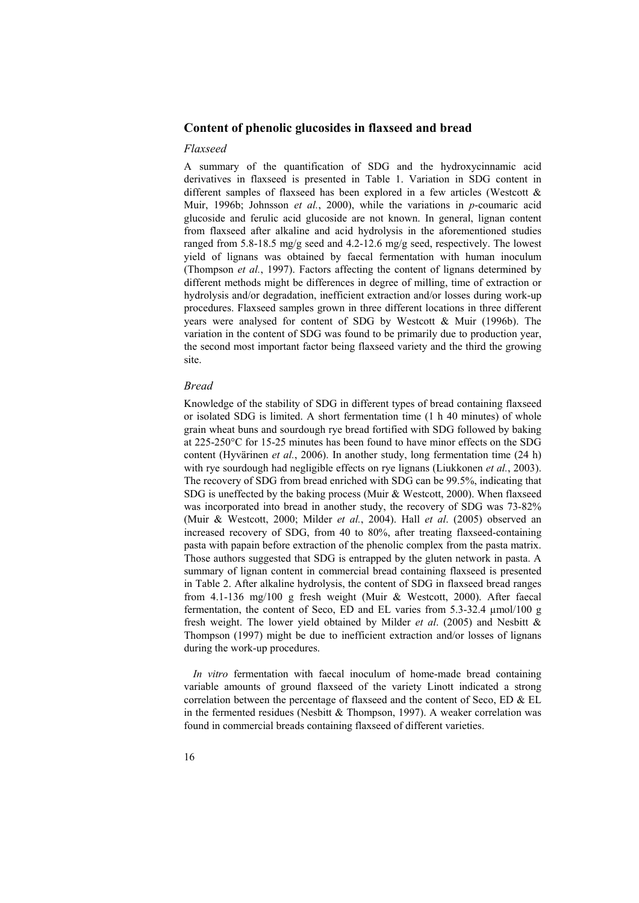## Content of phenolic glucosides in flaxseed and bread

### *Flaxseed*

A summary of the quantification of SDG and the hydroxycinnamic acid derivatives in flaxseed is presented in Table 1. Variation in SDG content in different samples of flaxseed has been explored in a few articles (Westcott & Muir, 1996b; Johnsson *et al.*, 2000), while the variations in *p*-coumaric acid glucoside and ferulic acid glucoside are not known. In general, lignan content from flaxseed after alkaline and acid hydrolysis in the aforementioned studies ranged from 5.8-18.5 mg/g seed and 4.2-12.6 mg/g seed, respectively. The lowest yield of lignans was obtained by faecal fermentation with human inoculum (Thompson *et al.*, 1997). Factors affecting the content of lignans determined by different methods might be differences in degree of milling, time of extraction or hydrolysis and/or degradation, inefficient extraction and/or losses during work-up procedures. Flaxseed samples grown in three different locations in three different years were analysed for content of SDG by Westcott & Muir (1996b). The variation in the content of SDG was found to be primarily due to production year, the second most important factor being flaxseed variety and the third the growing site.

### *Bread*

Knowledge of the stability of SDG in different types of bread containing flaxseed or isolated SDG is limited. A short fermentation time (1 h 40 minutes) of whole grain wheat buns and sourdough rye bread fortified with SDG followed by baking at 225-250°C for 15-25 minutes has been found to have minor effects on the SDG content (Hyvärinen *et al.*, 2006). In another study, long fermentation time (24 h) with rye sourdough had negligible effects on rye lignans (Liukkonen *et al.*, 2003). The recovery of SDG from bread enriched with SDG can be 99.5%, indicating that SDG is uneffected by the baking process (Muir & Westcott, 2000). When flaxseed was incorporated into bread in another study, the recovery of SDG was 73-82% (Muir & Westcott, 2000; Milder *et al.*, 2004). Hall *et al*. (2005) observed an increased recovery of SDG, from 40 to 80%, after treating flaxseed-containing pasta with papain before extraction of the phenolic complex from the pasta matrix. Those authors suggested that SDG is entrapped by the gluten network in pasta. A summary of lignan content in commercial bread containing flaxseed is presented in Table 2. After alkaline hydrolysis, the content of SDG in flaxseed bread ranges from 4.1-136 mg/100 g fresh weight (Muir & Westcott, 2000). After faecal fermentation, the content of Seco, ED and EL varies from 5.3-32.4 µmol/100 g fresh weight. The lower yield obtained by Milder *et al*. (2005) and Nesbitt & Thompson (1997) might be due to inefficient extraction and/or losses of lignans during the work-up procedures.

*In vitro* fermentation with faecal inoculum of home-made bread containing variable amounts of ground flaxseed of the variety Linott indicated a strong correlation between the percentage of flaxseed and the content of Seco, ED & EL in the fermented residues (Nesbitt & Thompson, 1997). A weaker correlation was found in commercial breads containing flaxseed of different varieties.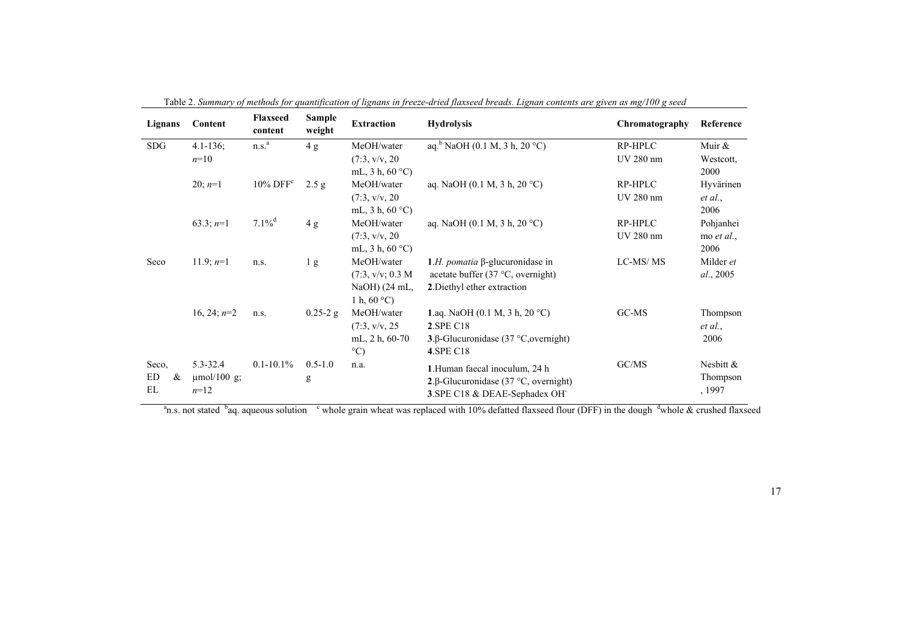Table 2. *Summary of methods for quantification of lignans in freeze-dried flaxseed breads. Lignan contents are given as mg/100 g seed*

| Lignans | Content | Flaxseed content | Sample weight | Extraction | Hydrolysis | Chromatography | Reference |
|---|---|---|---|---|---|---|---|
| SDG | 4.1-136; $n$=10 | n.s.[a] | 4 g | MeOH/water (7:3, v/v, 20 mL, 3 h, 60 °C) | aq.[b] NaOH (0.1 M, 3 h, 20 °C) | RP-HPLC UV 280 nm | Muir & Westcott, 2000 |
| | 20; $n$=1 | 10% DFF[c] | 2.5 g | MeOH/water (7:3, v/v, 20 mL, 3 h, 60 °C) | aq. NaOH (0.1 M, 3 h, 20 °C) | RP-HPLC UV 280 nm | Hyvärinen *et al.*, 2006 |
| | 63.3; $n$=1 | 7.1%[d] | 4 g | MeOH/water (7:3, v/v, 20 mL, 3 h, 60 °C) | aq. NaOH (0.1 M, 3 h, 20 °C) | RP-HPLC UV 280 nm | Pohjanheimo *et al.*, 2006 |
| Seco | 11.9; $n$=1 | n.s. | 1 g | MeOH/water (7:3, v/v; 0.3 M NaOH) (24 mL, 1 h, 60 °C) | **1**.*H. pomatia* β-glucuronidase in acetate buffer (37 °C, overnight) **2**.Diethyl ether extraction | LC-MS/ MS | Milder *et al*., 2005 |
| | 16, 24; $n$=2 | n.s. | 0.25-2 g | MeOH/water (7:3, v/v, 25 mL, 2 h, 60-70 °C) | **1**.aq. NaOH (0.1 M, 3 h, 20 °C) **2**.SPE C18 **3**.β-Glucuronidase (37 °C,overnight) **4**.SPE C18 | GC-MS | Thompson *et al.*, 2006 |
| Seco, ED & EL | 5.3-32.4 µmol/100 g; $n$=12 | 0.1-10.1% | 0.5-1.0 g | n.a. | **1**.Human faecal inoculum, 24 h **2**.β-Glucuronidase (37 °C, overnight) **3**.SPE C18 & DEAE-Sephadex $OH^-$ | GC/MS | Nesbitt & Thompson, 1997 |

[a]n.s. not stated [b]aq. aqueous solution [c] whole grain wheat was replaced with 10% defatted flaxseed flour (DFF) in the dough [d]whole & crushed flaxseed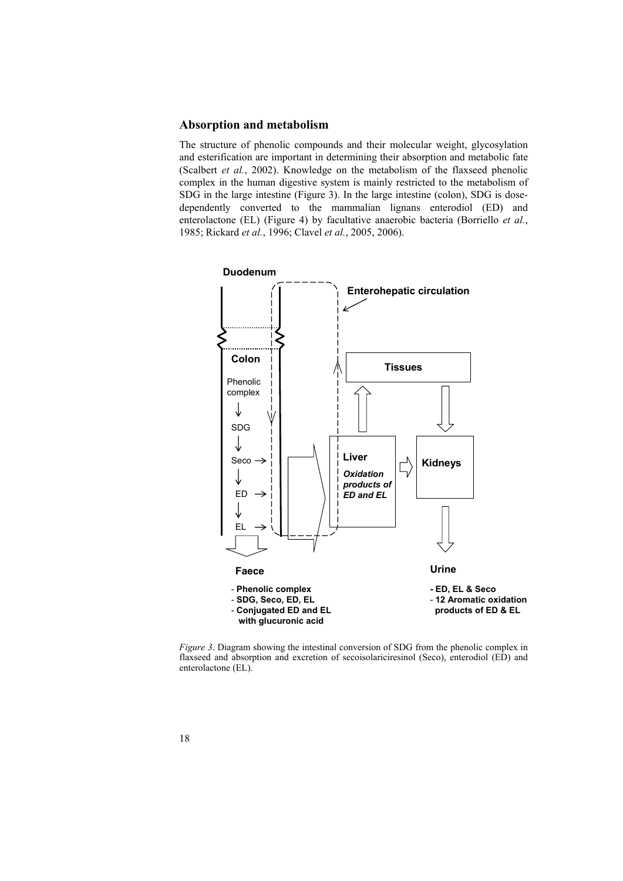## Absorption and metabolism

The structure of phenolic compounds and their molecular weight, glycosylation and esterification are important in determining their absorption and metabolic fate (Scalbert *et al.*, 2002). Knowledge on the metabolism of the flaxseed phenolic complex in the human digestive system is mainly restricted to the metabolism of SDG in the large intestine (Figure 3). In the large intestine (colon), SDG is dose-dependently converted to the mammalian lignans enterodiol (ED) and enterolactone (EL) (Figure 4) by facultative anaerobic bacteria (Borriello *et al.*, 1985; Rickard *et al.*, 1996; Clavel *et al.*, 2005, 2006).

**Duodenum**

**Enterohepatic circulation**

**Colon**

Phenolic complex

SDG

Seco

ED

EL

**Tissues**

**Liver**

***Oxidation products of ED and EL***

**Kidneys**

**Faece**

- **Phenolic complex**
- **SDG, Seco, ED, EL**
- **Conjugated ED and EL with glucuronic acid**

**Urine**

- **ED, EL & Seco**
- **12 Aromatic oxidation products of ED & EL**

*Figure 3*. Diagram showing the intestinal conversion of SDG from the phenolic complex in flaxseed and absorption and excretion of secoisolariciresinol (Seco), enterodiol (ED) and enterolactone (EL).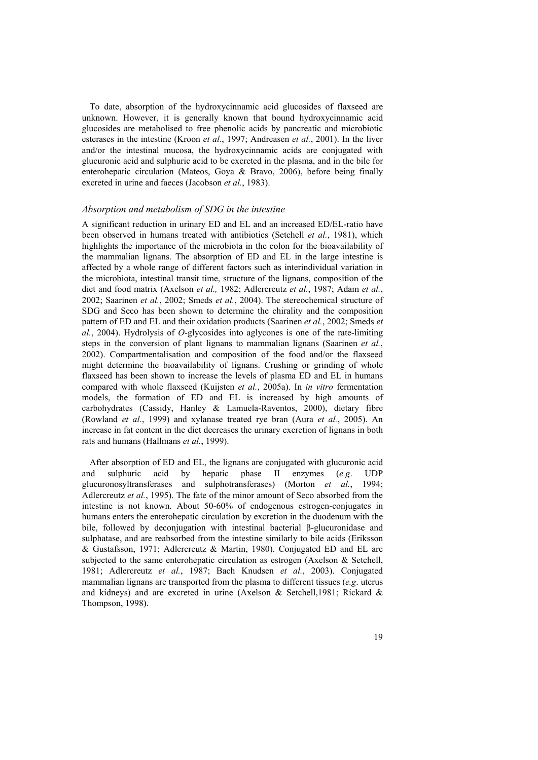To date, absorption of the hydroxycinnamic acid glucosides of flaxseed are unknown. However, it is generally known that bound hydroxycinnamic acid glucosides are metabolised to free phenolic acids by pancreatic and microbiotic esterases in the intestine (Kroon *et al.*, 1997; Andreasen *et al.*, 2001). In the liver and/or the intestinal mucosa, the hydroxycinnamic acids are conjugated with glucuronic acid and sulphuric acid to be excreted in the plasma, and in the bile for enterohepatic circulation (Mateos, Goya & Bravo, 2006), before being finally excreted in urine and faeces (Jacobson *et al.*, 1983).

### *Absorption and metabolism of SDG in the intestine*

A significant reduction in urinary ED and EL and an increased ED/EL-ratio have been observed in humans treated with antibiotics (Setchell *et al.*, 1981), which highlights the importance of the microbiota in the colon for the bioavailability of the mammalian lignans. The absorption of ED and EL in the large intestine is affected by a whole range of different factors such as interindividual variation in the microbiota, intestinal transit time, structure of the lignans, composition of the diet and food matrix (Axelson *et al.,* 1982; Adlercreutz *et al.*, 1987; Adam *et al.*, 2002; Saarinen *et al.*, 2002; Smeds *et al.*, 2004). The stereochemical structure of SDG and Seco has been shown to determine the chirality and the composition pattern of ED and EL and their oxidation products (Saarinen *et al.*, 2002; Smeds *et al.*, 2004). Hydrolysis of *O*-glycosides into aglycones is one of the rate-limiting steps in the conversion of plant lignans to mammalian lignans (Saarinen *et al.*, 2002). Compartmentalisation and composition of the food and/or the flaxseed might determine the bioavailability of lignans. Crushing or grinding of whole flaxseed has been shown to increase the levels of plasma ED and EL in humans compared with whole flaxseed (Kuijsten *et al.*, 2005a). In *in vitro* fermentation models, the formation of ED and EL is increased by high amounts of carbohydrates (Cassidy, Hanley & Lamuela-Raventos, 2000), dietary fibre (Rowland *et al.*, 1999) and xylanase treated rye bran (Aura *et al.*, 2005). An increase in fat content in the diet decreases the urinary excretion of lignans in both rats and humans (Hallmans *et al.*, 1999).

After absorption of ED and EL, the lignans are conjugated with glucuronic acid and sulphuric acid by hepatic phase II enzymes (*e.g*. UDP glucuronosyltransferases and sulphotransferases) (Morton *et al.*, 1994; Adlercreutz *et al.*, 1995). The fate of the minor amount of Seco absorbed from the intestine is not known. About 50-60% of endogenous estrogen-conjugates in humans enters the enterohepatic circulation by excretion in the duodenum with the bile, followed by deconjugation with intestinal bacterial β-glucuronidase and sulphatase, and are reabsorbed from the intestine similarly to bile acids (Eriksson & Gustafsson, 1971; Adlercreutz & Martin, 1980). Conjugated ED and EL are subjected to the same enterohepatic circulation as estrogen (Axelson & Setchell, 1981; Adlercreutz *et al.*, 1987; Bach Knudsen *et al.*, 2003). Conjugated mammalian lignans are transported from the plasma to different tissues (*e.g*. uterus and kidneys) and are excreted in urine (Axelson & Setchell,1981; Rickard & Thompson, 1998).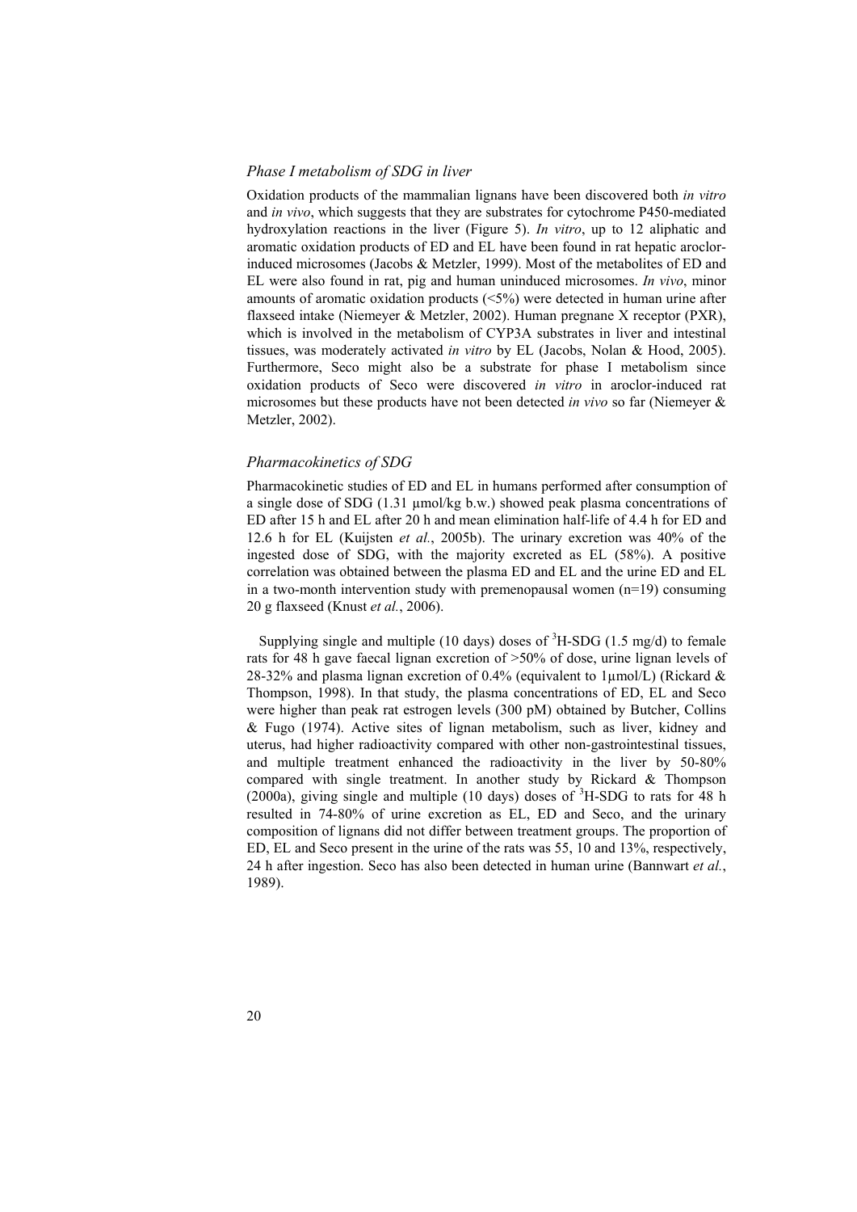### *Phase I metabolism of SDG in liver*

Oxidation products of the mammalian lignans have been discovered both *in vitro* and *in vivo*, which suggests that they are substrates for cytochrome P450-mediated hydroxylation reactions in the liver (Figure 5). *In vitro*, up to 12 aliphatic and aromatic oxidation products of ED and EL have been found in rat hepatic aroclor-induced microsomes (Jacobs & Metzler, 1999). Most of the metabolites of ED and EL were also found in rat, pig and human uninduced microsomes. *In vivo*, minor amounts of aromatic oxidation products (<5%) were detected in human urine after flaxseed intake (Niemeyer & Metzler, 2002). Human pregnane X receptor (PXR), which is involved in the metabolism of CYP3A substrates in liver and intestinal tissues, was moderately activated *in vitro* by EL (Jacobs, Nolan & Hood, 2005). Furthermore, Seco might also be a substrate for phase I metabolism since oxidation products of Seco were discovered *in vitro* in aroclor-induced rat microsomes but these products have not been detected *in vivo* so far (Niemeyer & Metzler, 2002).

### *Pharmacokinetics of SDG*

Pharmacokinetic studies of ED and EL in humans performed after consumption of a single dose of SDG (1.31 µmol/kg b.w.) showed peak plasma concentrations of ED after 15 h and EL after 20 h and mean elimination half-life of 4.4 h for ED and 12.6 h for EL (Kuijsten *et al.*, 2005b). The urinary excretion was 40% of the ingested dose of SDG, with the majority excreted as EL (58%). A positive correlation was obtained between the plasma ED and EL and the urine ED and EL in a two-month intervention study with premenopausal women (n=19) consuming 20 g flaxseed (Knust *et al.*, 2006).

Supplying single and multiple (10 days) doses of $^{3}$H-SDG (1.5 mg/d) to female rats for 48 h gave faecal lignan excretion of >50% of dose, urine lignan levels of 28-32% and plasma lignan excretion of 0.4% (equivalent to 1µmol/L) (Rickard & Thompson, 1998). In that study, the plasma concentrations of ED, EL and Seco were higher than peak rat estrogen levels (300 pM) obtained by Butcher, Collins & Fugo (1974). Active sites of lignan metabolism, such as liver, kidney and uterus, had higher radioactivity compared with other non-gastrointestinal tissues, and multiple treatment enhanced the radioactivity in the liver by 50-80% compared with single treatment. In another study by Rickard & Thompson (2000a), giving single and multiple (10 days) doses of $^{3}$H-SDG to rats for 48 h resulted in 74-80% of urine excretion as EL, ED and Seco, and the urinary composition of lignans did not differ between treatment groups. The proportion of ED, EL and Seco present in the urine of the rats was 55, 10 and 13%, respectively, 24 h after ingestion. Seco has also been detected in human urine (Bannwart *et al.*, 1989).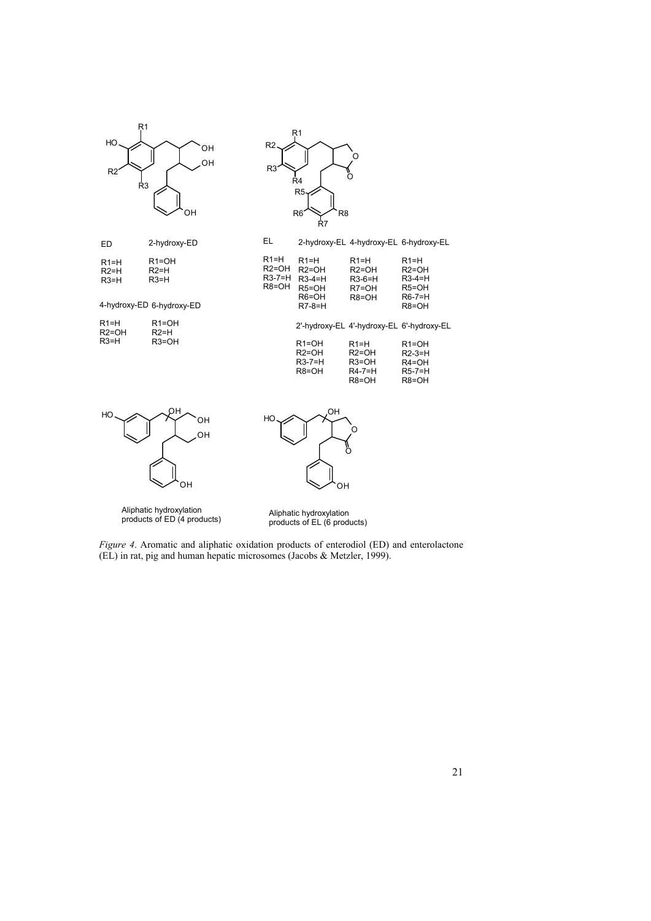ED
R1=H
R2=H
R3=H

2-hydroxy-ED
R1=OH
R2=H
R3=H

4-hydroxy-ED
R1=H
R2=OH
R3=H

6-hydroxy-ED
R1=OH
R2=H
R3=OH

EL
R1=H
R2=OH
R3-7=H
R8=OH

2-hydroxy-EL
R1=H
R2=OH
R3-4=H
R5=OH
R6=OH
R7-8=H

4-hydroxy-EL
R1=H
R2=OH
R3-6=H
R7=OH
R8=OH

6-hydroxy-EL
R1=H
R2=OH
R3-4=H
R5=OH
R6-7=H
R8=OH

2'-hydroxy-EL
R1=OH
R2=OH
R3-7=H
R8=OH

4'-hydroxy-EL
R1=H
R2=OH
R3=OH
R4-7=H
R8=OH

6'-hydroxy-EL
R1=OH
R2-3=H
R4=OH
R5-7=H
R8=OH

Aliphatic hydroxylation products of ED (4 products)

Aliphatic hydroxylation products of EL (6 products)

*Figure 4*. Aromatic and aliphatic oxidation products of enterodiol (ED) and enterolactone (EL) in rat, pig and human hepatic microsomes (Jacobs & Metzler, 1999).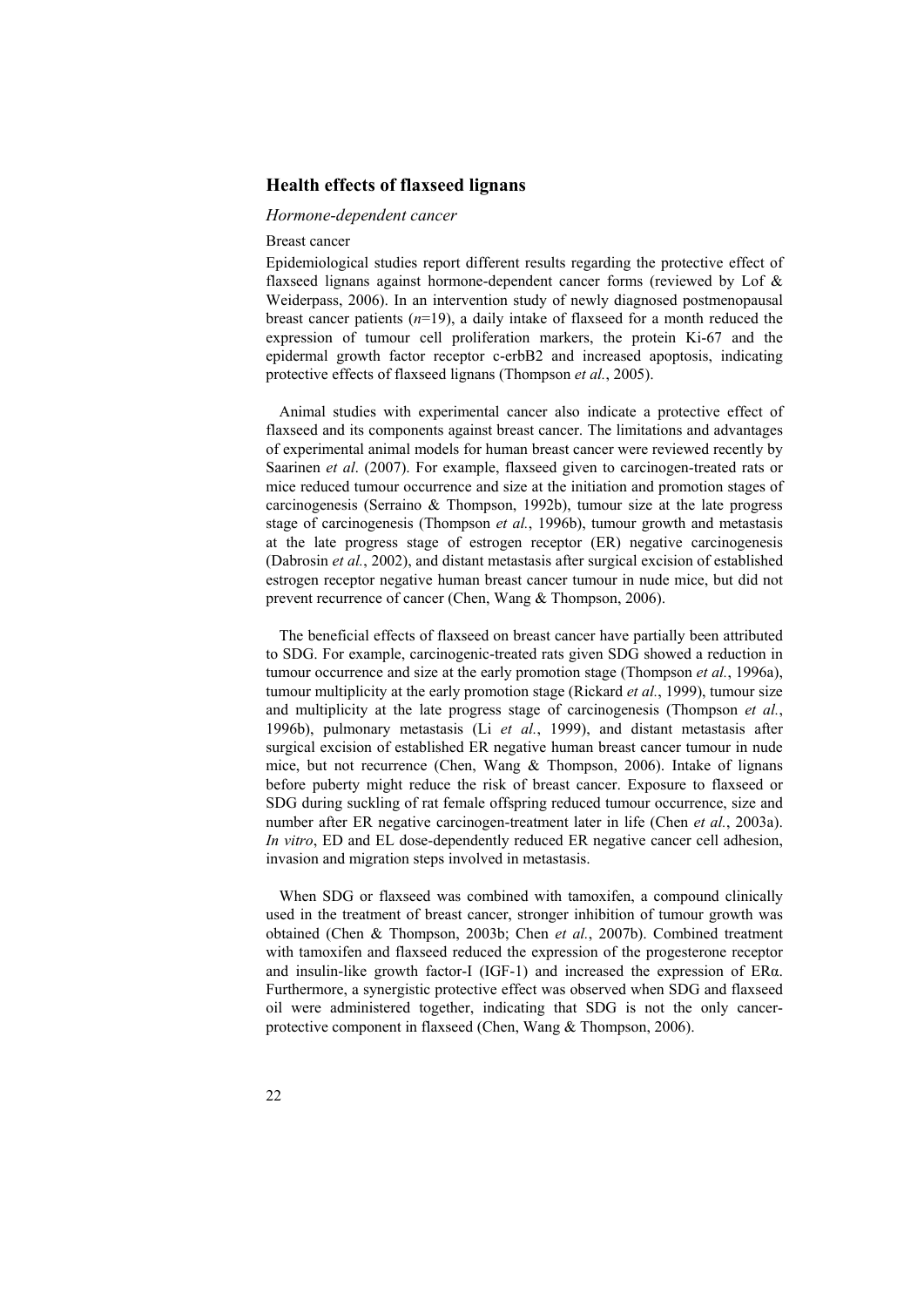## Health effects of flaxseed lignans

### *Hormone-dependent cancer*

#### Breast cancer

Epidemiological studies report different results regarding the protective effect of flaxseed lignans against hormone-dependent cancer forms (reviewed by Lof & Weiderpass, 2006). In an intervention study of newly diagnosed postmenopausal breast cancer patients ($n$=19), a daily intake of flaxseed for a month reduced the expression of tumour cell proliferation markers, the protein Ki-67 and the epidermal growth factor receptor c-erbB2 and increased apoptosis, indicating protective effects of flaxseed lignans (Thompson *et al.*, 2005).

Animal studies with experimental cancer also indicate a protective effect of flaxseed and its components against breast cancer. The limitations and advantages of experimental animal models for human breast cancer were reviewed recently by Saarinen *et al*. (2007). For example, flaxseed given to carcinogen-treated rats or mice reduced tumour occurrence and size at the initiation and promotion stages of carcinogenesis (Serraino & Thompson, 1992b), tumour size at the late progress stage of carcinogenesis (Thompson *et al.*, 1996b), tumour growth and metastasis at the late progress stage of estrogen receptor (ER) negative carcinogenesis (Dabrosin *et al.*, 2002), and distant metastasis after surgical excision of established estrogen receptor negative human breast cancer tumour in nude mice, but did not prevent recurrence of cancer (Chen, Wang & Thompson, 2006).

The beneficial effects of flaxseed on breast cancer have partially been attributed to SDG. For example, carcinogenic-treated rats given SDG showed a reduction in tumour occurrence and size at the early promotion stage (Thompson *et al.*, 1996a), tumour multiplicity at the early promotion stage (Rickard *et al.*, 1999), tumour size and multiplicity at the late progress stage of carcinogenesis (Thompson *et al.*, 1996b), pulmonary metastasis (Li *et al.*, 1999), and distant metastasis after surgical excision of established ER negative human breast cancer tumour in nude mice, but not recurrence (Chen, Wang & Thompson, 2006). Intake of lignans before puberty might reduce the risk of breast cancer. Exposure to flaxseed or SDG during suckling of rat female offspring reduced tumour occurrence, size and number after ER negative carcinogen-treatment later in life (Chen *et al.*, 2003a). *In vitro*, ED and EL dose-dependently reduced ER negative cancer cell adhesion, invasion and migration steps involved in metastasis.

When SDG or flaxseed was combined with tamoxifen, a compound clinically used in the treatment of breast cancer, stronger inhibition of tumour growth was obtained (Chen & Thompson, 2003b; Chen *et al.*, 2007b). Combined treatment with tamoxifen and flaxseed reduced the expression of the progesterone receptor and insulin-like growth factor-I (IGF-1) and increased the expression of ERα. Furthermore, a synergistic protective effect was observed when SDG and flaxseed oil were administered together, indicating that SDG is not the only cancer-protective component in flaxseed (Chen, Wang & Thompson, 2006).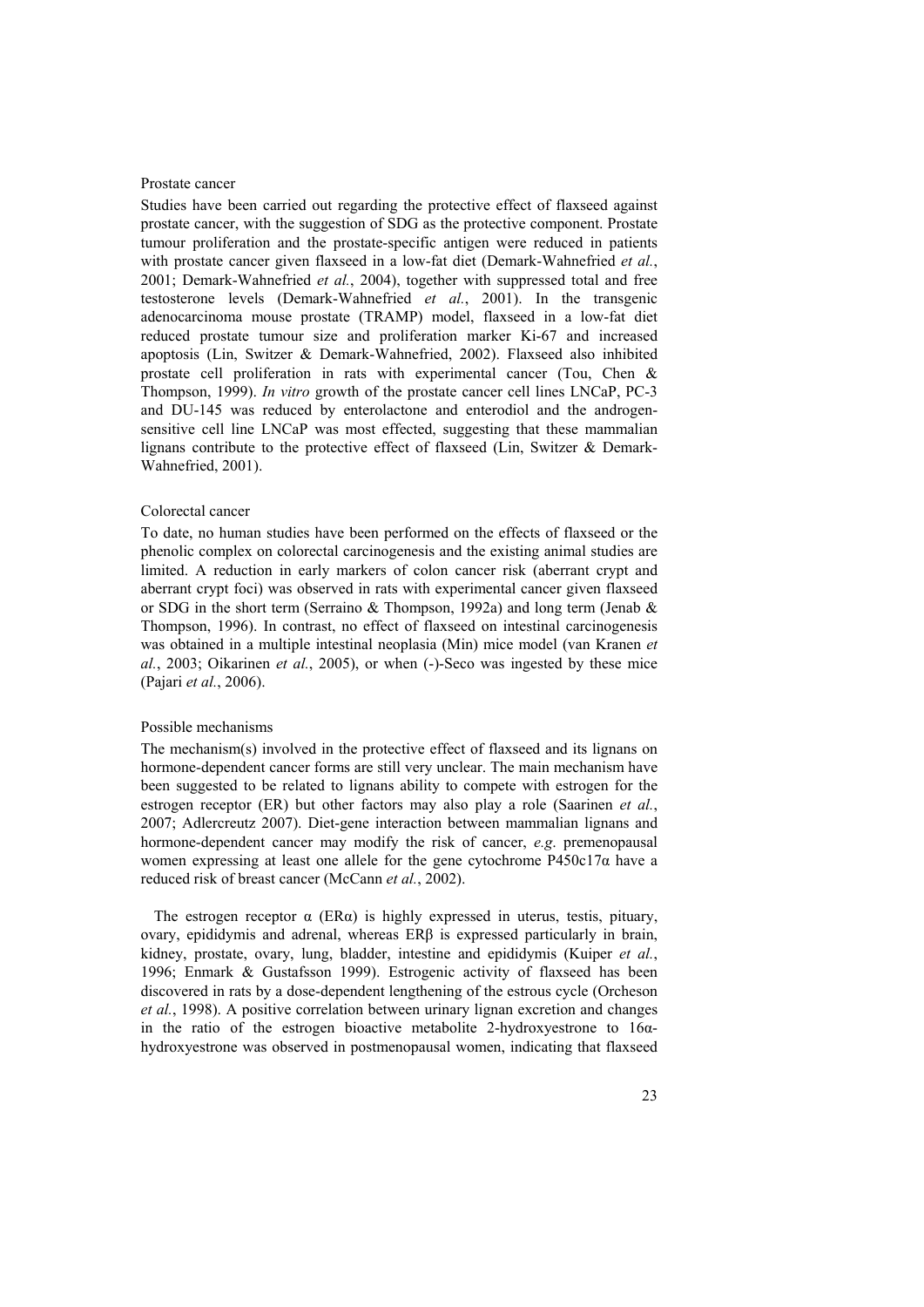### Prostate cancer

Studies have been carried out regarding the protective effect of flaxseed against prostate cancer, with the suggestion of SDG as the protective component. Prostate tumour proliferation and the prostate-specific antigen were reduced in patients with prostate cancer given flaxseed in a low-fat diet (Demark-Wahnefried *et al.*, 2001; Demark-Wahnefried *et al.*, 2004), together with suppressed total and free testosterone levels (Demark-Wahnefried *et al.*, 2001). In the transgenic adenocarcinoma mouse prostate (TRAMP) model, flaxseed in a low-fat diet reduced prostate tumour size and proliferation marker Ki-67 and increased apoptosis (Lin, Switzer & Demark-Wahnefried, 2002). Flaxseed also inhibited prostate cell proliferation in rats with experimental cancer (Tou, Chen & Thompson, 1999). *In vitro* growth of the prostate cancer cell lines LNCaP, PC-3 and DU-145 was reduced by enterolactone and enterodiol and the androgen-sensitive cell line LNCaP was most effected, suggesting that these mammalian lignans contribute to the protective effect of flaxseed (Lin, Switzer & Demark-Wahnefried, 2001).

### Colorectal cancer

To date, no human studies have been performed on the effects of flaxseed or the phenolic complex on colorectal carcinogenesis and the existing animal studies are limited. A reduction in early markers of colon cancer risk (aberrant crypt and aberrant crypt foci) was observed in rats with experimental cancer given flaxseed or SDG in the short term (Serraino & Thompson, 1992a) and long term (Jenab & Thompson, 1996). In contrast, no effect of flaxseed on intestinal carcinogenesis was obtained in a multiple intestinal neoplasia (Min) mice model (van Kranen *et al.*, 2003; Oikarinen *et al.*, 2005), or when (-)-Seco was ingested by these mice (Pajari *et al.*, 2006).

### Possible mechanisms

The mechanism(s) involved in the protective effect of flaxseed and its lignans on hormone-dependent cancer forms are still very unclear. The main mechanism have been suggested to be related to lignans ability to compete with estrogen for the estrogen receptor (ER) but other factors may also play a role (Saarinen *et al.*, 2007; Adlercreutz 2007). Diet-gene interaction between mammalian lignans and hormone-dependent cancer may modify the risk of cancer, *e.g.* premenopausal women expressing at least one allele for the gene cytochrome P450c17α have a reduced risk of breast cancer (McCann *et al.*, 2002).

The estrogen receptor α (ERα) is highly expressed in uterus, testis, pituary, ovary, epididymis and adrenal, whereas ERβ is expressed particularly in brain, kidney, prostate, ovary, lung, bladder, intestine and epididymis (Kuiper *et al.*, 1996; Enmark & Gustafsson 1999). Estrogenic activity of flaxseed has been discovered in rats by a dose-dependent lengthening of the estrous cycle (Orcheson *et al.*, 1998). A positive correlation between urinary lignan excretion and changes in the ratio of the estrogen bioactive metabolite 2-hydroxyestrone to 16α-hydroxyestrone was observed in postmenopausal women, indicating that flaxseed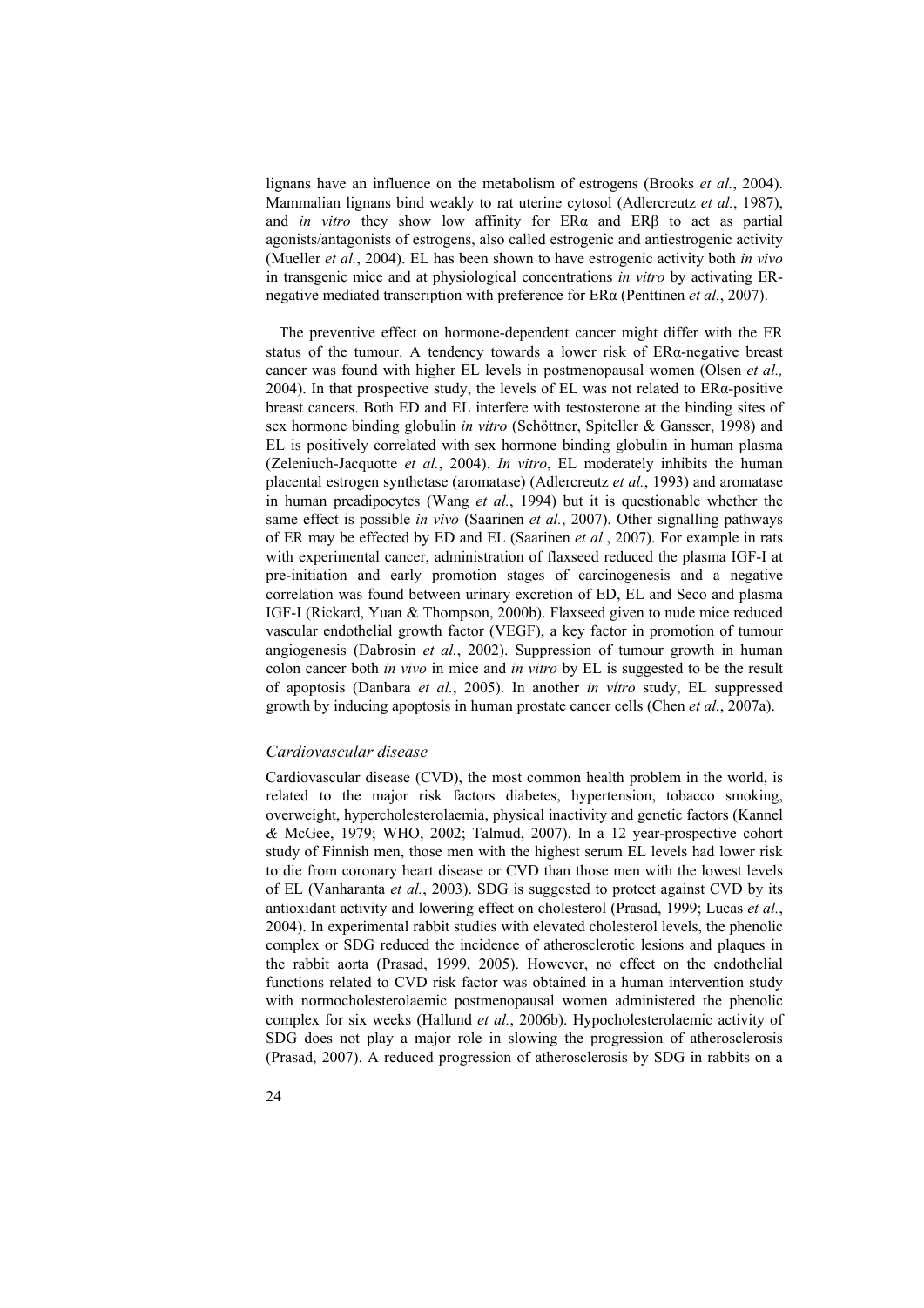lignans have an influence on the metabolism of estrogens (Brooks *et al.*, 2004). Mammalian lignans bind weakly to rat uterine cytosol (Adlercreutz *et al.*, 1987), and *in vitro* they show low affinity for ERα and ERβ to act as partial agonists/antagonists of estrogens, also called estrogenic and antiestrogenic activity (Mueller *et al.*, 2004). EL has been shown to have estrogenic activity both *in vivo* in transgenic mice and at physiological concentrations *in vitro* by activating ER-negative mediated transcription with preference for ERα (Penttinen *et al.*, 2007).

The preventive effect on hormone-dependent cancer might differ with the ER status of the tumour. A tendency towards a lower risk of ERα-negative breast cancer was found with higher EL levels in postmenopausal women (Olsen *et al.,* 2004). In that prospective study, the levels of EL was not related to ERα-positive breast cancers. Both ED and EL interfere with testosterone at the binding sites of sex hormone binding globulin *in vitro* (Schöttner, Spiteller & Gansser, 1998) and EL is positively correlated with sex hormone binding globulin in human plasma (Zeleniuch-Jacquotte *et al.*, 2004). *In vitro*, EL moderately inhibits the human placental estrogen synthetase (aromatase) (Adlercreutz *et al.*, 1993) and aromatase in human preadipocytes (Wang *et al.*, 1994) but it is questionable whether the same effect is possible *in vivo* (Saarinen *et al.*, 2007). Other signalling pathways of ER may be effected by ED and EL (Saarinen *et al.*, 2007). For example in rats with experimental cancer, administration of flaxseed reduced the plasma IGF-I at pre-initiation and early promotion stages of carcinogenesis and a negative correlation was found between urinary excretion of ED, EL and Seco and plasma IGF-I (Rickard, Yuan & Thompson, 2000b). Flaxseed given to nude mice reduced vascular endothelial growth factor (VEGF), a key factor in promotion of tumour angiogenesis (Dabrosin *et al.*, 2002). Suppression of tumour growth in human colon cancer both *in vivo* in mice and *in vitro* by EL is suggested to be the result of apoptosis (Danbara *et al.*, 2005). In another *in vitro* study, EL suppressed growth by inducing apoptosis in human prostate cancer cells (Chen *et al.*, 2007a).

### *Cardiovascular disease*

Cardiovascular disease (CVD), the most common health problem in the world, is related to the major risk factors diabetes, hypertension, tobacco smoking, overweight, hypercholesterolaemia, physical inactivity and genetic factors (Kannel *&* McGee, 1979; WHO, 2002; Talmud, 2007). In a 12 year-prospective cohort study of Finnish men, those men with the highest serum EL levels had lower risk to die from coronary heart disease or CVD than those men with the lowest levels of EL (Vanharanta *et al.*, 2003). SDG is suggested to protect against CVD by its antioxidant activity and lowering effect on cholesterol (Prasad, 1999; Lucas *et al.*, 2004). In experimental rabbit studies with elevated cholesterol levels, the phenolic complex or SDG reduced the incidence of atherosclerotic lesions and plaques in the rabbit aorta (Prasad, 1999, 2005). However, no effect on the endothelial functions related to CVD risk factor was obtained in a human intervention study with normocholesterolaemic postmenopausal women administered the phenolic complex for six weeks (Hallund *et al.*, 2006b). Hypocholesterolaemic activity of SDG does not play a major role in slowing the progression of atherosclerosis (Prasad, 2007). A reduced progression of atherosclerosis by SDG in rabbits on a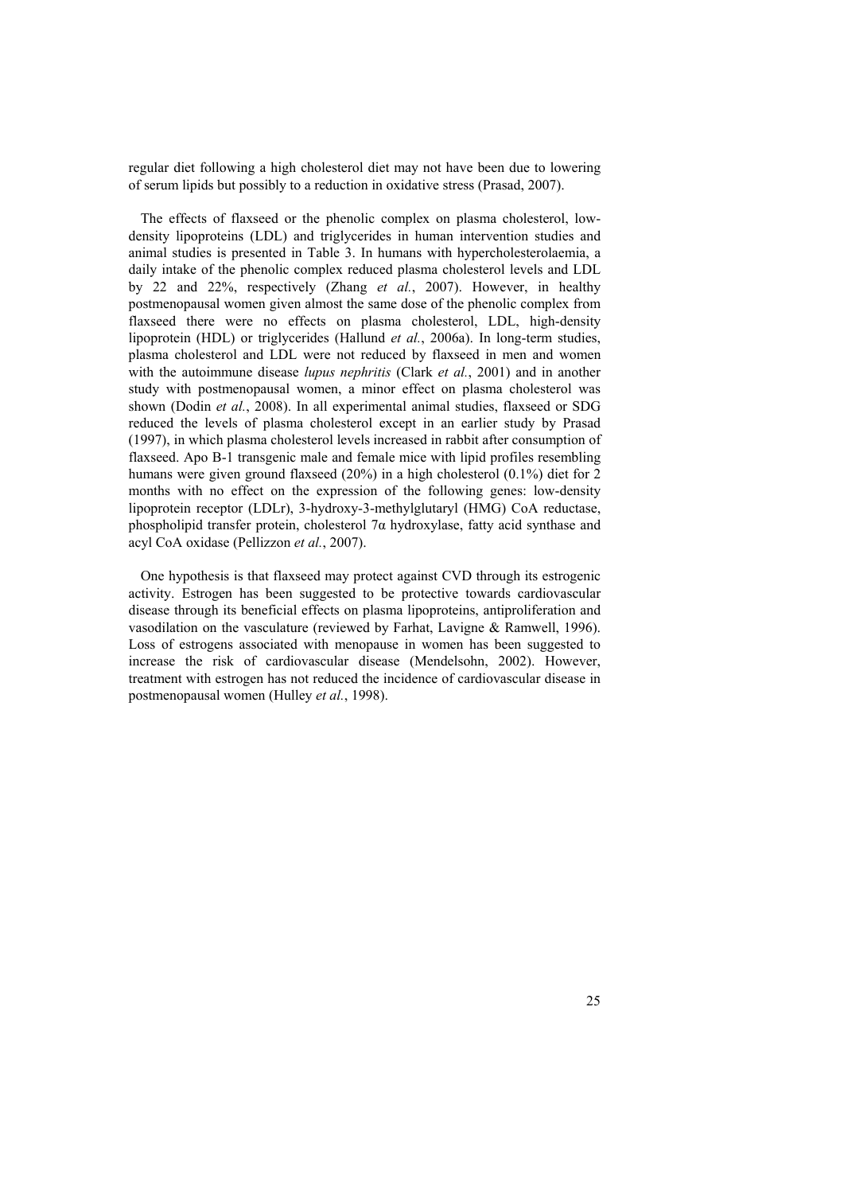regular diet following a high cholesterol diet may not have been due to lowering of serum lipids but possibly to a reduction in oxidative stress (Prasad, 2007).

The effects of flaxseed or the phenolic complex on plasma cholesterol, low-density lipoproteins (LDL) and triglycerides in human intervention studies and animal studies is presented in Table 3. In humans with hypercholesterolaemia, a daily intake of the phenolic complex reduced plasma cholesterol levels and LDL by 22 and 22%, respectively (Zhang *et al.*, 2007). However, in healthy postmenopausal women given almost the same dose of the phenolic complex from flaxseed there were no effects on plasma cholesterol, LDL, high-density lipoprotein (HDL) or triglycerides (Hallund *et al.*, 2006a). In long-term studies, plasma cholesterol and LDL were not reduced by flaxseed in men and women with the autoimmune disease *lupus nephritis* (Clark *et al.*, 2001) and in another study with postmenopausal women, a minor effect on plasma cholesterol was shown (Dodin *et al.*, 2008). In all experimental animal studies, flaxseed or SDG reduced the levels of plasma cholesterol except in an earlier study by Prasad (1997), in which plasma cholesterol levels increased in rabbit after consumption of flaxseed. Apo B-1 transgenic male and female mice with lipid profiles resembling humans were given ground flaxseed (20%) in a high cholesterol (0.1%) diet for 2 months with no effect on the expression of the following genes: low-density lipoprotein receptor (LDLr), 3-hydroxy-3-methylglutaryl (HMG) CoA reductase, phospholipid transfer protein, cholesterol 7α hydroxylase, fatty acid synthase and acyl CoA oxidase (Pellizzon *et al.*, 2007).

One hypothesis is that flaxseed may protect against CVD through its estrogenic activity. Estrogen has been suggested to be protective towards cardiovascular disease through its beneficial effects on plasma lipoproteins, antiproliferation and vasodilation on the vasculature (reviewed by Farhat, Lavigne & Ramwell, 1996). Loss of estrogens associated with menopause in women has been suggested to increase the risk of cardiovascular disease (Mendelsohn, 2002). However, treatment with estrogen has not reduced the incidence of cardiovascular disease in postmenopausal women (Hulley *et al.*, 1998).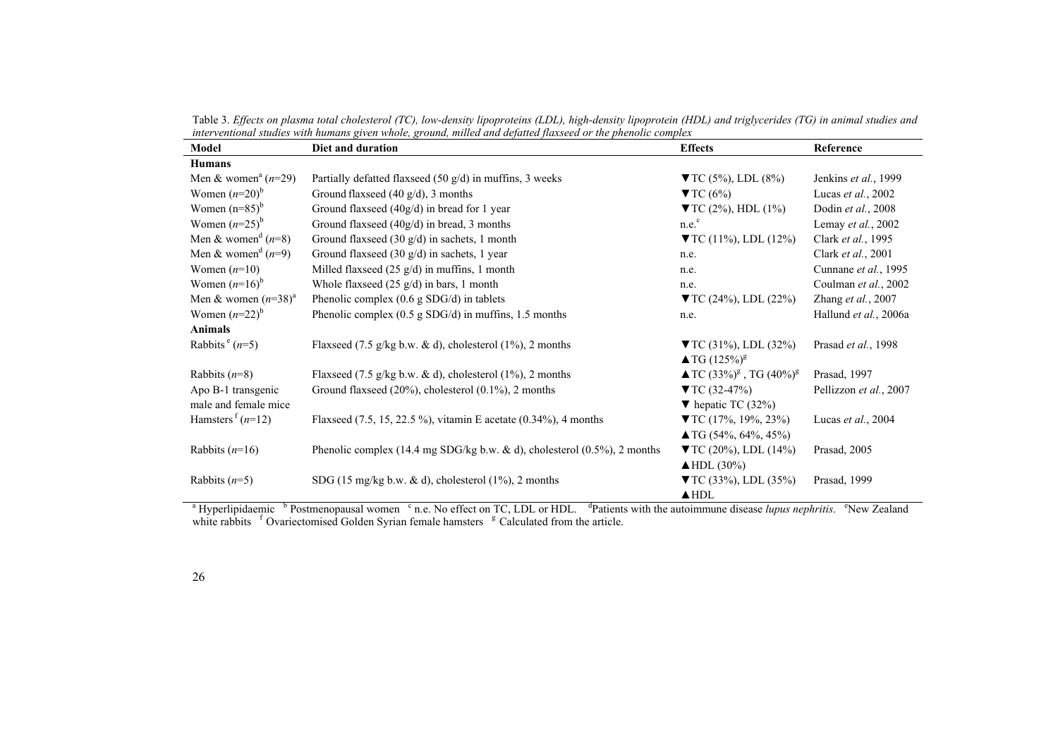Table 3. *Effects on plasma total cholesterol (TC), low-density lipoproteins (LDL), high-density lipoprotein (HDL) and triglycerides (TG) in animal studies and interventional studies with humans given whole, ground, milled and defatted flaxseed or the phenolic complex*

| Model | Diet and duration | Effects | Reference |
|---|---|---|---|
| **Humans** | | | |
| Men & women[a] (*n*=29) | Partially defatted flaxseed (50 g/d) in muffins, 3 weeks | ▼TC (5%), LDL (8%) | Jenkins *et al.*, 1999 |
| Women (*n*=20)[b] | Ground flaxseed (40 g/d), 3 months | ▼TC (6%) | Lucas *et al.*, 2002 |
| Women (n=85)[b] | Ground flaxseed (40g/d) in bread for 1 year | ▼TC (2%), HDL (1%) | Dodin *et al.*, 2008 |
| Women (*n*=25)[b] | Ground flaxseed (40g/d) in bread, 3 months | n.e.[c] | Lemay *et al.*, 2002 |
| Men & women[d] (*n*=8) | Ground flaxseed (30 g/d) in sachets, 1 month | ▼TC (11%), LDL (12%) | Clark *et al.*, 1995 |
| Men & women[d] (*n*=9) | Ground flaxseed (30 g/d) in sachets, 1 year | n.e. | Clark *et al.*, 2001 |
| Women (*n*=10) | Milled flaxseed (25 g/d) in muffins, 1 month | n.e. | Cunnane *et al.*, 1995 |
| Women (*n*=16)[b] | Whole flaxseed (25 g/d) in bars, 1 month | n.e. | Coulman *et al.*, 2002 |
| Men & women (*n*=38)[a] | Phenolic complex (0.6 g SDG/d) in tablets | ▼TC (24%), LDL (22%) | Zhang *et al.*, 2007 |
| Women (*n*=22)[b] | Phenolic complex (0.5 g SDG/d) in muffins, 1.5 months | n.e. | Hallund *et al.*, 2006a |
| **Animals** | | | |
| Rabbits[e] (*n*=5) | Flaxseed (7.5 g/kg b.w. & d), cholesterol (1%), 2 months | ▼TC (31%), LDL (32%) ▲TG (125%)[g] | Prasad *et al.*, 1998 |
| Rabbits (*n*=8) | Flaxseed (7.5 g/kg b.w. & d), cholesterol (1%), 2 months | ▲TC (33%)[g], TG (40%)[g] | Prasad, 1997 |
| Apo B-1 transgenic male and female mice | Ground flaxseed (20%), cholesterol (0.1%), 2 months | ▼TC (32-47%) ▼ hepatic TC (32%) | Pellizzon *et al.*, 2007 |
| Hamsters[f] (*n*=12) | Flaxseed (7.5, 15, 22.5 %), vitamin E acetate (0.34%), 4 months | ▼TC (17%, 19%, 23%) ▲TG (54%, 64%, 45%) | Lucas *et al.*, 2004 |
| Rabbits (*n*=16) | Phenolic complex (14.4 mg SDG/kg b.w. & d), cholesterol (0.5%), 2 months | ▼TC (20%), LDL (14%) ▲HDL (30%) | Prasad, 2005 |
| Rabbits (*n*=5) | SDG (15 mg/kg b.w. & d), cholesterol (1%), 2 months | ▼TC (33%), LDL (35%) ▲HDL | Prasad, 1999 |

[a] Hyperlipidaemic [b] Postmenopausal women [c] n.e. No effect on TC, LDL or HDL. [d]Patients with the autoimmune disease *lupus nephritis*. [e]New Zealand white rabbits [f] Ovariectomised Golden Syrian female hamsters [g] Calculated from the article.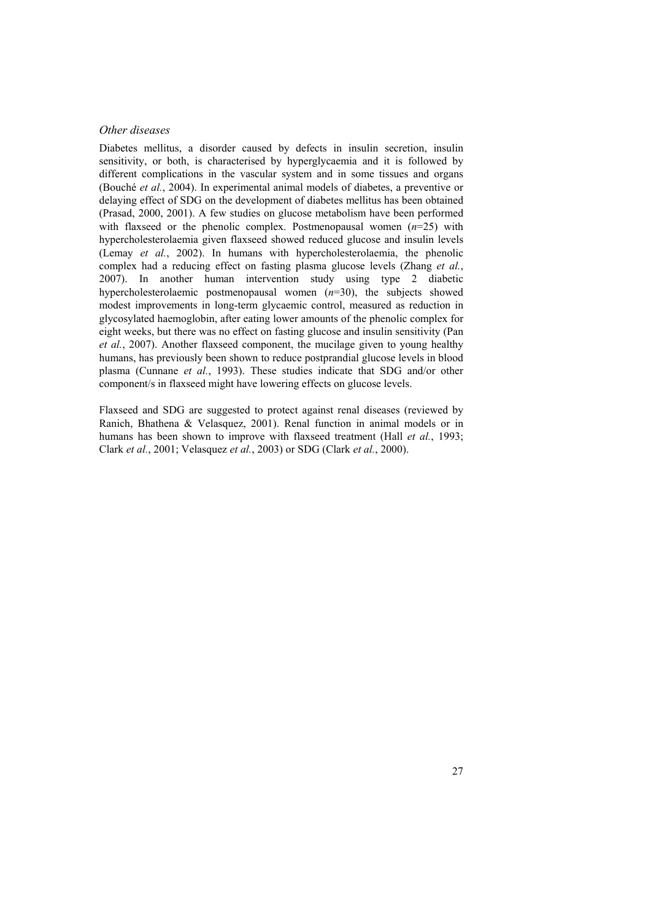*Other diseases*

Diabetes mellitus, a disorder caused by defects in insulin secretion, insulin sensitivity, or both, is characterised by hyperglycaemia and it is followed by different complications in the vascular system and in some tissues and organs (Bouché *et al.*, 2004). In experimental animal models of diabetes, a preventive or delaying effect of SDG on the development of diabetes mellitus has been obtained (Prasad, 2000, 2001). A few studies on glucose metabolism have been performed with flaxseed or the phenolic complex. Postmenopausal women ($n$=25) with hypercholesterolaemia given flaxseed showed reduced glucose and insulin levels (Lemay *et al.*, 2002). In humans with hypercholesterolaemia, the phenolic complex had a reducing effect on fasting plasma glucose levels (Zhang *et al.*, 2007). In another human intervention study using type 2 diabetic hypercholesterolaemic postmenopausal women ($n$=30), the subjects showed modest improvements in long-term glycaemic control, measured as reduction in glycosylated haemoglobin, after eating lower amounts of the phenolic complex for eight weeks, but there was no effect on fasting glucose and insulin sensitivity (Pan *et al.*, 2007). Another flaxseed component, the mucilage given to young healthy humans, has previously been shown to reduce postprandial glucose levels in blood plasma (Cunnane *et al.*, 1993). These studies indicate that SDG and/or other component/s in flaxseed might have lowering effects on glucose levels.

Flaxseed and SDG are suggested to protect against renal diseases (reviewed by Ranich, Bhathena & Velasquez, 2001). Renal function in animal models or in humans has been shown to improve with flaxseed treatment (Hall *et al.*, 1993; Clark *et al.*, 2001; Velasquez *et al.*, 2003) or SDG (Clark *et al.*, 2000).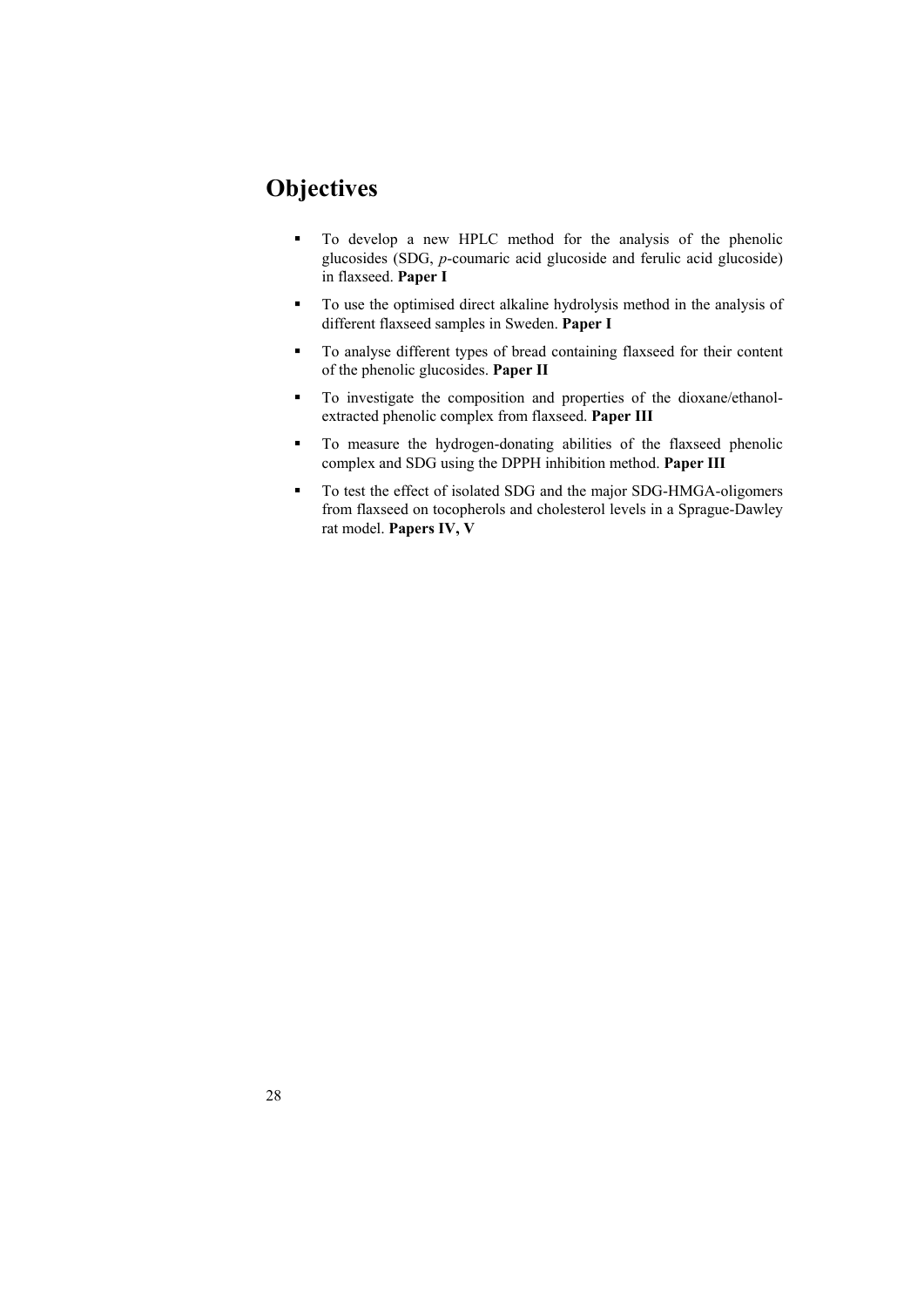# Objectives

- To develop a new HPLC method for the analysis of the phenolic glucosides (SDG, *p*-coumaric acid glucoside and ferulic acid glucoside) in flaxseed. **Paper I**
- To use the optimised direct alkaline hydrolysis method in the analysis of different flaxseed samples in Sweden. **Paper I**
- To analyse different types of bread containing flaxseed for their content of the phenolic glucosides. **Paper II**
- To investigate the composition and properties of the dioxane/ethanol-extracted phenolic complex from flaxseed. **Paper III**
- To measure the hydrogen-donating abilities of the flaxseed phenolic complex and SDG using the DPPH inhibition method. **Paper III**
- To test the effect of isolated SDG and the major SDG-HMGA-oligomers from flaxseed on tocopherols and cholesterol levels in a Sprague-Dawley rat model. **Papers IV, V**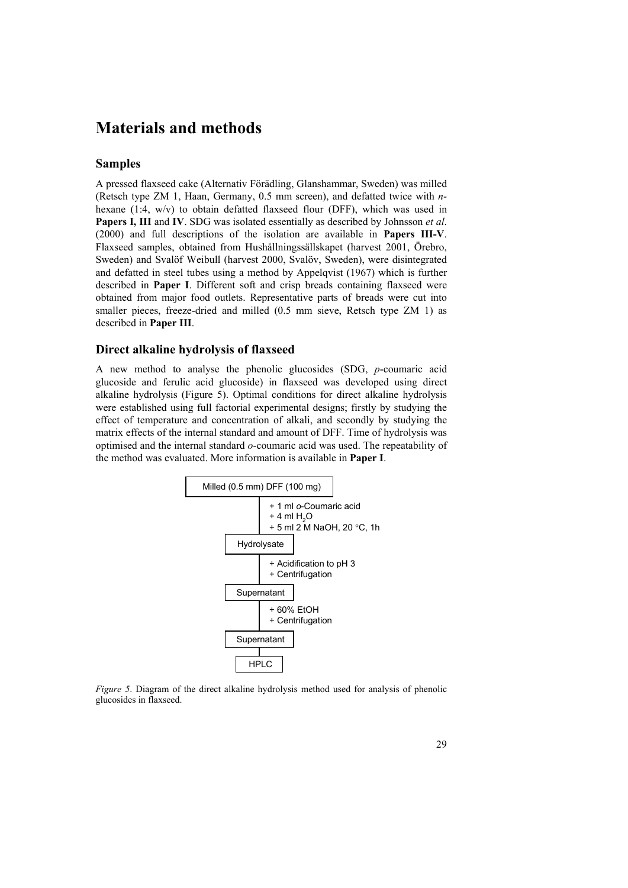# Materials and methods

## Samples

A pressed flaxseed cake (Alternativ Förädling, Glanshammar, Sweden) was milled (Retsch type ZM 1, Haan, Germany, 0.5 mm screen), and defatted twice with *n*-hexane (1:4, w/v) to obtain defatted flaxseed flour (DFF), which was used in **Papers I, III** and **IV**. SDG was isolated essentially as described by Johnsson *et al*. (2000) and full descriptions of the isolation are available in **Papers III-V**. Flaxseed samples, obtained from Hushållningssällskapet (harvest 2001, Örebro, Sweden) and Svalöf Weibull (harvest 2000, Svalöv, Sweden), were disintegrated and defatted in steel tubes using a method by Appelqvist (1967) which is further described in **Paper I**. Different soft and crisp breads containing flaxseed were obtained from major food outlets. Representative parts of breads were cut into smaller pieces, freeze-dried and milled (0.5 mm sieve, Retsch type ZM 1) as described in **Paper III**.

## Direct alkaline hydrolysis of flaxseed

A new method to analyse the phenolic glucosides (SDG, *p*-coumaric acid glucoside and ferulic acid glucoside) in flaxseed was developed using direct alkaline hydrolysis (Figure 5). Optimal conditions for direct alkaline hydrolysis were established using full factorial experimental designs; firstly by studying the effect of temperature and concentration of alkali, and secondly by studying the matrix effects of the internal standard and amount of DFF. Time of hydrolysis was optimised and the internal standard *o*-coumaric acid was used. The repeatability of the method was evaluated. More information is available in **Paper I**.

Milled (0.5 mm) DFF (100 mg)

+ 1 ml *o*-Coumaric acid
+ 4 ml $H_2O$
+ 5 ml 2 M NaOH, 20 °C, 1h

Hydrolysate

+ Acidification to pH 3
+ Centrifugation

Supernatant

+ 60% EtOH
+ Centrifugation

Supernatant

HPLC

*Figure 5*. Diagram of the direct alkaline hydrolysis method used for analysis of phenolic glucosides in flaxseed.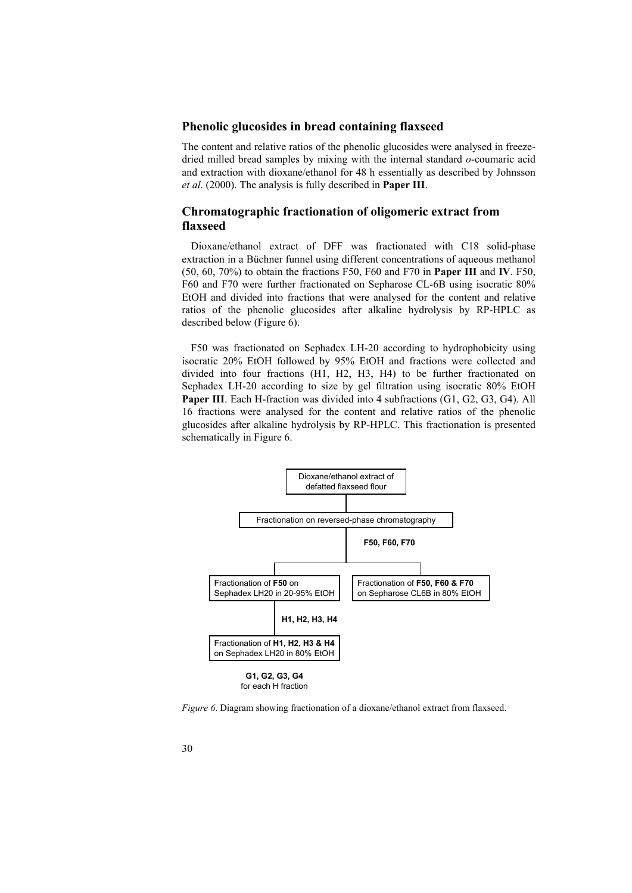## Phenolic glucosides in bread containing flaxseed

The content and relative ratios of the phenolic glucosides were analysed in freeze-dried milled bread samples by mixing with the internal standard *o*-coumaric acid and extraction with dioxane/ethanol for 48 h essentially as described by Johnsson *et al*. (2000). The analysis is fully described in **Paper III**.

## Chromatographic fractionation of oligomeric extract from flaxseed

Dioxane/ethanol extract of DFF was fractionated with C18 solid-phase extraction in a Büchner funnel using different concentrations of aqueous methanol (50, 60, 70%) to obtain the fractions F50, F60 and F70 in **Paper III** and **IV**. F50, F60 and F70 were further fractionated on Sepharose CL-6B using isocratic 80% EtOH and divided into fractions that were analysed for the content and relative ratios of the phenolic glucosides after alkaline hydrolysis by RP-HPLC as described below (Figure 6).

F50 was fractionated on Sephadex LH-20 according to hydrophobicity using isocratic 20% EtOH followed by 95% EtOH and fractions were collected and divided into four fractions (H1, H2, H3, H4) to be further fractionated on Sephadex LH-20 according to size by gel filtration using isocratic 80% EtOH **Paper III**. Each H-fraction was divided into 4 subfractions (G1, G2, G3, G4). All 16 fractions were analysed for the content and relative ratios of the phenolic glucosides after alkaline hydrolysis by RP-HPLC. This fractionation is presented schematically in Figure 6.

Dioxane/ethanol extract of defatted flaxseed flour

Fractionation on reversed-phase chromatography

**F50, F60, F70**

Fractionation of **F50** on Sephadex LH20 in 20-95% EtOH

Fractionation of **F50, F60 & F70** on Sepharose CL6B in 80% EtOH

**H1, H2, H3, H4**

Fractionation of **H1, H2, H3 & H4** on Sephadex LH20 in 80% EtOH

**G1, G2, G3, G4**
for each H fraction

*Figure 6*. Diagram showing fractionation of a dioxane/ethanol extract from flaxseed.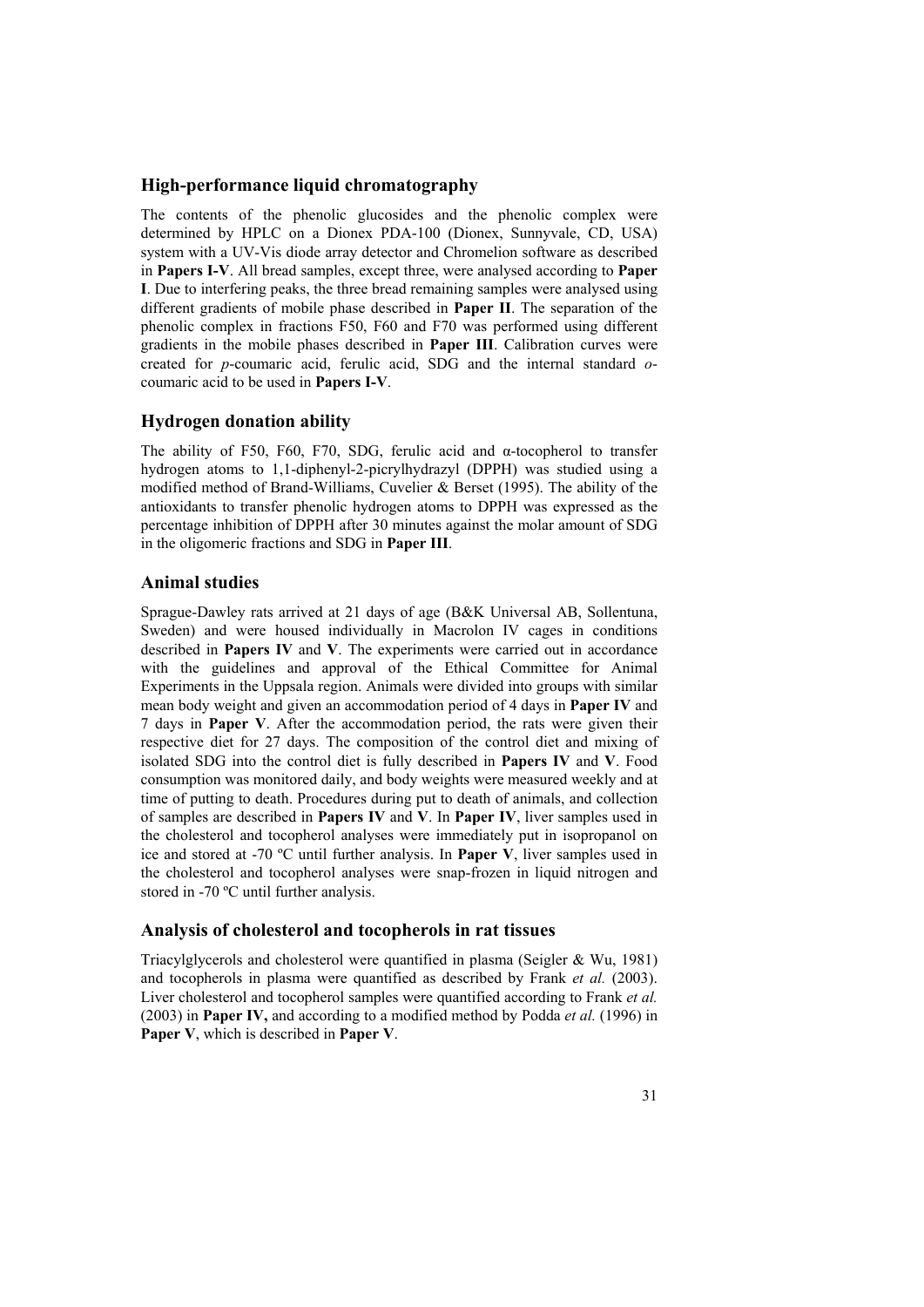## High-performance liquid chromatography

The contents of the phenolic glucosides and the phenolic complex were determined by HPLC on a Dionex PDA-100 (Dionex, Sunnyvale, CD, USA) system with a UV-Vis diode array detector and Chromelion software as described in **Papers I-V**. All bread samples, except three, were analysed according to **Paper I**. Due to interfering peaks, the three bread remaining samples were analysed using different gradients of mobile phase described in **Paper II**. The separation of the phenolic complex in fractions F50, F60 and F70 was performed using different gradients in the mobile phases described in **Paper III**. Calibration curves were created for *p*-coumaric acid, ferulic acid, SDG and the internal standard *o*-coumaric acid to be used in **Papers I-V**.

## Hydrogen donation ability

The ability of F50, F60, F70, SDG, ferulic acid and α-tocopherol to transfer hydrogen atoms to 1,1-diphenyl-2-picrylhydrazyl (DPPH) was studied using a modified method of Brand-Williams, Cuvelier & Berset (1995). The ability of the antioxidants to transfer phenolic hydrogen atoms to DPPH was expressed as the percentage inhibition of DPPH after 30 minutes against the molar amount of SDG in the oligomeric fractions and SDG in **Paper III**.

## Animal studies

Sprague-Dawley rats arrived at 21 days of age (B&K Universal AB, Sollentuna, Sweden) and were housed individually in Macrolon IV cages in conditions described in **Papers IV** and **V**. The experiments were carried out in accordance with the guidelines and approval of the Ethical Committee for Animal Experiments in the Uppsala region. Animals were divided into groups with similar mean body weight and given an accommodation period of 4 days in **Paper IV** and 7 days in **Paper V**. After the accommodation period, the rats were given their respective diet for 27 days. The composition of the control diet and mixing of isolated SDG into the control diet is fully described in **Papers IV** and **V**. Food consumption was monitored daily, and body weights were measured weekly and at time of putting to death. Procedures during put to death of animals, and collection of samples are described in **Papers IV** and **V**. In **Paper IV**, liver samples used in the cholesterol and tocopherol analyses were immediately put in isopropanol on ice and stored at -70 ºC until further analysis. In **Paper V**, liver samples used in the cholesterol and tocopherol analyses were snap-frozen in liquid nitrogen and stored in -70 ºC until further analysis.

## Analysis of cholesterol and tocopherols in rat tissues

Triacylglycerols and cholesterol were quantified in plasma (Seigler & Wu, 1981) and tocopherols in plasma were quantified as described by Frank *et al.* (2003). Liver cholesterol and tocopherol samples were quantified according to Frank *et al.* (2003) in **Paper IV,** and according to a modified method by Podda *et al.* (1996) in **Paper V**, which is described in **Paper V**.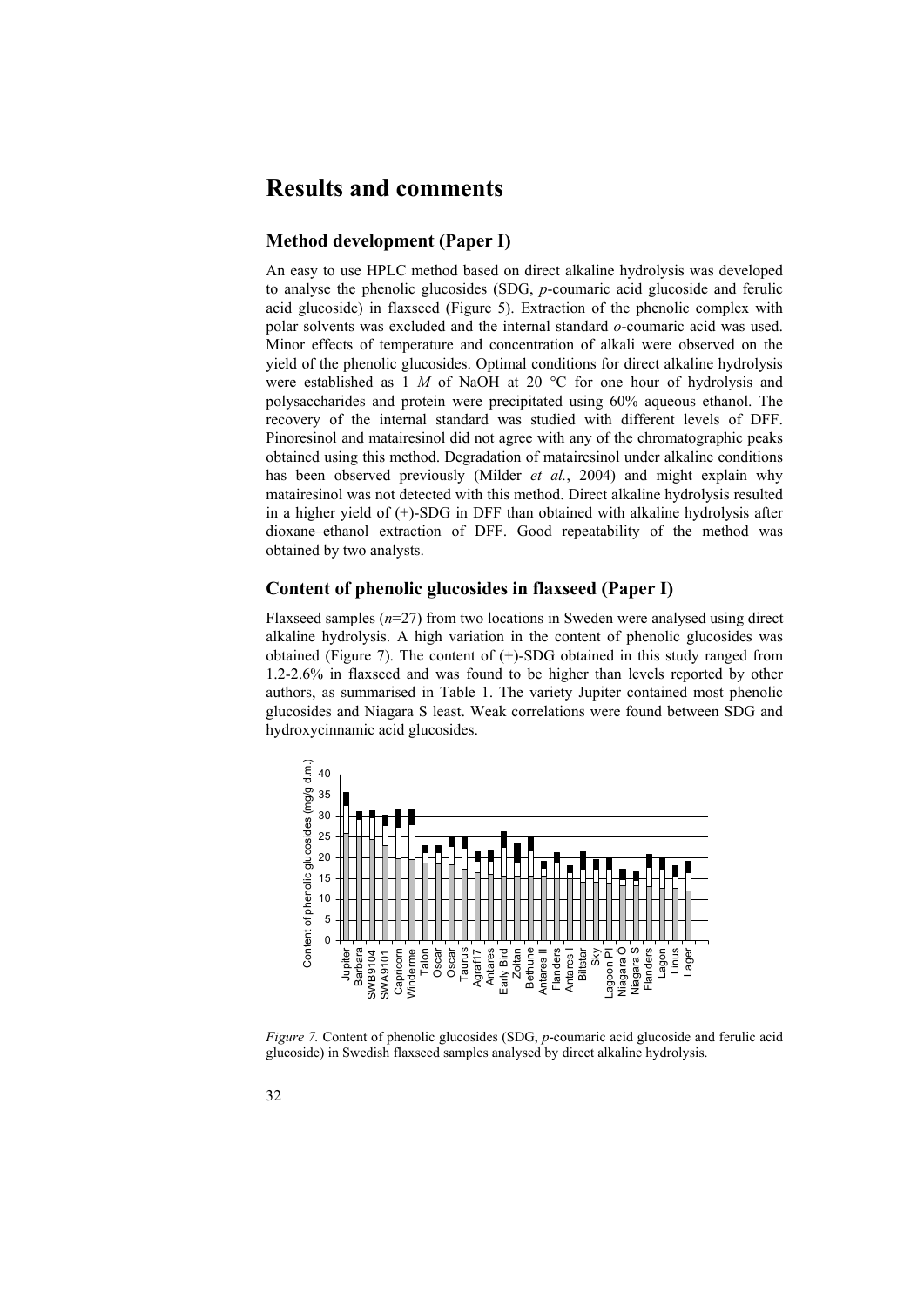# Results and comments

## Method development (Paper I)

An easy to use HPLC method based on direct alkaline hydrolysis was developed to analyse the phenolic glucosides (SDG, *p*-coumaric acid glucoside and ferulic acid glucoside) in flaxseed (Figure 5). Extraction of the phenolic complex with polar solvents was excluded and the internal standard *o*-coumaric acid was used. Minor effects of temperature and concentration of alkali were observed on the yield of the phenolic glucosides. Optimal conditions for direct alkaline hydrolysis were established as 1 *M* of NaOH at 20 °C for one hour of hydrolysis and polysaccharides and protein were precipitated using 60% aqueous ethanol. The recovery of the internal standard was studied with different levels of DFF. Pinoresinol and matairesinol did not agree with any of the chromatographic peaks obtained using this method. Degradation of matairesinol under alkaline conditions has been observed previously (Milder *et al.*, 2004) and might explain why matairesinol was not detected with this method. Direct alkaline hydrolysis resulted in a higher yield of (+)-SDG in DFF than obtained with alkaline hydrolysis after dioxane–ethanol extraction of DFF. Good repeatability of the method was obtained by two analysts.

## Content of phenolic glucosides in flaxseed (Paper I)

Flaxseed samples (*n*=27) from two locations in Sweden were analysed using direct alkaline hydrolysis. A high variation in the content of phenolic glucosides was obtained (Figure 7). The content of (+)-SDG obtained in this study ranged from 1.2-2.6% in flaxseed and was found to be higher than levels reported by other authors, as summarised in Table 1. The variety Jupiter contained most phenolic glucosides and Niagara S least. Weak correlations were found between SDG and hydroxycinnamic acid glucosides.

*Figure 7.* Content of phenolic glucosides (SDG, *p*-coumaric acid glucoside and ferulic acid glucoside) in Swedish flaxseed samples analysed by direct alkaline hydrolysis.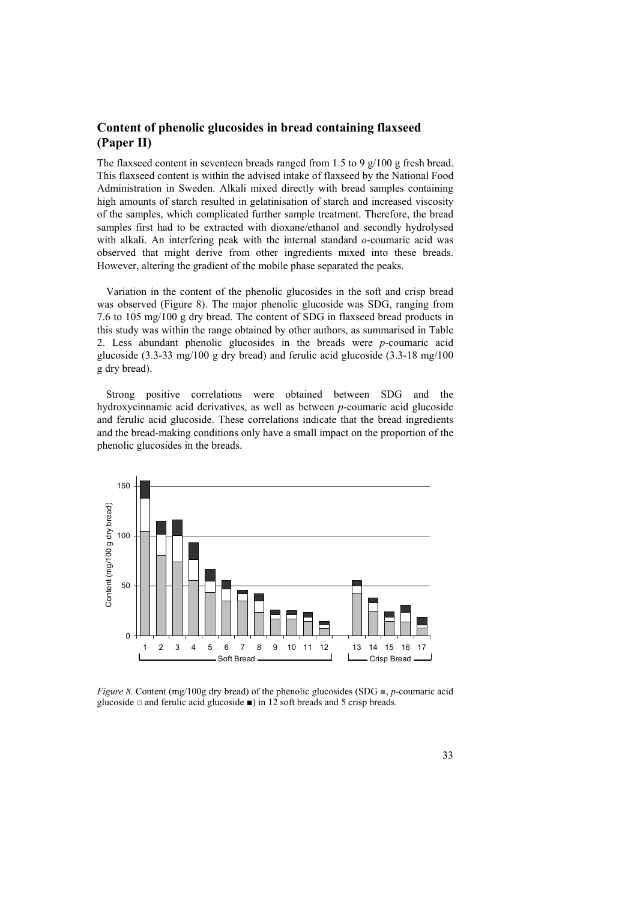## Content of phenolic glucosides in bread containing flaxseed (Paper II)

The flaxseed content in seventeen breads ranged from 1.5 to 9 g/100 g fresh bread. This flaxseed content is within the advised intake of flaxseed by the National Food Administration in Sweden. Alkali mixed directly with bread samples containing high amounts of starch resulted in gelatinisation of starch and increased viscosity of the samples, which complicated further sample treatment. Therefore, the bread samples first had to be extracted with dioxane/ethanol and secondly hydrolysed with alkali. An interfering peak with the internal standard *o*-coumaric acid was observed that might derive from other ingredients mixed into these breads. However, altering the gradient of the mobile phase separated the peaks.

Variation in the content of the phenolic glucosides in the soft and crisp bread was observed (Figure 8). The major phenolic glucoside was SDG, ranging from 7.6 to 105 mg/100 g dry bread. The content of SDG in flaxseed bread products in this study was within the range obtained by other authors, as summarised in Table 2. Less abundant phenolic glucosides in the breads were *p*-coumaric acid glucoside (3.3-33 mg/100 g dry bread) and ferulic acid glucoside (3.3-18 mg/100 g dry bread).

Strong positive correlations were obtained between SDG and the hydroxycinnamic acid derivatives, as well as between *p*-coumaric acid glucoside and ferulic acid glucoside. These correlations indicate that the bread ingredients and the bread-making conditions only have a small impact on the proportion of the phenolic glucosides in the breads.

Content (mg/100 g dry bread)

150
100
50
0

1 2 3 4 5 6 7 8 9 10 11 12 13 14 15 16 17

Soft Bread

Crisp Bread

*Figure 8*. Content (mg/100g dry bread) of the phenolic glucosides (SDG ■, *p*-coumaric acid glucoside □ and ferulic acid glucoside ■) in 12 soft breads and 5 crisp breads.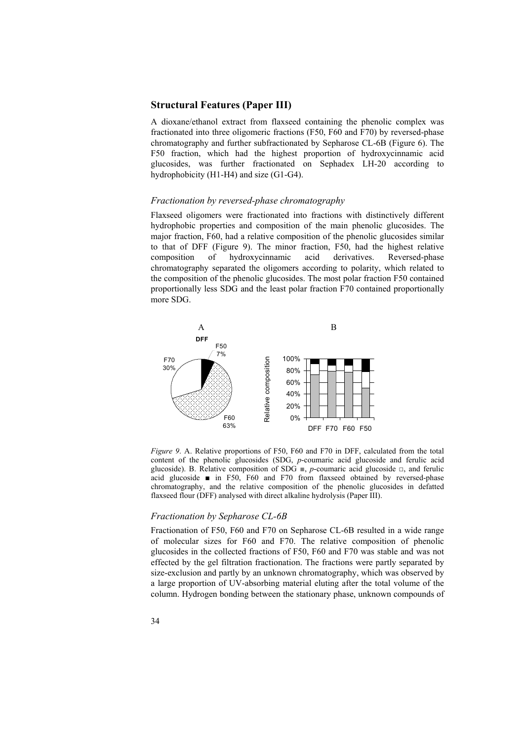## Structural Features (Paper III)

A dioxane/ethanol extract from flaxseed containing the phenolic complex was fractionated into three oligomeric fractions (F50, F60 and F70) by reversed-phase chromatography and further subfractionated by Sepharose CL-6B (Figure 6). The F50 fraction, which had the highest proportion of hydroxycinnamic acid glucosides, was further fractionated on Sephadex LH-20 according to hydrophobicity (H1-H4) and size (G1-G4).

### *Fractionation by reversed-phase chromatography*

Flaxseed oligomers were fractionated into fractions with distinctively different hydrophobic properties and composition of the main phenolic glucosides. The major fraction, F60, had a relative composition of the phenolic glucosides similar to that of DFF (Figure 9). The minor fraction, F50, had the highest relative composition of hydroxycinnamic acid derivatives. Reversed-phase chromatography separated the oligomers according to polarity, which related to the composition of the phenolic glucosides. The most polar fraction F50 contained proportionally less SDG and the least polar fraction F70 contained proportionally more SDG.

*Figure 9*. A. Relative proportions of F50, F60 and F70 in DFF, calculated from the total content of the phenolic glucosides (SDG, *p*-coumaric acid glucoside and ferulic acid glucoside). B. Relative composition of SDG ■, *p*-coumaric acid glucoside □, and ferulic acid glucoside ■ in F50, F60 and F70 from flaxseed obtained by reversed-phase chromatography, and the relative composition of the phenolic glucosides in defatted flaxseed flour (DFF) analysed with direct alkaline hydrolysis (Paper III).

### *Fractionation by Sepharose CL-6B*

Fractionation of F50, F60 and F70 on Sepharose CL-6B resulted in a wide range of molecular sizes for F60 and F70. The relative composition of phenolic glucosides in the collected fractions of F50, F60 and F70 was stable and was not effected by the gel filtration fractionation. The fractions were partly separated by size-exclusion and partly by an unknown chromatography, which was observed by a large proportion of UV-absorbing material eluting after the total volume of the column. Hydrogen bonding between the stationary phase, unknown compounds of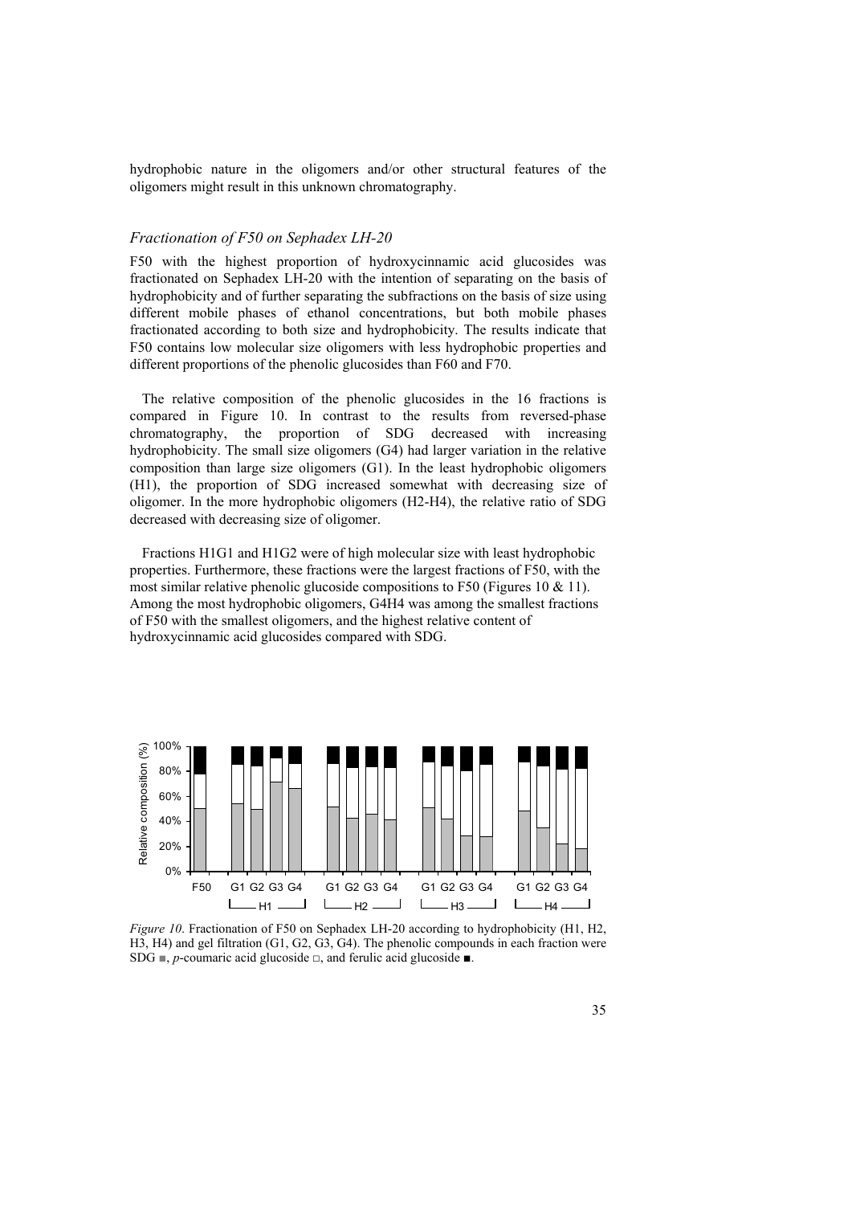hydrophobic nature in the oligomers and/or other structural features of the oligomers might result in this unknown chromatography.

### *Fractionation of F50 on Sephadex LH-20*

F50 with the highest proportion of hydroxycinnamic acid glucosides was fractionated on Sephadex LH-20 with the intention of separating on the basis of hydrophobicity and of further separating the subfractions on the basis of size using different mobile phases of ethanol concentrations, but both mobile phases fractionated according to both size and hydrophobicity. The results indicate that F50 contains low molecular size oligomers with less hydrophobic properties and different proportions of the phenolic glucosides than F60 and F70.

The relative composition of the phenolic glucosides in the 16 fractions is compared in Figure 10. In contrast to the results from reversed-phase chromatography, the proportion of SDG decreased with increasing hydrophobicity. The small size oligomers (G4) had larger variation in the relative composition than large size oligomers (G1). In the least hydrophobic oligomers (H1), the proportion of SDG increased somewhat with decreasing size of oligomer. In the more hydrophobic oligomers (H2-H4), the relative ratio of SDG decreased with decreasing size of oligomer.

Fractions H1G1 and H1G2 were of high molecular size with least hydrophobic properties. Furthermore, these fractions were the largest fractions of F50, with the most similar relative phenolic glucoside compositions to F50 (Figures 10 & 11). Among the most hydrophobic oligomers, G4H4 was among the smallest fractions of F50 with the smallest oligomers, and the highest relative content of hydroxycinnamic acid glucosides compared with SDG.

*Figure 10.* Fractionation of F50 on Sephadex LH-20 according to hydrophobicity (H1, H2, H3, H4) and gel filtration (G1, G2, G3, G4). The phenolic compounds in each fraction were SDG ■, *p*-coumaric acid glucoside □, and ferulic acid glucoside ■.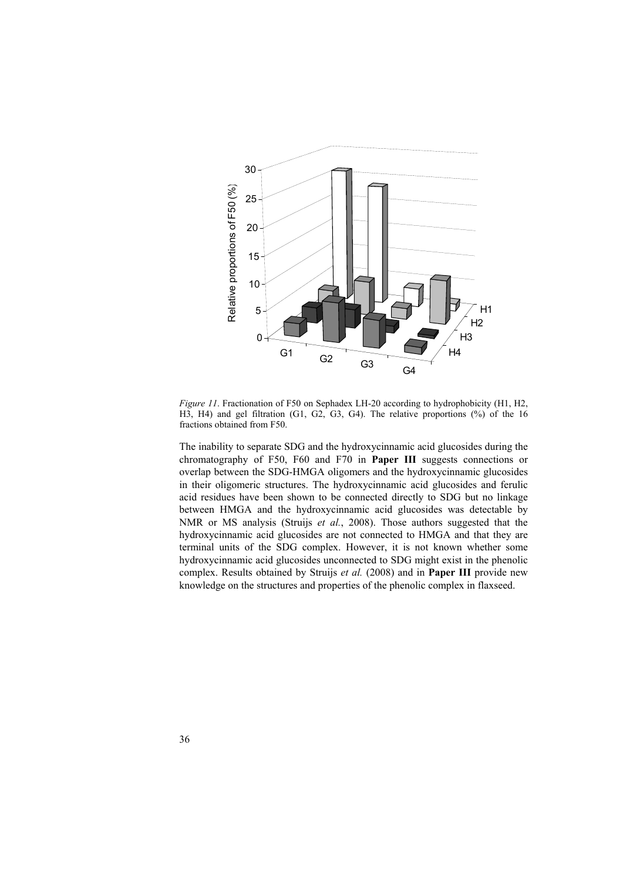Relative proportions of F50 (%)

30

25

20

15

10

5

0

G1

G2

G3

G4

H1

H2

H3

H4

*Figure 11*. Fractionation of F50 on Sephadex LH-20 according to hydrophobicity (H1, H2, H3, H4) and gel filtration (G1, G2, G3, G4). The relative proportions (%) of the 16 fractions obtained from F50.

The inability to separate SDG and the hydroxycinnamic acid glucosides during the chromatography of F50, F60 and F70 in **Paper III** suggests connections or overlap between the SDG-HMGA oligomers and the hydroxycinnamic glucosides in their oligomeric structures. The hydroxycinnamic acid glucosides and ferulic acid residues have been shown to be connected directly to SDG but no linkage between HMGA and the hydroxycinnamic acid glucosides was detectable by NMR or MS analysis (Struijs *et al.*, 2008). Those authors suggested that the hydroxycinnamic acid glucosides are not connected to HMGA and that they are terminal units of the SDG complex. However, it is not known whether some hydroxycinnamic acid glucosides unconnected to SDG might exist in the phenolic complex. Results obtained by Struijs *et al.* (2008) and in **Paper III** provide new knowledge on the structures and properties of the phenolic complex in flaxseed.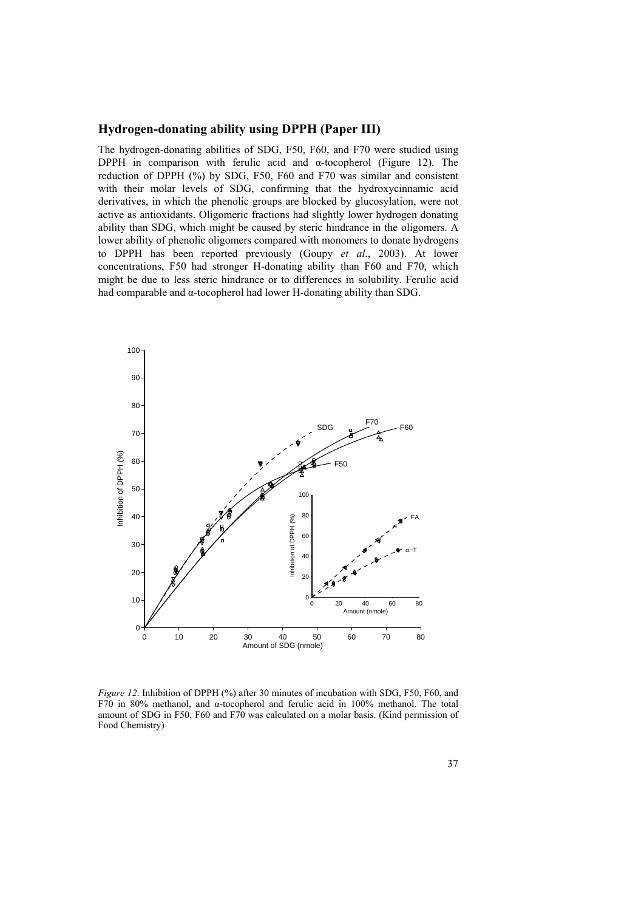### Hydrogen-donating ability using DPPH (Paper III)

The hydrogen-donating abilities of SDG, F50, F60, and F70 were studied using DPPH in comparison with ferulic acid and α-tocopherol (Figure 12). The reduction of DPPH (%) by SDG, F50, F60 and F70 was similar and consistent with their molar levels of SDG, confirming that the hydroxycinnamic acid derivatives, in which the phenolic groups are blocked by glucosylation, were not active as antioxidants. Oligomeric fractions had slightly lower hydrogen donating ability than SDG, which might be caused by steric hindrance in the oligomers. A lower ability of phenolic oligomers compared with monomers to donate hydrogens to DPPH has been reported previously (Goupy *et al*., 2003). At lower concentrations, F50 had stronger H-donating ability than F60 and F70, which might be due to less steric hindrance or to differences in solubility. Ferulic acid had comparable and α-tocopherol had lower H-donating ability than SDG.

*Figure 12*. Inhibition of DPPH (%) after 30 minutes of incubation with SDG, F50, F60, and F70 in 80% methanol, and α-tocopherol and ferulic acid in 100% methanol. The total amount of SDG in F50, F60 and F70 was calculated on a molar basis. (Kind permission of Food Chemistry)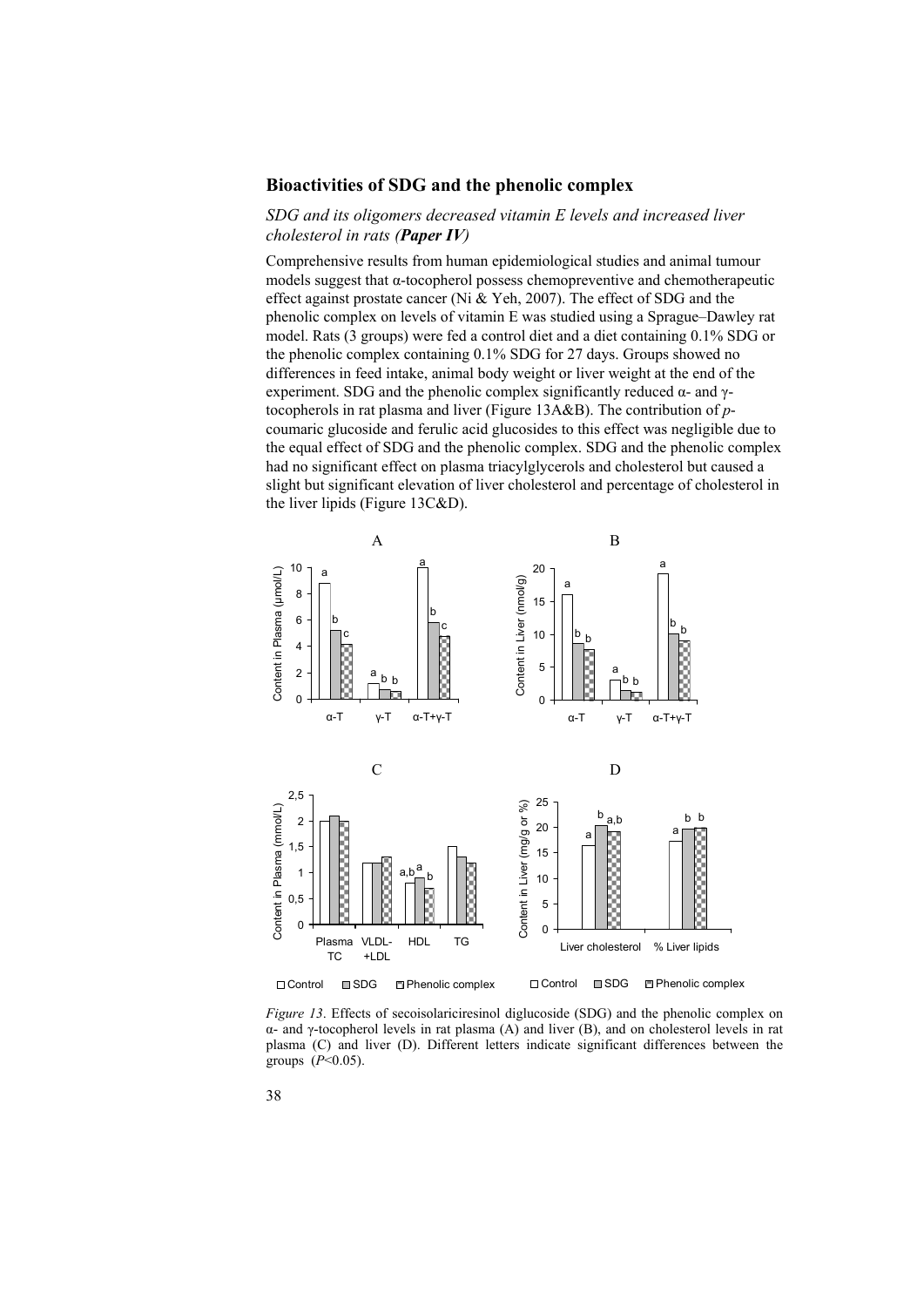## Bioactivities of SDG and the phenolic complex

### *SDG and its oligomers decreased vitamin E levels and increased liver cholesterol in rats (**Paper IV**)*

Comprehensive results from human epidemiological studies and animal tumour models suggest that α-tocopherol possess chemopreventive and chemotherapeutic effect against prostate cancer (Ni & Yeh, 2007). The effect of SDG and the phenolic complex on levels of vitamin E was studied using a Sprague–Dawley rat model. Rats (3 groups) were fed a control diet and a diet containing 0.1% SDG or the phenolic complex containing 0.1% SDG for 27 days. Groups showed no differences in feed intake, animal body weight or liver weight at the end of the experiment. SDG and the phenolic complex significantly reduced α- and γ-tocopherols in rat plasma and liver (Figure 13A&B). The contribution of *p*-coumaric glucoside and ferulic acid glucosides to this effect was negligible due to the equal effect of SDG and the phenolic complex. SDG and the phenolic complex had no significant effect on plasma triacylglycerols and cholesterol but caused a slight but significant elevation of liver cholesterol and percentage of cholesterol in the liver lipids (Figure 13C&D).

A

Content in Plasma (µmol/L)

10
8
6
4
2
0

a b c a b b a b c

α-T γ-T α-T+γ-T

B

Content in Liver (nmol/g)

20
15
10
5
0

a b b a b b a b b

α-T γ-T α-T+γ-T

C

Content in Plasma (mmol/L)

2,5
2
1,5
1
0,5
0

a,b a b

Plasma TC VLDL-+LDL HDL TG

D

Content in Liver (mg/g or %)

25
20
15
10
5
0

a b a,b a b b

Liver cholesterol % Liver lipids

□ Control ▨ SDG ▩ Phenolic complex

□ Control ▨ SDG ▩ Phenolic complex

*Figure 13*. Effects of secoisolariciresinol diglucoside (SDG) and the phenolic complex on α- and γ-tocopherol levels in rat plasma (A) and liver (B), and on cholesterol levels in rat plasma (C) and liver (D). Different letters indicate significant differences between the groups ($P$<0.05).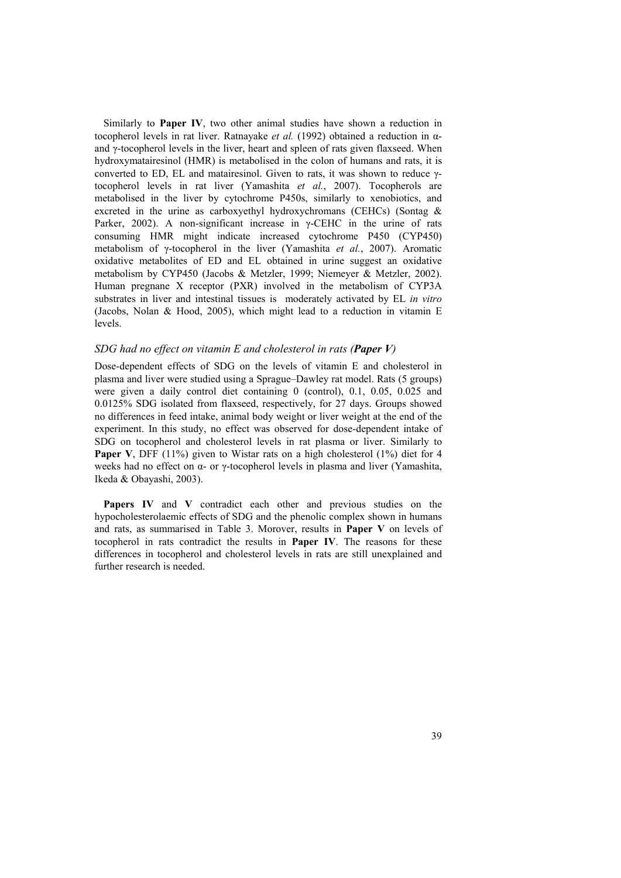Similarly to **Paper IV**, two other animal studies have shown a reduction in tocopherol levels in rat liver. Ratnayake *et al.* (1992) obtained a reduction in α- and γ-tocopherol levels in the liver, heart and spleen of rats given flaxseed. When hydroxymatairesinol (HMR) is metabolised in the colon of humans and rats, it is converted to ED, EL and matairesinol. Given to rats, it was shown to reduce γ-tocopherol levels in rat liver (Yamashita *et al.*, 2007). Tocopherols are metabolised in the liver by cytochrome P450s, similarly to xenobiotics, and excreted in the urine as carboxyethyl hydroxychromans (CEHCs) (Sontag & Parker, 2002). A non-significant increase in γ-CEHC in the urine of rats consuming HMR might indicate increased cytochrome P450 (CYP450) metabolism of γ-tocopherol in the liver (Yamashita *et al.*, 2007). Aromatic oxidative metabolites of ED and EL obtained in urine suggest an oxidative metabolism by CYP450 (Jacobs & Metzler, 1999; Niemeyer & Metzler, 2002). Human pregnane X receptor (PXR) involved in the metabolism of CYP3A substrates in liver and intestinal tissues is moderately activated by EL *in vitro* (Jacobs, Nolan & Hood, 2005), which might lead to a reduction in vitamin E levels.

### *SDG had no effect on vitamin E and cholesterol in rats (**Paper V**)*

Dose-dependent effects of SDG on the levels of vitamin E and cholesterol in plasma and liver were studied using a Sprague–Dawley rat model. Rats (5 groups) were given a daily control diet containing 0 (control), 0.1, 0.05, 0.025 and 0.0125% SDG isolated from flaxseed, respectively, for 27 days. Groups showed no differences in feed intake, animal body weight or liver weight at the end of the experiment. In this study, no effect was observed for dose-dependent intake of SDG on tocopherol and cholesterol levels in rat plasma or liver. Similarly to **Paper V**, DFF (11%) given to Wistar rats on a high cholesterol (1%) diet for 4 weeks had no effect on α- or γ-tocopherol levels in plasma and liver (Yamashita, Ikeda & Obayashi, 2003).

**Papers IV** and **V** contradict each other and previous studies on the hypocholesterolaemic effects of SDG and the phenolic complex shown in humans and rats, as summarised in Table 3. Morover, results in **Paper V** on levels of tocopherol in rats contradict the results in **Paper IV**. The reasons for these differences in tocopherol and cholesterol levels in rats are still unexplained and further research is needed.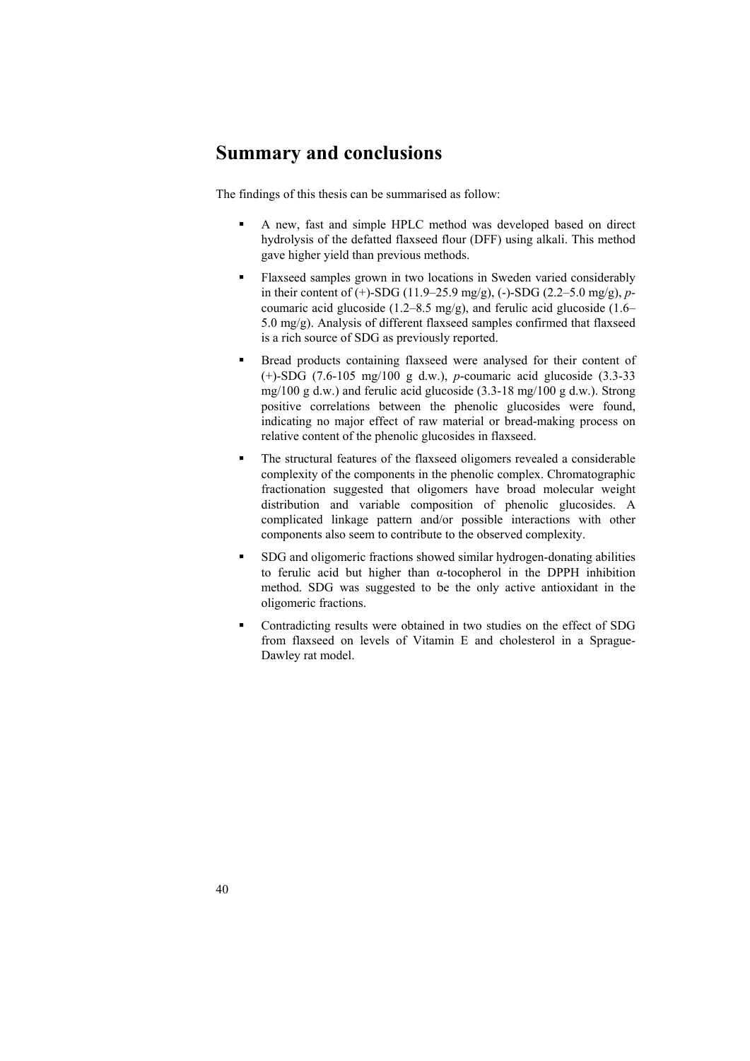# Summary and conclusions

The findings of this thesis can be summarised as follow:

- A new, fast and simple HPLC method was developed based on direct hydrolysis of the defatted flaxseed flour (DFF) using alkali. This method gave higher yield than previous methods.
- Flaxseed samples grown in two locations in Sweden varied considerably in their content of (+)-SDG (11.9–25.9 mg/g), (-)-SDG (2.2–5.0 mg/g), *p*-coumaric acid glucoside (1.2–8.5 mg/g), and ferulic acid glucoside (1.6–5.0 mg/g). Analysis of different flaxseed samples confirmed that flaxseed is a rich source of SDG as previously reported.
- Bread products containing flaxseed were analysed for their content of (+)-SDG (7.6-105 mg/100 g d.w.), *p*-coumaric acid glucoside (3.3-33 mg/100 g d.w.) and ferulic acid glucoside (3.3-18 mg/100 g d.w.). Strong positive correlations between the phenolic glucosides were found, indicating no major effect of raw material or bread-making process on relative content of the phenolic glucosides in flaxseed.
- The structural features of the flaxseed oligomers revealed a considerable complexity of the components in the phenolic complex. Chromatographic fractionation suggested that oligomers have broad molecular weight distribution and variable composition of phenolic glucosides. A complicated linkage pattern and/or possible interactions with other components also seem to contribute to the observed complexity.
- SDG and oligomeric fractions showed similar hydrogen-donating abilities to ferulic acid but higher than α-tocopherol in the DPPH inhibition method. SDG was suggested to be the only active antioxidant in the oligomeric fractions.
- Contradicting results were obtained in two studies on the effect of SDG from flaxseed on levels of Vitamin E and cholesterol in a Sprague-Dawley rat model.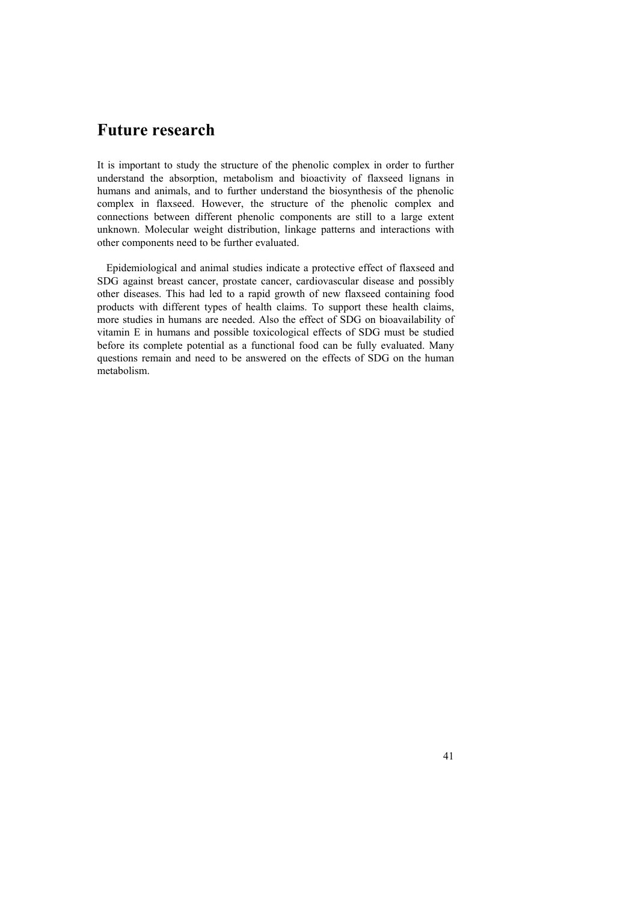# Future research

It is important to study the structure of the phenolic complex in order to further understand the absorption, metabolism and bioactivity of flaxseed lignans in humans and animals, and to further understand the biosynthesis of the phenolic complex in flaxseed. However, the structure of the phenolic complex and connections between different phenolic components are still to a large extent unknown. Molecular weight distribution, linkage patterns and interactions with other components need to be further evaluated.

Epidemiological and animal studies indicate a protective effect of flaxseed and SDG against breast cancer, prostate cancer, cardiovascular disease and possibly other diseases. This had led to a rapid growth of new flaxseed containing food products with different types of health claims. To support these health claims, more studies in humans are needed. Also the effect of SDG on bioavailability of vitamin E in humans and possible toxicological effects of SDG must be studied before its complete potential as a functional food can be fully evaluated. Many questions remain and need to be answered on the effects of SDG on the human metabolism.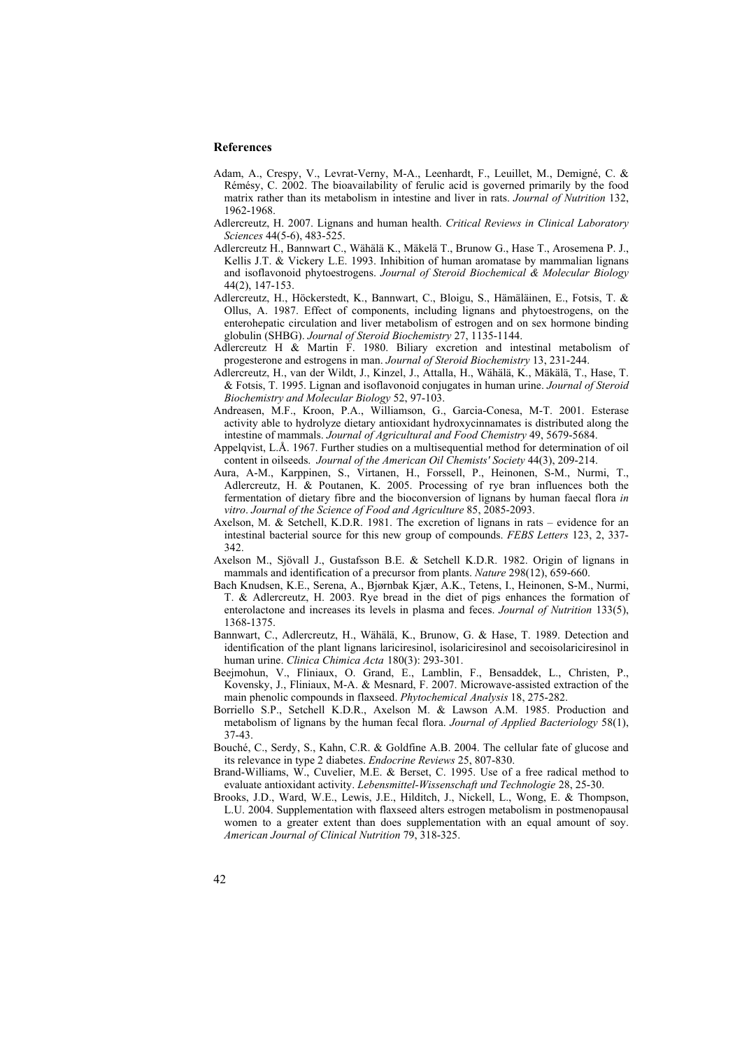### References

Adam, A., Crespy, V., Levrat-Verny, M-A., Leenhardt, F., Leuillet, M., Demigné, C. & Rémésy, C. 2002. The bioavailability of ferulic acid is governed primarily by the food matrix rather than its metabolism in intestine and liver in rats. *Journal of Nutrition* 132, 1962-1968.

Adlercreutz, H. 2007. Lignans and human health. *Critical Reviews in Clinical Laboratory Sciences* 44(5-6), 483-525.

Adlercreutz H., Bannwart C., Wähälä K., Mäkelä T., Brunow G., Hase T., Arosemena P. J., Kellis J.T. & Vickery L.E. 1993. Inhibition of human aromatase by mammalian lignans and isoflavonoid phytoestrogens. *Journal of Steroid Biochemical & Molecular Biology* 44(2), 147-153.

Adlercreutz, H., Höckerstedt, K., Bannwart, C., Bloigu, S., Hämäläinen, E., Fotsis, T. & Ollus, A. 1987. Effect of components, including lignans and phytoestrogens, on the enterohepatic circulation and liver metabolism of estrogen and on sex hormone binding globulin (SHBG). *Journal of Steroid Biochemistry* 27, 1135-1144.

Adlercreutz H & Martin F. 1980. Biliary excretion and intestinal metabolism of progesterone and estrogens in man. *Journal of Steroid Biochemistry* 13, 231-244.

Adlercreutz, H., van der Wildt, J., Kinzel, J., Attalla, H., Wähälä, K., Mäkälä, T., Hase, T. & Fotsis, T. 1995. Lignan and isoflavonoid conjugates in human urine. *Journal of Steroid Biochemistry and Molecular Biology* 52, 97-103.

Andreasen, M.F., Kroon, P.A., Williamson, G., Garcia-Conesa, M-T. 2001. Esterase activity able to hydrolyze dietary antioxidant hydroxycinnamates is distributed along the intestine of mammals. *Journal of Agricultural and Food Chemistry* 49, 5679-5684.

Appelqvist, L.Å. 1967. Further studies on a multisequential method for determination of oil content in oilseeds. *Journal of the American Oil Chemists' Society* 44(3), 209-214.

Aura, A-M., Karppinen, S., Virtanen, H., Forssell, P., Heinonen, S-M., Nurmi, T., Adlercreutz, H. & Poutanen, K. 2005. Processing of rye bran influences both the fermentation of dietary fibre and the bioconversion of lignans by human faecal flora *in vitro*. *Journal of the Science of Food and Agriculture* 85, 2085-2093.

Axelson, M. & Setchell, K.D.R. 1981. The excretion of lignans in rats – evidence for an intestinal bacterial source for this new group of compounds. *FEBS Letters* 123, 2, 337-342.

Axelson M., Sjövall J., Gustafsson B.E. & Setchell K.D.R. 1982. Origin of lignans in mammals and identification of a precursor from plants. *Nature* 298(12), 659-660.

Bach Knudsen, K.E., Serena, A., Bjørnbak Kjær, A.K., Tetens, I., Heinonen, S-M., Nurmi, T. & Adlercreutz, H. 2003. Rye bread in the diet of pigs enhances the formation of enterolactone and increases its levels in plasma and feces. *Journal of Nutrition* 133(5), 1368-1375.

Bannwart, C., Adlercreutz, H., Wähälä, K., Brunow, G. & Hase, T. 1989. Detection and identification of the plant lignans lariciresinol, isolariciresinol and secoisolariciresinol in human urine. *Clinica Chimica Acta* 180(3): 293-301.

Beejmohun, V., Fliniaux, O. Grand, E., Lamblin, F., Bensaddek, L., Christen, P., Kovensky, J., Fliniaux, M-A. & Mesnard, F. 2007. Microwave-assisted extraction of the main phenolic compounds in flaxseed. *Phytochemical Analysis* 18, 275-282.

Borriello S.P., Setchell K.D.R., Axelson M. & Lawson A.M. 1985. Production and metabolism of lignans by the human fecal flora. *Journal of Applied Bacteriology* 58(1), 37-43.

Bouché, C., Serdy, S., Kahn, C.R. & Goldfine A.B. 2004. The cellular fate of glucose and its relevance in type 2 diabetes. *Endocrine Reviews* 25, 807-830.

Brand-Williams, W., Cuvelier, M.E. & Berset, C. 1995. Use of a free radical method to evaluate antioxidant activity. *Lebensmittel-Wissenschaft und Technologie* 28, 25-30.

Brooks, J.D., Ward, W.E., Lewis, J.E., Hilditch, J., Nickell, L., Wong, E. & Thompson, L.U. 2004. Supplementation with flaxseed alters estrogen metabolism in postmenopausal women to a greater extent than does supplementation with an equal amount of soy. *American Journal of Clinical Nutrition* 79, 318-325.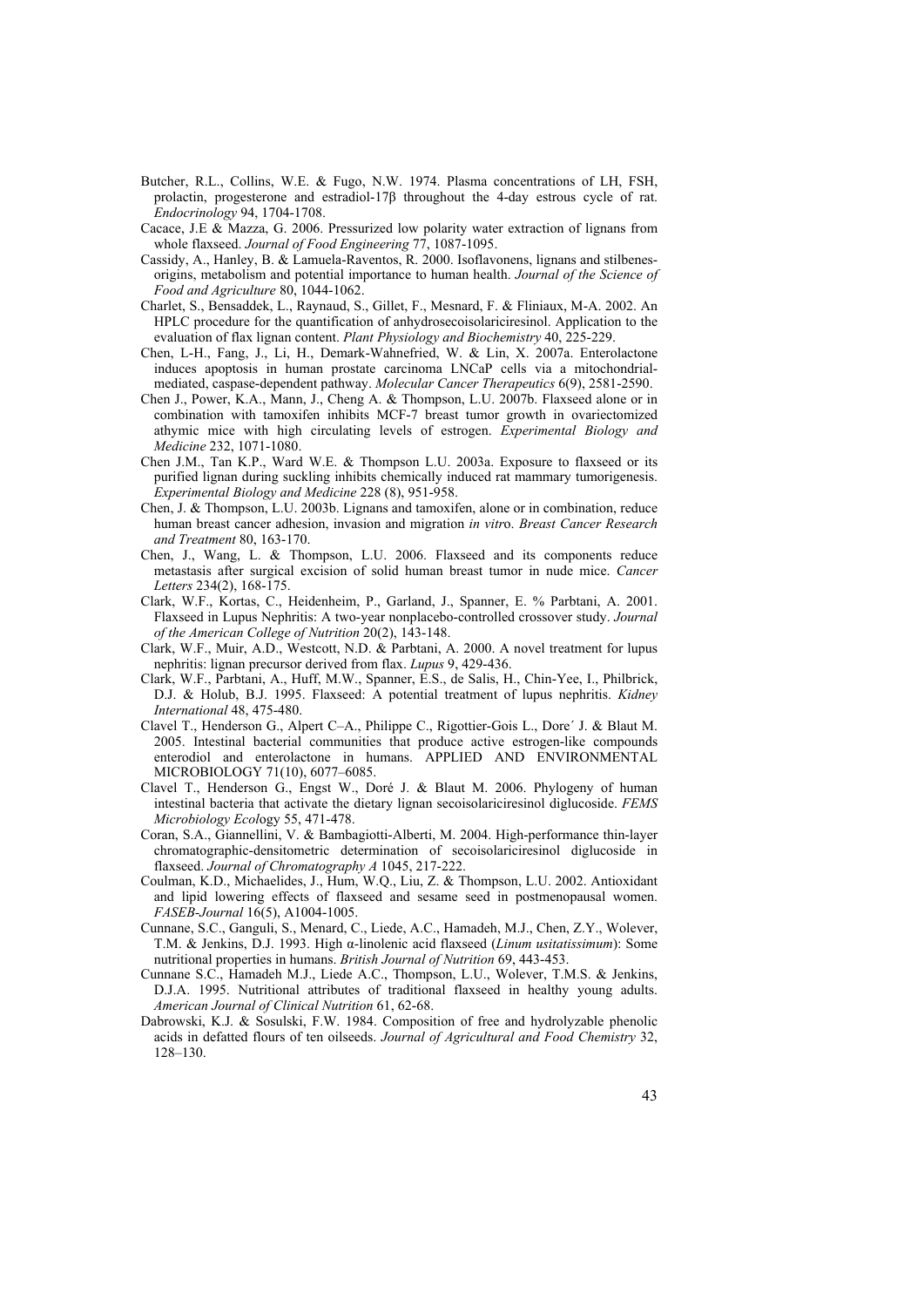Butcher, R.L., Collins, W.E. & Fugo, N.W. 1974. Plasma concentrations of LH, FSH, prolactin, progesterone and estradiol-17β throughout the 4-day estrous cycle of rat. *Endocrinology* 94, 1704-1708.

Cacace, J.E & Mazza, G. 2006. Pressurized low polarity water extraction of lignans from whole flaxseed. *Journal of Food Engineering* 77, 1087-1095.

Cassidy, A., Hanley, B. & Lamuela-Raventos, R. 2000. Isoflavonens, lignans and stilbenes-origins, metabolism and potential importance to human health. *Journal of the Science of Food and Agriculture* 80, 1044-1062.

Charlet, S., Bensaddek, L., Raynaud, S., Gillet, F., Mesnard, F. & Fliniaux, M-A. 2002. An HPLC procedure for the quantification of anhydrosecoisolariciresinol. Application to the evaluation of flax lignan content. *Plant Physiology and Biochemistry* 40, 225-229.

Chen, L-H., Fang, J., Li, H., Demark-Wahnefried, W. & Lin, X. 2007a. Enterolactone induces apoptosis in human prostate carcinoma LNCaP cells via a mitochondrial-mediated, caspase-dependent pathway. *Molecular Cancer Therapeutics* 6(9), 2581-2590.

Chen J., Power, K.A., Mann, J., Cheng A. & Thompson, L.U. 2007b. Flaxseed alone or in combination with tamoxifen inhibits MCF-7 breast tumor growth in ovariectomized athymic mice with high circulating levels of estrogen. *Experimental Biology and Medicine* 232, 1071-1080.

Chen J.M., Tan K.P., Ward W.E. & Thompson L.U. 2003a. Exposure to flaxseed or its purified lignan during suckling inhibits chemically induced rat mammary tumorigenesis. *Experimental Biology and Medicine* 228 (8), 951-958.

Chen, J. & Thompson, L.U. 2003b. Lignans and tamoxifen, alone or in combination, reduce human breast cancer adhesion, invasion and migration *in vitro*. *Breast Cancer Research and Treatment* 80, 163-170.

Chen, J., Wang, L. & Thompson, L.U. 2006. Flaxseed and its components reduce metastasis after surgical excision of solid human breast tumor in nude mice. *Cancer Letters* 234(2), 168-175.

Clark, W.F., Kortas, C., Heidenheim, P., Garland, J., Spanner, E. % Parbtani, A. 2001. Flaxseed in Lupus Nephritis: A two-year nonplacebo-controlled crossover study. *Journal of the American College of Nutrition* 20(2), 143-148.

Clark, W.F., Muir, A.D., Westcott, N.D. & Parbtani, A. 2000. A novel treatment for lupus nephritis: lignan precursor derived from flax. *Lupus* 9, 429-436.

Clark, W.F., Parbtani, A., Huff, M.W., Spanner, E.S., de Salis, H., Chin-Yee, I., Philbrick, D.J. & Holub, B.J. 1995. Flaxseed: A potential treatment of lupus nephritis. *Kidney International* 48, 475-480.

Clavel T., Henderson G., Alpert C–A., Philippe C., Rigottier-Gois L., Dore´ J. & Blaut M. 2005. Intestinal bacterial communities that produce active estrogen-like compounds enterodiol and enterolactone in humans. APPLIED AND ENVIRONMENTAL MICROBIOLOGY 71(10), 6077–6085.

Clavel T., Henderson G., Engst W., Doré J. & Blaut M. 2006. Phylogeny of human intestinal bacteria that activate the dietary lignan secoisolariciresinol diglucoside. *FEMS Microbiology Ecol*ogy 55, 471-478.

Coran, S.A., Giannellini, V. & Bambagiotti-Alberti, M. 2004. High-performance thin-layer chromatographic-densitometric determination of secoisolariciresinol diglucoside in flaxseed. *Journal of Chromatography A* 1045, 217-222.

Coulman, K.D., Michaelides, J., Hum, W.Q., Liu, Z. & Thompson, L.U. 2002. Antioxidant and lipid lowering effects of flaxseed and sesame seed in postmenopausal women. *FASEB-Journal* 16(5), A1004-1005.

Cunnane, S.C., Ganguli, S., Menard, C., Liede, A.C., Hamadeh, M.J., Chen, Z.Y., Wolever, T.M. & Jenkins, D.J. 1993. High α-linolenic acid flaxseed (*Linum usitatissimum*): Some nutritional properties in humans. *British Journal of Nutrition* 69, 443-453.

Cunnane S.C., Hamadeh M.J., Liede A.C., Thompson, L.U., Wolever, T.M.S. & Jenkins, D.J.A. 1995. Nutritional attributes of traditional flaxseed in healthy young adults. *American Journal of Clinical Nutrition* 61, 62-68.

Dabrowski, K.J. & Sosulski, F.W. 1984. Composition of free and hydrolyzable phenolic acids in defatted flours of ten oilseeds. *Journal of Agricultural and Food Chemistry* 32, 128–130.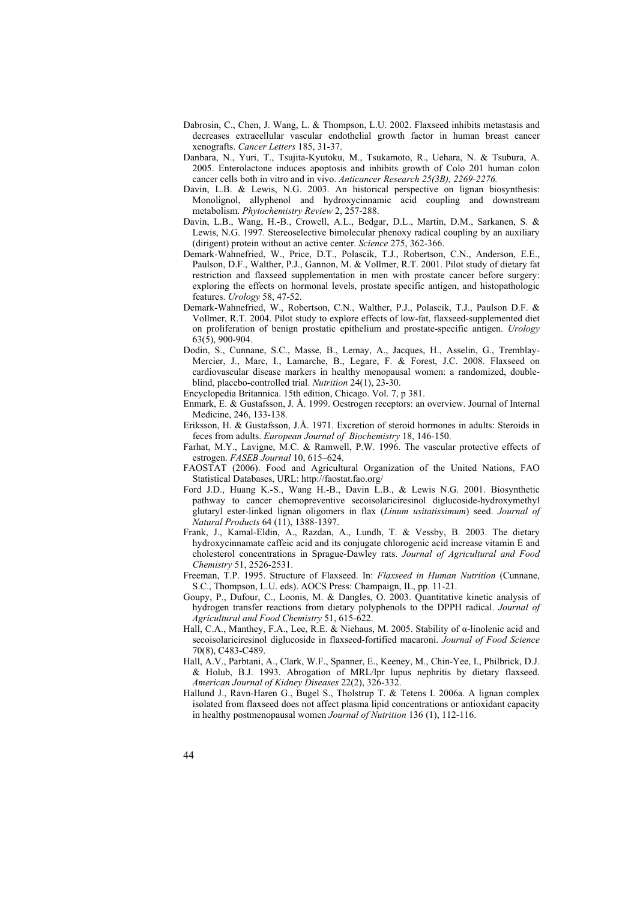Dabrosin, C., Chen, J. Wang, L. & Thompson, L.U. 2002. Flaxseed inhibits metastasis and decreases extracellular vascular endothelial growth factor in human breast cancer xenografts. *Cancer Letters* 185, 31-37.

Danbara, N., Yuri, T., Tsujita-Kyutoku, M., Tsukamoto, R., Uehara, N. & Tsubura, A. 2005. Enterolactone induces apoptosis and inhibits growth of Colo 201 human colon cancer cells both in vitro and in vivo. *Anticancer Research 25(3B), 2269-2276.*

Davin, L.B. & Lewis, N.G. 2003. An historical perspective on lignan biosynthesis: Monolignol, allyphenol and hydroxycinnamic acid coupling and downstream metabolism. *Phytochemistry Review* 2, 257-288.

Davin, L.B., Wang, H.-B., Crowell, A.L., Bedgar, D.L., Martin, D.M., Sarkanen, S. & Lewis, N.G. 1997. Stereoselective bimolecular phenoxy radical coupling by an auxiliary (dirigent) protein without an active center. *Science* 275, 362-366.

Demark-Wahnefried, W., Price, D.T., Polascik, T.J., Robertson, C.N., Anderson, E.E., Paulson, D.F., Walther, P.J., Gannon, M. & Vollmer, R.T. 2001. Pilot study of dietary fat restriction and flaxseed supplementation in men with prostate cancer before surgery: exploring the effects on hormonal levels, prostate specific antigen, and histopathologic features. *Urology* 58, 47-52.

Demark-Wahnefried, W., Robertson, C.N., Walther, P.J., Polascik, T.J., Paulson D.F. & Vollmer, R.T. 2004. Pilot study to explore effects of low-fat, flaxseed-supplemented diet on proliferation of benign prostatic epithelium and prostate-specific antigen. *Urology* 63(5), 900-904.

Dodin, S., Cunnane, S.C., Masse, B., Lemay, A., Jacques, H., Asselin, G., Tremblay-Mercier, J., Marc, I., Lamarche, B., Legare, F. & Forest, J.C. 2008. Flaxseed on cardiovascular disease markers in healthy menopausal women: a randomized, double-blind, placebo-controlled trial. *Nutrition* 24(1), 23-30.

Encyclopedia Britannica. 15th edition, Chicago. Vol. 7, p 381.

Enmark, E. & Gustafsson, J. Å. 1999. Oestrogen receptors: an overview. Journal of Internal Medicine, 246, 133-138.

Eriksson, H. & Gustafsson, J.Å. 1971. Excretion of steroid hormones in adults: Steroids in feces from adults. *European Journal of Biochemistry* 18, 146-150.

Farhat, M.Y., Lavigne, M.C. & Ramwell, P.W. 1996. The vascular protective effects of estrogen. *FASEB Journal* 10, 615–624.

FAOSTAT (2006). Food and Agricultural Organization of the United Nations, FAO Statistical Databases, URL: http://faostat.fao.org/

Ford J.D., Huang K.-S., Wang H.-B., Davin L.B., & Lewis N.G. 2001. Biosynthetic pathway to cancer chemopreventive secoisolariciresinol diglucoside-hydroxymethyl glutaryl ester-linked lignan oligomers in flax (*Linum usitatissimum*) seed. *Journal of Natural Products* 64 (11), 1388-1397.

Frank, J., Kamal-Eldin, A., Razdan, A., Lundh, T. & Vessby, B. 2003. The dietary hydroxycinnamate caffeic acid and its conjugate chlorogenic acid increase vitamin E and cholesterol concentrations in Sprague-Dawley rats. *Journal of Agricultural and Food Chemistry* 51, 2526-2531.

Freeman, T.P. 1995. Structure of Flaxseed. In: *Flaxseed in Human Nutrition* (Cunnane, S.C., Thompson, L.U. eds). AOCS Press: Champaign, IL, pp. 11-21.

Goupy, P., Dufour, C., Loonis, M. & Dangles, O. 2003. Quantitative kinetic analysis of hydrogen transfer reactions from dietary polyphenols to the DPPH radical. *Journal of Agricultural and Food Chemistry* 51, 615-622.

Hall, C.A., Manthey, F.A., Lee, R.E. & Niehaus, M. 2005. Stability of α-linolenic acid and secoisolariciresinol diglucoside in flaxseed-fortified macaroni. *Journal of Food Science* 70(8), C483-C489.

Hall, A.V., Parbtani, A., Clark, W.F., Spanner, E., Keeney, M., Chin-Yee, I., Philbrick, D.J. & Holub, B.J. 1993. Abrogation of MRL/lpr lupus nephritis by dietary flaxseed. *American Journal of Kidney Diseases* 22(2), 326-332.

Hallund J., Ravn-Haren G., Bugel S., Tholstrup T. & Tetens I. 2006a. A lignan complex isolated from flaxseed does not affect plasma lipid concentrations or antioxidant capacity in healthy postmenopausal women *Journal of Nutrition* 136 (1), 112-116.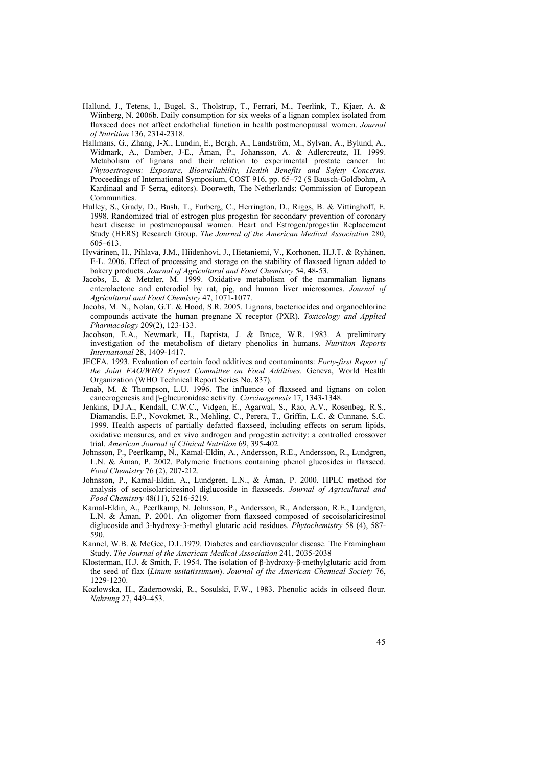Hallund, J., Tetens, I., Bugel, S., Tholstrup, T., Ferrari, M., Teerlink, T., Kjaer, A. & Wiinberg, N. 2006b. Daily consumption for six weeks of a lignan complex isolated from flaxseed does not affect endothelial function in health postmenopausal women. *Journal of Nutrition* 136, 2314-2318.

Hallmans, G., Zhang, J-X., Lundin, E., Bergh, A., Landström, M., Sylvan, A., Bylund, A., Widmark, A., Damber, J-E., Åman, P., Johansson, A. & Adlercreutz, H. 1999. Metabolism of lignans and their relation to experimental prostate cancer. In: *Phytoestrogens: Exposure, Bioavailability, Health Benefits and Safety Concerns*. Proceedings of International Symposium, COST 916, pp. 65–72 (S Bausch-Goldbohm, A Kardinaal and F Serra, editors). Doorweth, The Netherlands: Commission of European Communities.

Hulley, S., Grady, D., Bush, T., Furberg, C., Herrington, D., Riggs, B. & Vittinghoff, E. 1998. Randomized trial of estrogen plus progestin for secondary prevention of coronary heart disease in postmenopausal women. Heart and Estrogen/progestin Replacement Study (HERS) Research Group. *The Journal of the American Medical Association* 280, 605–613.

Hyvärinen, H., Pihlava, J.M., Hiidenhovi, J., Hietaniemi, V., Korhonen, H.J.T. & Ryhänen, E-L. 2006. Effect of processing and storage on the stability of flaxseed lignan added to bakery products. *Journal of Agricultural and Food Chemistry* 54, 48-53.

Jacobs, E. & Metzler, M. 1999. Oxidative metabolism of the mammalian lignans enterolactone and enterodiol by rat, pig, and human liver microsomes. *Journal of Agricultural and Food Chemistry* 47, 1071-1077.

Jacobs, M. N., Nolan, G.T. & Hood, S.R. 2005. Lignans, bacteriocides and organochlorine compounds activate the human pregnane X receptor (PXR). *Toxicology and Applied Pharmacology* 209(2), 123-133.

Jacobson, E.A., Newmark, H., Baptista, J. & Bruce, W.R. 1983. A preliminary investigation of the metabolism of dietary phenolics in humans. *Nutrition Reports International* 28, 1409-1417.

JECFA. 1993. Evaluation of certain food additives and contaminants: *Forty-first Report of the Joint FAO/WHO Expert Committee on Food Additives.* Geneva, World Health Organization (WHO Technical Report Series No. 837).

Jenab, M. & Thompson, L.U. 1996. The influence of flaxseed and lignans on colon cancerogenesis and β-glucuronidase activity. *Carcinogenesis* 17, 1343-1348.

Jenkins, D.J.A., Kendall, C.W.C., Vidgen, E., Agarwal, S., Rao, A.V., Rosenbeg, R.S., Diamandis, E.P., Novokmet, R., Mehling, C., Perera, T., Griffin, L.C. & Cunnane, S.C. 1999. Health aspects of partially defatted flaxseed, including effects on serum lipids, oxidative measures, and ex vivo androgen and progestin activity: a controlled crossover trial. *American Journal of Clinical Nutrition* 69, 395-402.

Johnsson, P., Peerlkamp, N., Kamal-Eldin, A., Andersson, R.E., Andersson, R., Lundgren, L.N. & Åman, P. 2002. Polymeric fractions containing phenol glucosides in flaxseed. *Food Chemistry* 76 (2), 207-212.

Johnsson, P., Kamal-Eldin, A., Lundgren, L.N., & Åman, P. 2000. HPLC method for analysis of secoisolariciresinol diglucoside in flaxseeds. *Journal of Agricultural and Food Chemistry* 48(11), 5216-5219.

Kamal-Eldin, A., Peerlkamp, N. Johnsson, P., Andersson, R., Andersson, R.E., Lundgren, L.N. & Åman, P. 2001. An oligomer from flaxseed composed of secoisolariciresinol diglucoside and 3-hydroxy-3-methyl glutaric acid residues. *Phytochemistry* 58 (4), 587-590.

Kannel, W.B. & McGee, D.L.1979. Diabetes and cardiovascular disease. The Framingham Study. *The Journal of the American Medical Association* 241, 2035-2038

Klosterman, H.J. & Smith, F. 1954. The isolation of β-hydroxy-β-methylglutaric acid from the seed of flax (*Linum usitatissimum*). *Journal of the American Chemical Society* 76, 1229-1230.

Kozlowska, H., Zadernowski, R., Sosulski, F.W., 1983. Phenolic acids in oilseed flour. *Nahrung* 27, 449–453.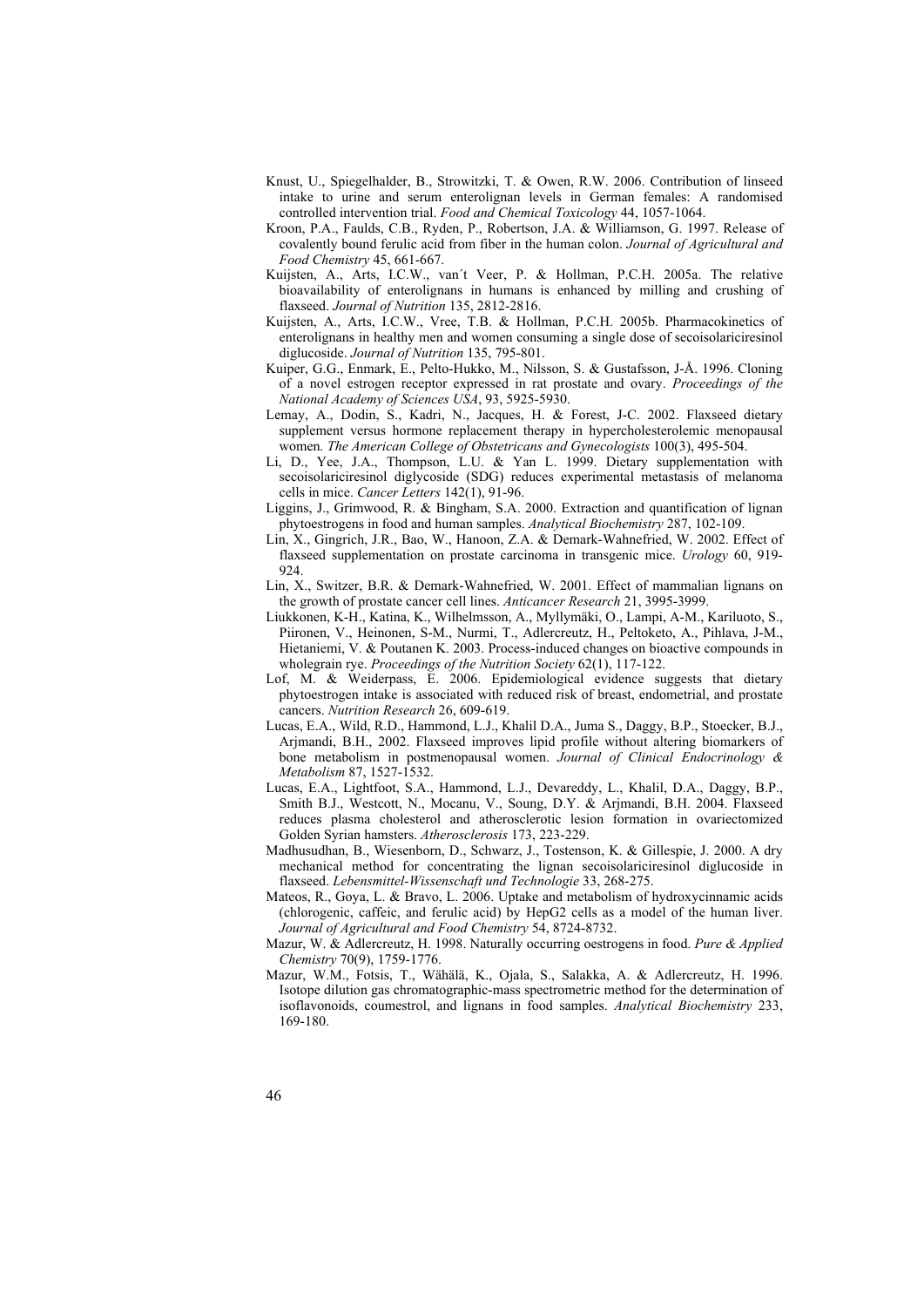Knust, U., Spiegelhalder, B., Strowitzki, T. & Owen, R.W. 2006. Contribution of linseed intake to urine and serum enterolignan levels in German females: A randomised controlled intervention trial. *Food and Chemical Toxicology* 44, 1057-1064.

Kroon, P.A., Faulds, C.B., Ryden, P., Robertson, J.A. & Williamson, G. 1997. Release of covalently bound ferulic acid from fiber in the human colon. *Journal of Agricultural and Food Chemistry* 45, 661-667.

Kuijsten, A., Arts, I.C.W., van´t Veer, P. & Hollman, P.C.H. 2005a. The relative bioavailability of enterolignans in humans is enhanced by milling and crushing of flaxseed. *Journal of Nutrition* 135, 2812-2816.

Kuijsten, A., Arts, I.C.W., Vree, T.B. & Hollman, P.C.H. 2005b. Pharmacokinetics of enterolignans in healthy men and women consuming a single dose of secoisolariciresinol diglucoside. *Journal of Nutrition* 135, 795-801.

Kuiper, G.G., Enmark, E., Pelto-Hukko, M., Nilsson, S. & Gustafsson, J-Å. 1996. Cloning of a novel estrogen receptor expressed in rat prostate and ovary. *Proceedings of the National Academy of Sciences USA*, 93, 5925-5930.

Lemay, A., Dodin, S., Kadri, N., Jacques, H. & Forest, J-C. 2002. Flaxseed dietary supplement versus hormone replacement therapy in hypercholesterolemic menopausal women. *The American College of Obstetricans and Gynecologists* 100(3), 495-504.

Li, D., Yee, J.A., Thompson, L.U. & Yan L. 1999. Dietary supplementation with secoisolariciresinol diglycoside (SDG) reduces experimental metastasis of melanoma cells in mice. *Cancer Letters* 142(1), 91-96.

Liggins, J., Grimwood, R. & Bingham, S.A. 2000. Extraction and quantification of lignan phytoestrogens in food and human samples. *Analytical Biochemistry* 287, 102-109.

Lin, X., Gingrich, J.R., Bao, W., Hanoon, Z.A. & Demark-Wahnefried, W. 2002. Effect of flaxseed supplementation on prostate carcinoma in transgenic mice. *Urology* 60, 919-924.

Lin, X., Switzer, B.R. & Demark-Wahnefried, W. 2001. Effect of mammalian lignans on the growth of prostate cancer cell lines. *Anticancer Research* 21, 3995-3999.

Liukkonen, K-H., Katina, K., Wilhelmsson, A., Myllymäki, O., Lampi, A-M., Kariluoto, S., Piironen, V., Heinonen, S-M., Nurmi, T., Adlercreutz, H., Peltoketo, A., Pihlava, J-M., Hietaniemi, V. & Poutanen K. 2003. Process-induced changes on bioactive compounds in wholegrain rye. *Proceedings of the Nutrition Society* 62(1), 117-122.

Lof, M. & Weiderpass, E. 2006. Epidemiological evidence suggests that dietary phytoestrogen intake is associated with reduced risk of breast, endometrial, and prostate cancers. *Nutrition Research* 26, 609-619.

Lucas, E.A., Wild, R.D., Hammond, L.J., Khalil D.A., Juma S., Daggy, B.P., Stoecker, B.J., Arjmandi, B.H., 2002. Flaxseed improves lipid profile without altering biomarkers of bone metabolism in postmenopausal women. *Journal of Clinical Endocrinology & Metabolism* 87, 1527-1532.

Lucas, E.A., Lightfoot, S.A., Hammond, L.J., Devareddy, L., Khalil, D.A., Daggy, B.P., Smith B.J., Westcott, N., Mocanu, V., Soung, D.Y. & Arjmandi, B.H. 2004. Flaxseed reduces plasma cholesterol and atherosclerotic lesion formation in ovariectomized Golden Syrian hamsters. *Atherosclerosis* 173, 223-229.

Madhusudhan, B., Wiesenborn, D., Schwarz, J., Tostenson, K. & Gillespie, J. 2000. A dry mechanical method for concentrating the lignan secoisolariciresinol diglucoside in flaxseed. *Lebensmittel-Wissenschaft und Technologie* 33, 268-275.

Mateos, R., Goya, L. & Bravo, L. 2006. Uptake and metabolism of hydroxycinnamic acids (chlorogenic, caffeic, and ferulic acid) by HepG2 cells as a model of the human liver. *Journal of Agricultural and Food Chemistry* 54, 8724-8732.

Mazur, W. & Adlercreutz, H. 1998. Naturally occurring oestrogens in food. *Pure & Applied Chemistry* 70(9), 1759-1776.

Mazur, W.M., Fotsis, T., Wähälä, K., Ojala, S., Salakka, A. & Adlercreutz, H. 1996. Isotope dilution gas chromatographic-mass spectrometric method for the determination of isoflavonoids, coumestrol, and lignans in food samples. *Analytical Biochemistry* 233, 169-180.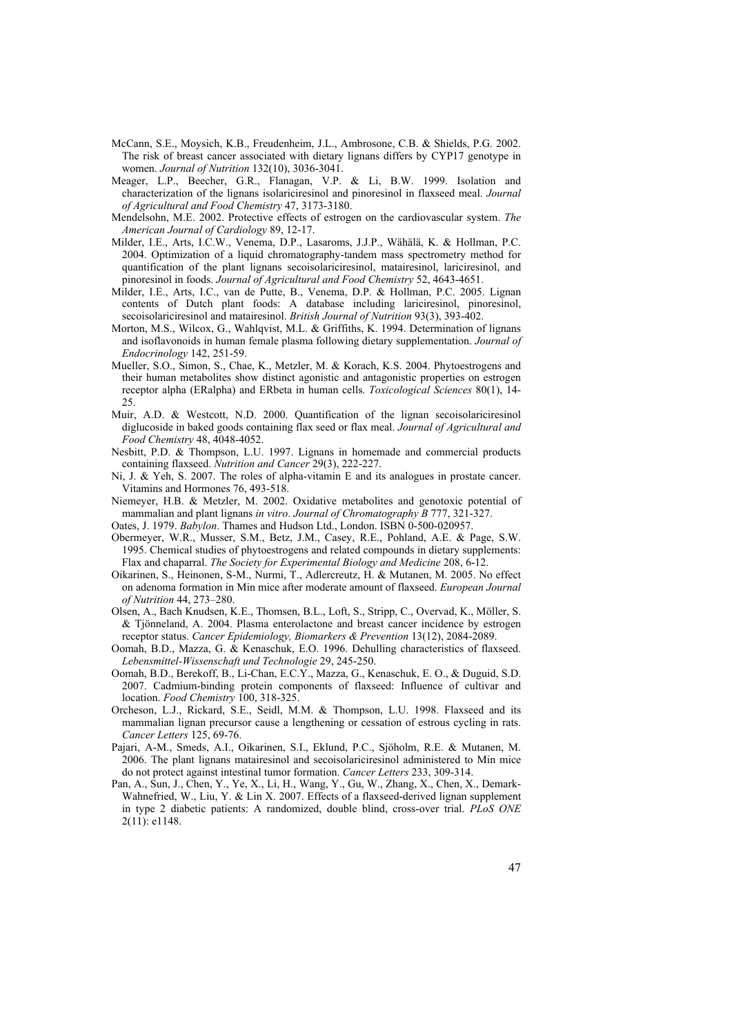McCann, S.E., Moysich, K.B., Freudenheim, J.L., Ambrosone, C.B. & Shields, P.G. 2002. The risk of breast cancer associated with dietary lignans differs by CYP17 genotype in women. *Journal of Nutrition* 132(10), 3036-3041.

Meager, L.P., Beecher, G.R., Flanagan, V.P. & Li, B.W. 1999. Isolation and characterization of the lignans isolariciresinol and pinoresinol in flaxseed meal. *Journal of Agricultural and Food Chemistry* 47, 3173-3180.

Mendelsohn, M.E. 2002. Protective effects of estrogen on the cardiovascular system. *The American Journal of Cardiology* 89, 12-17.

Milder, I.E., Arts, I.C.W., Venema, D.P., Lasaroms, J.J.P., Wähälä, K. & Hollman, P.C. 2004. Optimization of a liquid chromatography-tandem mass spectrometry method for quantification of the plant lignans secoisolariciresinol, matairesinol, lariciresinol, and pinoresinol in foods. *Journal of Agricultural and Food Chemistry* 52, 4643-4651.

Milder, I.E., Arts, I.C., van de Putte, B., Venema, D.P. & Hollman, P.C. 2005. Lignan contents of Dutch plant foods: A database including lariciresinol, pinoresinol, secoisolariciresinol and matairesinol. *British Journal of Nutrition* 93(3), 393-402.

Morton, M.S., Wilcox, G., Wahlqvist, M.L. & Griffiths, K. 1994. Determination of lignans and isoflavonoids in human female plasma following dietary supplementation. *Journal of Endocrinology* 142, 251-59.

Mueller, S.O., Simon, S., Chae, K., Metzler, M. & Korach, K.S. 2004. Phytoestrogens and their human metabolites show distinct agonistic and antagonistic properties on estrogen receptor alpha (ERalpha) and ERbeta in human cells. *Toxicological Sciences* 80(1), 14-25.

Muir, A.D. & Westcott, N.D. 2000. Quantification of the lignan secoisolariciresinol diglucoside in baked goods containing flax seed or flax meal. *Journal of Agricultural and Food Chemistry* 48, 4048-4052.

Nesbitt, P.D. & Thompson, L.U. 1997. Lignans in homemade and commercial products containing flaxseed. *Nutrition and Cancer* 29(3), 222-227.

Ni, J. & Yeh, S. 2007. The roles of alpha-vitamin E and its analogues in prostate cancer. Vitamins and Hormones 76, 493-518.

Niemeyer, H.B. & Metzler, M. 2002. Oxidative metabolites and genotoxic potential of mammalian and plant lignans *in vitro*. *Journal of Chromatography B* 777, 321-327.

Oates, J. 1979. *Babylon*. Thames and Hudson Ltd., London. ISBN 0-500-020957.

Obermeyer, W.R., Musser, S.M., Betz, J.M., Casey, R.E., Pohland, A.E. & Page, S.W. 1995. Chemical studies of phytoestrogens and related compounds in dietary supplements: Flax and chaparral. *The Society for Experimental Biology and Medicine* 208, 6-12.

Oikarinen, S., Heinonen, S-M., Nurmi, T., Adlercreutz, H. & Mutanen, M. 2005. No effect on adenoma formation in Min mice after moderate amount of flaxseed. *European Journal of Nutrition* 44, 273–280.

Olsen, A., Bach Knudsen, K.E., Thomsen, B.L., Loft, S., Stripp, C., Overvad, K., Möller, S. & Tjönneland, A. 2004. Plasma enterolactone and breast cancer incidence by estrogen receptor status. *Cancer Epidemiology, Biomarkers & Prevention* 13(12), 2084-2089.

Oomah, B.D., Mazza, G. & Kenaschuk, E.O. 1996. Dehulling characteristics of flaxseed. *Lebensmittel-Wissenschaft und Technologie* 29, 245-250.

Oomah, B.D., Berekoff, B., Li-Chan, E.C.Y., Mazza, G., Kenaschuk, E. O., & Duguid, S.D. 2007. Cadmium-binding protein components of flaxseed: Influence of cultivar and location. *Food Chemistry* 100, 318-325.

Orcheson, L.J., Rickard, S.E., Seidl, M.M. & Thompson, L.U. 1998. Flaxseed and its mammalian lignan precursor cause a lengthening or cessation of estrous cycling in rats. *Cancer Letters* 125, 69-76.

Pajari, A-M., Smeds, A.I., Oikarinen, S.I., Eklund, P.C., Sjöholm, R.E. & Mutanen, M. 2006. The plant lignans matairesinol and secoisolariciresinol administered to Min mice do not protect against intestinal tumor formation. *Cancer Letters* 233, 309-314.

Pan, A., Sun, J., Chen, Y., Ye, X., Li, H., Wang, Y., Gu, W., Zhang, X., Chen, X., Demark-Wahnefried, W., Liu, Y. & Lin X. 2007. Effects of a flaxseed-derived lignan supplement in type 2 diabetic patients: A randomized, double blind, cross-over trial. *PLoS ONE* 2(11): e1148.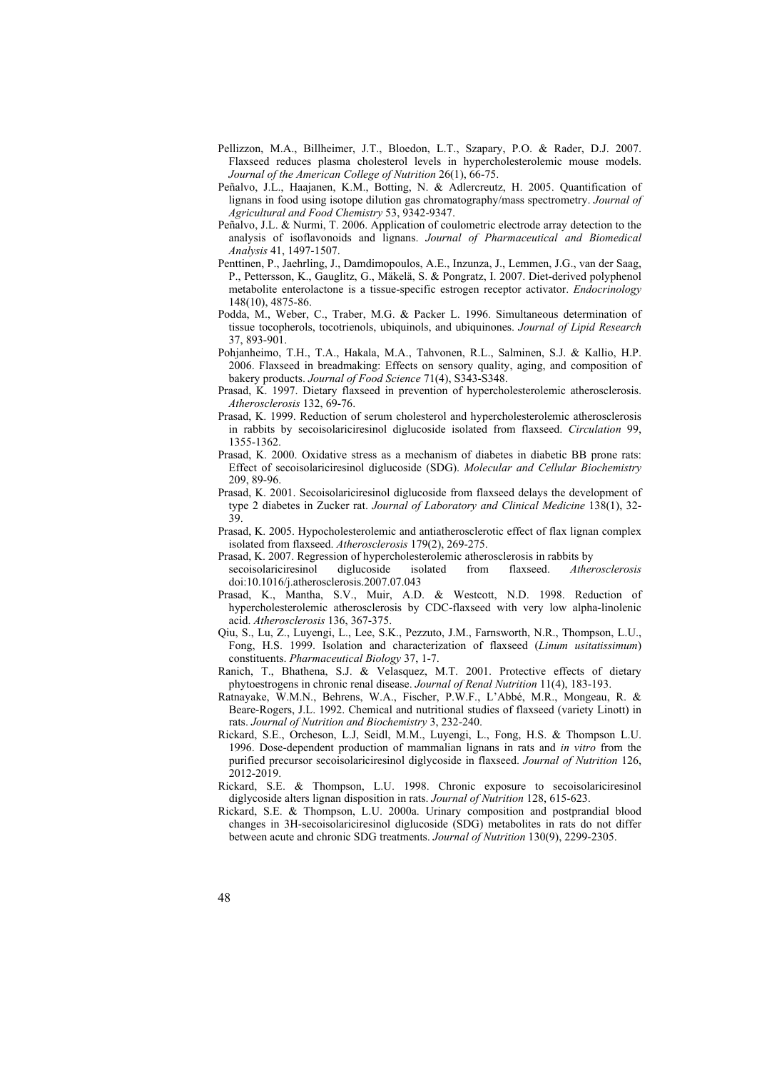Pellizzon, M.A., Billheimer, J.T., Bloedon, L.T., Szapary, P.O. & Rader, D.J. 2007. Flaxseed reduces plasma cholesterol levels in hypercholesterolemic mouse models. *Journal of the American College of Nutrition* 26(1), 66-75.

Peñalvo, J.L., Haajanen, K.M., Botting, N. & Adlercreutz, H. 2005. Quantification of lignans in food using isotope dilution gas chromatography/mass spectrometry. *Journal of Agricultural and Food Chemistry* 53, 9342-9347.

Peñalvo, J.L. & Nurmi, T. 2006. Application of coulometric electrode array detection to the analysis of isoflavonoids and lignans. *Journal of Pharmaceutical and Biomedical Analysis* 41, 1497-1507.

Penttinen, P., Jaehrling, J., Damdimopoulos, A.E., Inzunza, J., Lemmen, J.G., van der Saag, P., Pettersson, K., Gauglitz, G., Mäkelä, S. & Pongratz, I. 2007. Diet-derived polyphenol metabolite enterolactone is a tissue-specific estrogen receptor activator. *Endocrinology* 148(10), 4875-86.

Podda, M., Weber, C., Traber, M.G. & Packer L. 1996. Simultaneous determination of tissue tocopherols, tocotrienols, ubiquinols, and ubiquinones. *Journal of Lipid Research* 37, 893-901.

Pohjanheimo, T.H., T.A., Hakala, M.A., Tahvonen, R.L., Salminen, S.J. & Kallio, H.P. 2006. Flaxseed in breadmaking: Effects on sensory quality, aging, and composition of bakery products. *Journal of Food Science* 71(4), S343-S348.

Prasad, K. 1997. Dietary flaxseed in prevention of hypercholesterolemic atherosclerosis. *Atherosclerosis* 132, 69-76.

Prasad, K. 1999. Reduction of serum cholesterol and hypercholesterolemic atherosclerosis in rabbits by secoisolariciresinol diglucoside isolated from flaxseed. *Circulation* 99, 1355-1362.

Prasad, K. 2000. Oxidative stress as a mechanism of diabetes in diabetic BB prone rats: Effect of secoisolariciresinol diglucoside (SDG). *Molecular and Cellular Biochemistry* 209, 89-96.

Prasad, K. 2001. Secoisolariciresinol diglucoside from flaxseed delays the development of type 2 diabetes in Zucker rat. *Journal of Laboratory and Clinical Medicine* 138(1), 32-39.

Prasad, K. 2005. Hypocholesterolemic and antiatherosclerotic effect of flax lignan complex isolated from flaxseed. *Atherosclerosis* 179(2), 269-275.

Prasad, K. 2007. Regression of hypercholesterolemic atherosclerosis in rabbits by secoisolariciresinol diglucoside isolated from flaxseed. *Atherosclerosis* doi:10.1016/j.atherosclerosis.2007.07.043

Prasad, K., Mantha, S.V., Muir, A.D. & Westcott, N.D. 1998. Reduction of hypercholesterolemic atherosclerosis by CDC-flaxseed with very low alpha-linolenic acid. *Atherosclerosis* 136, 367-375.

Qiu, S., Lu, Z., Luyengi, L., Lee, S.K., Pezzuto, J.M., Farnsworth, N.R., Thompson, L.U., Fong, H.S. 1999. Isolation and characterization of flaxseed (*Linum usitatissimum*) constituents. *Pharmaceutical Biology* 37, 1-7.

Ranich, T., Bhathena, S.J. & Velasquez, M.T. 2001. Protective effects of dietary phytoestrogens in chronic renal disease. *Journal of Renal Nutrition* 11(4), 183-193.

Ratnayake, W.M.N., Behrens, W.A., Fischer, P.W.F., L'Abbé, M.R., Mongeau, R. & Beare-Rogers, J.L. 1992. Chemical and nutritional studies of flaxseed (variety Linott) in rats. *Journal of Nutrition and Biochemistry* 3, 232-240.

Rickard, S.E., Orcheson, L.J, Seidl, M.M., Luyengi, L., Fong, H.S. & Thompson L.U. 1996. Dose-dependent production of mammalian lignans in rats and *in vitro* from the purified precursor secoisolariciresinol diglycoside in flaxseed. *Journal of Nutrition* 126, 2012-2019.

Rickard, S.E. & Thompson, L.U. 1998. Chronic exposure to secoisolariciresinol diglycoside alters lignan disposition in rats. *Journal of Nutrition* 128, 615-623.

Rickard, S.E. & Thompson, L.U. 2000a. Urinary composition and postprandial blood changes in 3H-secoisolariciresinol diglucoside (SDG) metabolites in rats do not differ between acute and chronic SDG treatments. *Journal of Nutrition* 130(9), 2299-2305.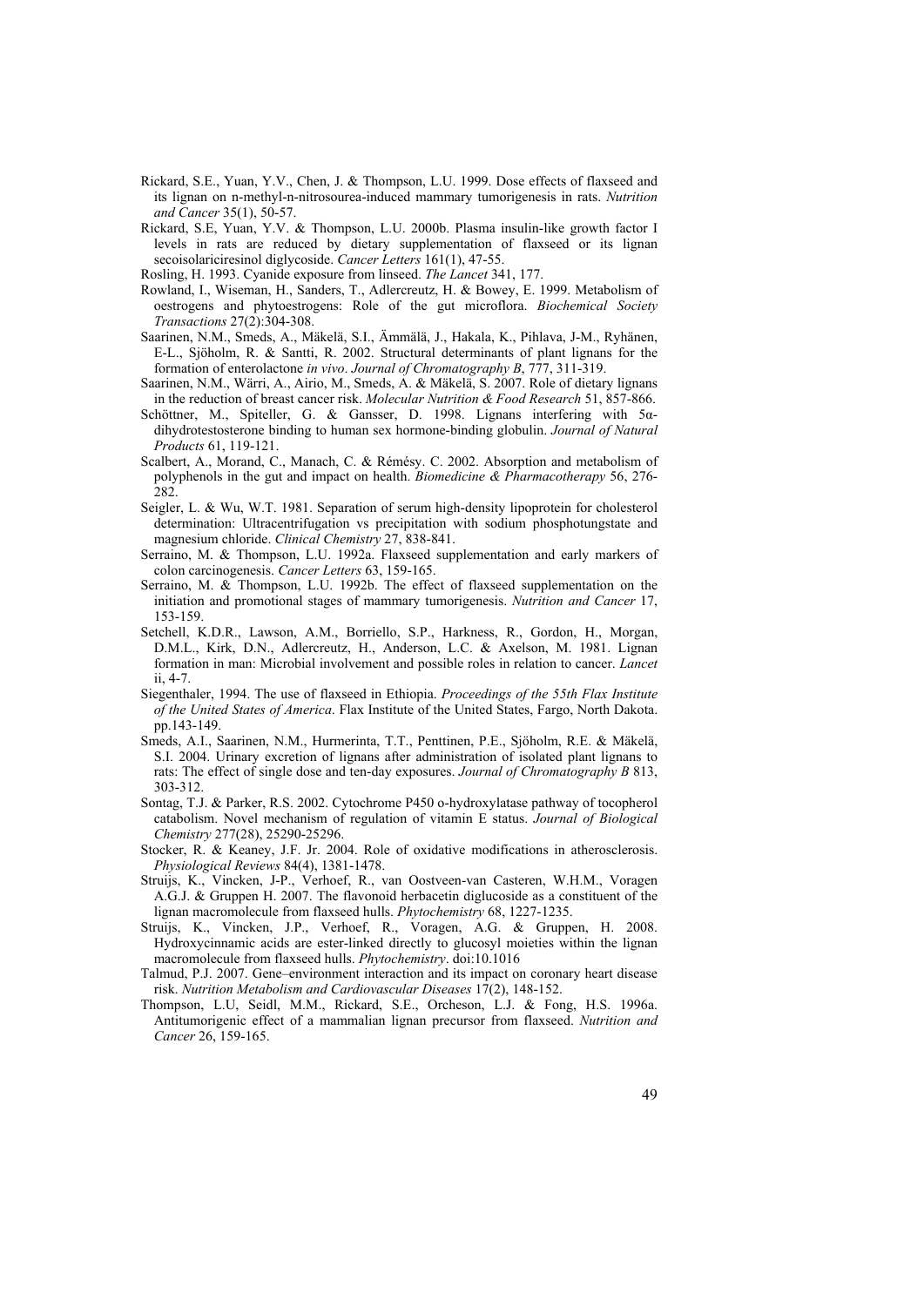Rickard, S.E., Yuan, Y.V., Chen, J. & Thompson, L.U. 1999. Dose effects of flaxseed and its lignan on n-methyl-n-nitrosourea-induced mammary tumorigenesis in rats. *Nutrition and Cancer* 35(1), 50-57.

Rickard, S.E, Yuan, Y.V. & Thompson, L.U. 2000b. Plasma insulin-like growth factor I levels in rats are reduced by dietary supplementation of flaxseed or its lignan secoisolariciresinol diglycoside. *Cancer Letters* 161(1), 47-55.

Rosling, H. 1993. Cyanide exposure from linseed. *The Lancet* 341, 177.

Rowland, I., Wiseman, H., Sanders, T., Adlercreutz, H. & Bowey, E. 1999. Metabolism of oestrogens and phytoestrogens: Role of the gut microflora. *Biochemical Society Transactions* 27(2):304-308.

Saarinen, N.M., Smeds, A., Mäkelä, S.I., Ämmälä, J., Hakala, K., Pihlava, J-M., Ryhänen, E-L., Sjöholm, R. & Santti, R. 2002. Structural determinants of plant lignans for the formation of enterolactone *in vivo*. *Journal of Chromatography B*, 777, 311-319.

Saarinen, N.M., Wärri, A., Airio, M., Smeds, A. & Mäkelä, S. 2007. Role of dietary lignans in the reduction of breast cancer risk. *Molecular Nutrition & Food Research* 51, 857-866.

Schöttner, M., Spiteller, G. & Gansser, D. 1998. Lignans interfering with 5α-dihydrotestosterone binding to human sex hormone-binding globulin. *Journal of Natural Products* 61, 119-121.

Scalbert, A., Morand, C., Manach, C. & Rémésy. C. 2002. Absorption and metabolism of polyphenols in the gut and impact on health. *Biomedicine & Pharmacotherapy* 56, 276-282.

Seigler, L. & Wu, W.T. 1981. Separation of serum high-density lipoprotein for cholesterol determination: Ultracentrifugation vs precipitation with sodium phosphotungstate and magnesium chloride. *Clinical Chemistry* 27, 838-841.

Serraino, M. & Thompson, L.U. 1992a. Flaxseed supplementation and early markers of colon carcinogenesis. *Cancer Letters* 63, 159-165.

Serraino, M. & Thompson, L.U. 1992b. The effect of flaxseed supplementation on the initiation and promotional stages of mammary tumorigenesis. *Nutrition and Cancer* 17, 153-159.

Setchell, K.D.R., Lawson, A.M., Borriello, S.P., Harkness, R., Gordon, H., Morgan, D.M.L., Kirk, D.N., Adlercreutz, H., Anderson, L.C. & Axelson, M. 1981. Lignan formation in man: Microbial involvement and possible roles in relation to cancer. *Lancet* ii, 4-7.

Siegenthaler, 1994. The use of flaxseed in Ethiopia. *Proceedings of the 55th Flax Institute of the United States of America*. Flax Institute of the United States, Fargo, North Dakota. pp.143-149.

Smeds, A.I., Saarinen, N.M., Hurmerinta, T.T., Penttinen, P.E., Sjöholm, R.E. & Mäkelä, S.I. 2004. Urinary excretion of lignans after administration of isolated plant lignans to rats: The effect of single dose and ten-day exposures. *Journal of Chromatography B* 813, 303-312.

Sontag, T.J. & Parker, R.S. 2002. Cytochrome P450 o-hydroxylatase pathway of tocopherol catabolism. Novel mechanism of regulation of vitamin E status. *Journal of Biological Chemistry* 277(28), 25290-25296.

Stocker, R. & Keaney, J.F. Jr. 2004. Role of oxidative modifications in atherosclerosis. *Physiological Reviews* 84(4), 1381-1478.

Struijs, K., Vincken, J-P., Verhoef, R., van Oostveen-van Casteren, W.H.M., Voragen A.G.J. & Gruppen H. 2007. The flavonoid herbacetin diglucoside as a constituent of the lignan macromolecule from flaxseed hulls. *Phytochemistry* 68, 1227-1235.

Struijs, K., Vincken, J.P., Verhoef, R., Voragen, A.G. & Gruppen, H. 2008. Hydroxycinnamic acids are ester-linked directly to glucosyl moieties within the lignan macromolecule from flaxseed hulls. *Phytochemistry*. doi:10.1016

Talmud, P.J. 2007. Gene–environment interaction and its impact on coronary heart disease risk. *Nutrition Metabolism and Cardiovascular Diseases* 17(2), 148-152.

Thompson, L.U, Seidl, M.M., Rickard, S.E., Orcheson, L.J. & Fong, H.S. 1996a. Antitumorigenic effect of a mammalian lignan precursor from flaxseed. *Nutrition and Cancer* 26, 159-165.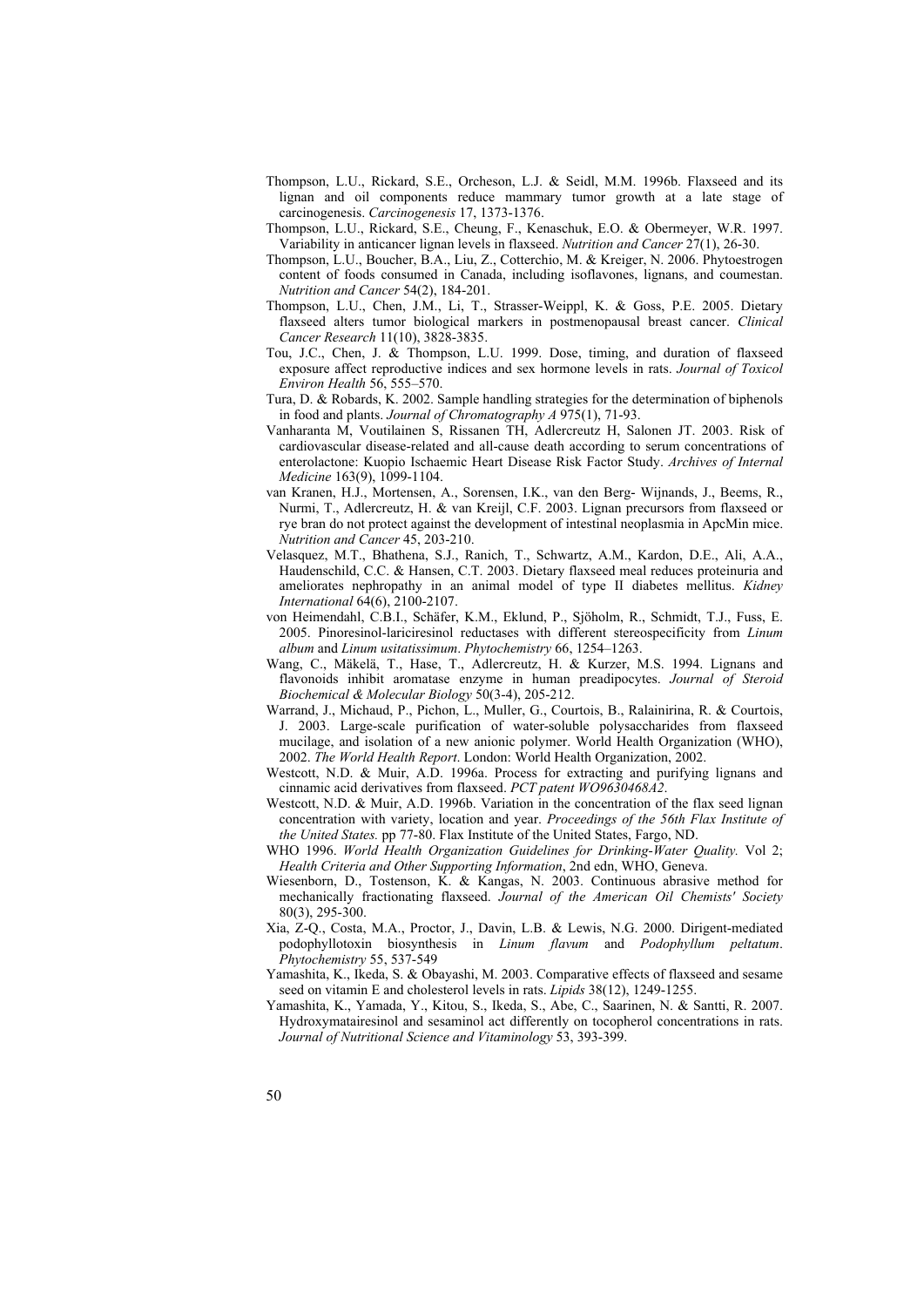Thompson, L.U., Rickard, S.E., Orcheson, L.J. & Seidl, M.M. 1996b. Flaxseed and its lignan and oil components reduce mammary tumor growth at a late stage of carcinogenesis. *Carcinogenesis* 17, 1373-1376.

Thompson, L.U., Rickard, S.E., Cheung, F., Kenaschuk, E.O. & Obermeyer, W.R. 1997. Variability in anticancer lignan levels in flaxseed. *Nutrition and Cancer* 27(1), 26-30.

Thompson, L.U., Boucher, B.A., Liu, Z., Cotterchio, M. & Kreiger, N. 2006. Phytoestrogen content of foods consumed in Canada, including isoflavones, lignans, and coumestan. *Nutrition and Cancer* 54(2), 184-201.

Thompson, L.U., Chen, J.M., Li, T., Strasser-Weippl, K. & Goss, P.E. 2005. Dietary flaxseed alters tumor biological markers in postmenopausal breast cancer. *Clinical Cancer Research* 11(10), 3828-3835.

Tou, J.C., Chen, J. & Thompson, L.U. 1999. Dose, timing, and duration of flaxseed exposure affect reproductive indices and sex hormone levels in rats. *Journal of Toxicol Environ Health* 56, 555–570.

Tura, D. & Robards, K. 2002. Sample handling strategies for the determination of biphenols in food and plants. *Journal of Chromatography A* 975(1), 71-93.

Vanharanta M, Voutilainen S, Rissanen TH, Adlercreutz H, Salonen JT. 2003. Risk of cardiovascular disease-related and all-cause death according to serum concentrations of enterolactone: Kuopio Ischaemic Heart Disease Risk Factor Study. *Archives of Internal Medicine* 163(9), 1099-1104.

van Kranen, H.J., Mortensen, A., Sorensen, I.K., van den Berg- Wijnands, J., Beems, R., Nurmi, T., Adlercreutz, H. & van Kreijl, C.F. 2003. Lignan precursors from flaxseed or rye bran do not protect against the development of intestinal neoplasmia in ApcMin mice. *Nutrition and Cancer* 45, 203-210.

Velasquez, M.T., Bhathena, S.J., Ranich, T., Schwartz, A.M., Kardon, D.E., Ali, A.A., Haudenschild, C.C. & Hansen, C.T. 2003. Dietary flaxseed meal reduces proteinuria and ameliorates nephropathy in an animal model of type II diabetes mellitus. *Kidney International* 64(6), 2100-2107.

von Heimendahl, C.B.I., Schäfer, K.M., Eklund, P., Sjöholm, R., Schmidt, T.J., Fuss, E. 2005. Pinoresinol-lariciresinol reductases with different stereospecificity from *Linum album* and *Linum usitatissimum*. *Phytochemistry* 66, 1254–1263.

Wang, C., Mäkelä, T., Hase, T., Adlercreutz, H. & Kurzer, M.S. 1994. Lignans and flavonoids inhibit aromatase enzyme in human preadipocytes. *Journal of Steroid Biochemical & Molecular Biology* 50(3-4), 205-212.

Warrand, J., Michaud, P., Pichon, L., Muller, G., Courtois, B., Ralainirina, R. & Courtois, J. 2003. Large-scale purification of water-soluble polysaccharides from flaxseed mucilage, and isolation of a new anionic polymer. World Health Organization (WHO), 2002. *The World Health Report*. London: World Health Organization, 2002.

Westcott, N.D. & Muir, A.D. 1996a. Process for extracting and purifying lignans and cinnamic acid derivatives from flaxseed. *PCT patent WO9630468A2*.

Westcott, N.D. & Muir, A.D. 1996b. Variation in the concentration of the flax seed lignan concentration with variety, location and year. *Proceedings of the 56th Flax Institute of the United States.* pp 77-80. Flax Institute of the United States, Fargo, ND.

WHO 1996. *World Health Organization Guidelines for Drinking-Water Quality.* Vol 2; *Health Criteria and Other Supporting Information*, 2nd edn, WHO, Geneva.

Wiesenborn, D., Tostenson, K. & Kangas, N. 2003. Continuous abrasive method for mechanically fractionating flaxseed. *Journal of the American Oil Chemists' Society* 80(3), 295-300.

Xia, Z-Q., Costa, M.A., Proctor, J., Davin, L.B. & Lewis, N.G. 2000. Dirigent-mediated podophyllotoxin biosynthesis in *Linum flavum* and *Podophyllum peltatum*. *Phytochemistry* 55, 537-549

Yamashita, K., Ikeda, S. & Obayashi, M. 2003. Comparative effects of flaxseed and sesame seed on vitamin E and cholesterol levels in rats. *Lipids* 38(12), 1249-1255.

Yamashita, K., Yamada, Y., Kitou, S., Ikeda, S., Abe, C., Saarinen, N. & Santti, R. 2007. Hydroxymatairesinol and sesaminol act differently on tocopherol concentrations in rats. *Journal of Nutritional Science and Vitaminology* 53, 393-399.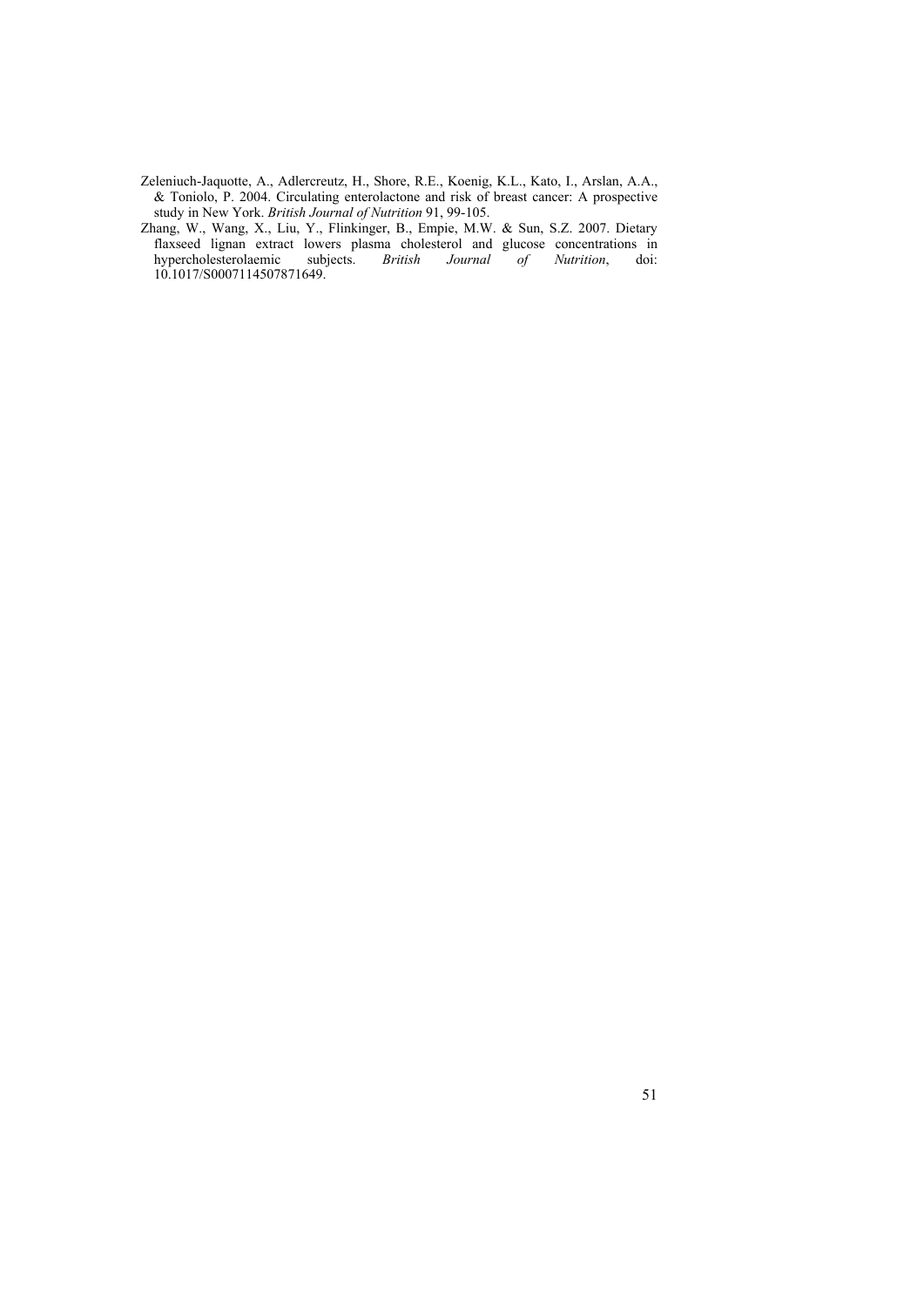Zeleniuch-Jaquotte, A., Adlercreutz, H., Shore, R.E., Koenig, K.L., Kato, I., Arslan, A.A., & Toniolo, P. 2004. Circulating enterolactone and risk of breast cancer: A prospective study in New York. *British Journal of Nutrition* 91, 99-105.

Zhang, W., Wang, X., Liu, Y., Flinkinger, B., Empie, M.W. & Sun, S.Z. 2007. Dietary flaxseed lignan extract lowers plasma cholesterol and glucose concentrations in hypercholesterolaemic subjects. *British Journal of Nutrition*, doi: 10.1017/S0007114507871649.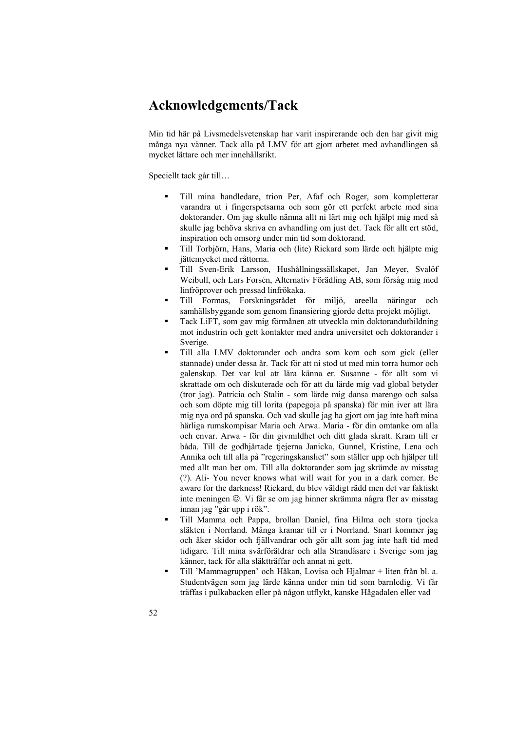# Acknowledgements/Tack

Min tid här på Livsmedelsvetenskap har varit inspirerande och den har givit mig många nya vänner. Tack alla på LMV för att gjort arbetet med avhandlingen så mycket lättare och mer innehållsrikt.

Speciellt tack går till…

- Till mina handledare, trion Per, Afaf och Roger, som kompletterar varandra ut i fingerspetsarna och som gör ett perfekt arbete med sina doktorander. Om jag skulle nämna allt ni lärt mig och hjälpt mig med så skulle jag behöva skriva en avhandling om just det. Tack för allt ert stöd, inspiration och omsorg under min tid som doktorand.
- Till Torbjörn, Hans, Maria och (lite) Rickard som lärde och hjälpte mig jättemycket med råttorna.
- Till Sven-Erik Larsson, Hushållningssällskapet, Jan Meyer, Svalöf Weibull, och Lars Forsén, Alternativ Förädling AB, som försåg mig med linfröprover och pressad linfrökaka.
- Till Formas, Forskningsrådet för miljö, areella näringar och samhällsbyggande som genom finansiering gjorde detta projekt möjligt.
- Tack LiFT, som gav mig förmånen att utveckla min doktorandutbildning mot industrin och gett kontakter med andra universitet och doktorander i Sverige.
- Till alla LMV doktorander och andra som kom och som gick (eller stannade) under dessa år. Tack för att ni stod ut med min torra humor och galenskap. Det var kul att lära känna er. Susanne - för allt som vi skrattade om och diskuterade och för att du lärde mig vad global betyder (tror jag). Patricia och Stalin - som lärde mig dansa marengo och salsa och som döpte mig till lorita (papegoja på spanska) för min iver att lära mig nya ord på spanska. Och vad skulle jag ha gjort om jag inte haft mina härliga rumskompisar Maria och Arwa. Maria - för din omtanke om alla och envar. Arwa - för din givmildhet och ditt glada skratt. Kram till er båda. Till de godhjärtade tjejerna Janicka, Gunnel, Kristine, Lena och Annika och till alla på ”regeringskansliet” som ställer upp och hjälper till med allt man ber om. Till alla doktorander som jag skrämde av misstag (?). Ali- You never knows what will wait for you in a dark corner. Be aware for the darkness! Rickard, du blev väldigt rädd men det var faktiskt inte meningen ☺. Vi får se om jag hinner skrämma några fler av misstag innan jag ”går upp i rök”.
- Till Mamma och Pappa, brollan Daniel, fina Hilma och stora tjocka släkten i Norrland. Många kramar till er i Norrland. Snart kommer jag och åker skidor och fjällvandrar och gör allt som jag inte haft tid med tidigare. Till mina svärföräldrar och alla Strandåsare i Sverige som jag känner, tack för alla släktträffar och annat ni gett.
- Till ’Mammagruppen’ och Håkan, Lovisa och Hjalmar + liten från bl. a. Studentvägen som jag lärde känna under min tid som barnledig. Vi får träffas i pulkabacken eller på någon utflykt, kanske Hågadalen eller vad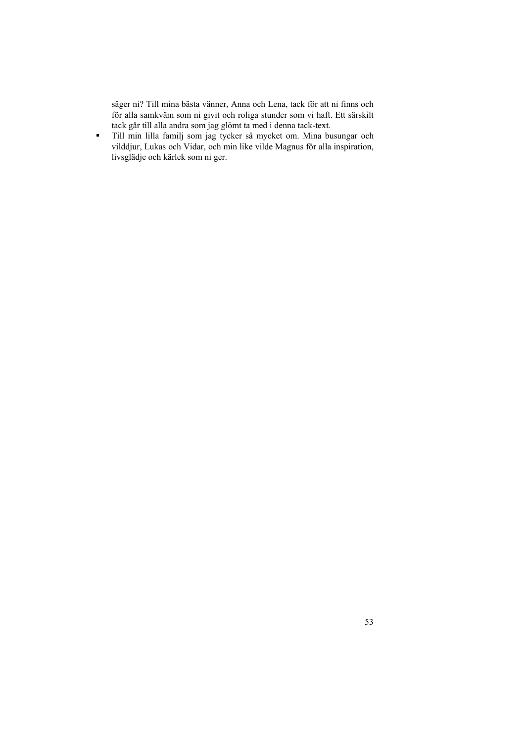säger ni? Till mina bästa vänner, Anna och Lena, tack för att ni finns och för alla samkväm som ni givit och roliga stunder som vi haft. Ett särskilt tack går till alla andra som jag glömt ta med i denna tack-text.

- Till min lilla familj som jag tycker så mycket om. Mina busungar och vilddjur, Lukas och Vidar, och min like vilde Magnus för alla inspiration, livsglädje och kärlek som ni ger.